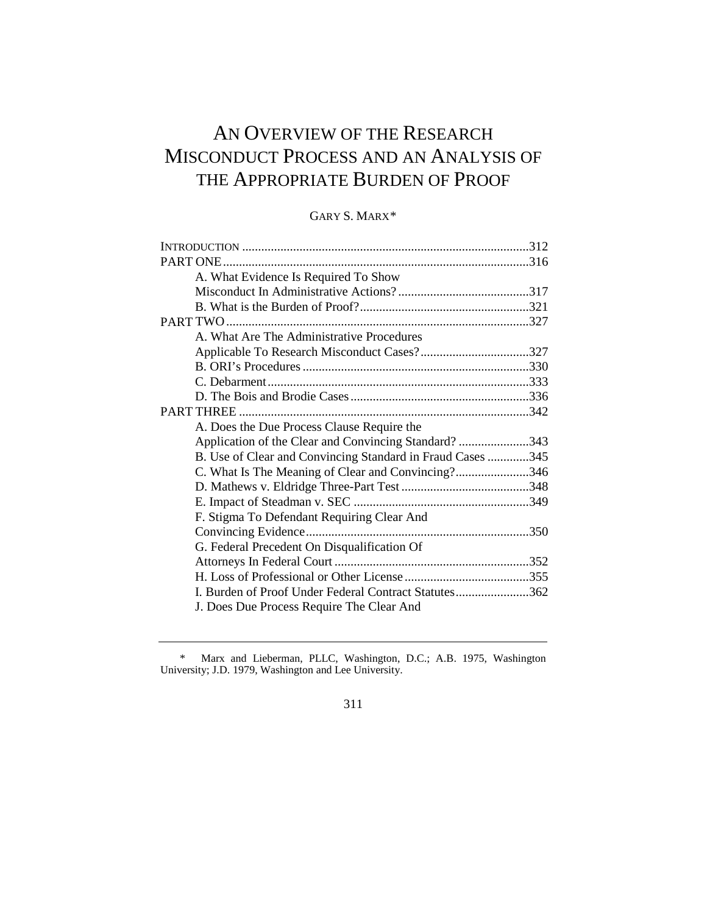# AN OVERVIEW OF THE RESEARCH MISCONDUCT PROCESS AND AN ANALYSIS OF THE APPROPRIATE BURDEN OF PROOF

GARY S. MARX*

| | |
|---|---|
| INTRODUCTION | 312 |
| PART ONE | 316 |
| A. What Evidence Is Required To Show Misconduct In Administrative Actions? | 317 |
| B. What is the Burden of Proof? | 321 |
| PART TWO | 327 |
| A. What Are The Administrative Procedures Applicable To Research Misconduct Cases? | 327 |
| B. ORI's Procedures | 330 |
| C. Debarment | 333 |
| D. The Bois and Brodie Cases | 336 |
| PART THREE | 342 |
| A. Does the Due Process Clause Require the Application of the Clear and Convincing Standard? | 343 |
| B. Use of Clear and Convincing Standard in Fraud Cases | 345 |
| C. What Is The Meaning of Clear and Convincing? | 346 |
| D. Mathews v. Eldridge Three-Part Test | 348 |
| E. Impact of Steadman v. SEC | 349 |
| F. Stigma To Defendant Requiring Clear And Convincing Evidence | 350 |
| G. Federal Precedent On Disqualification Of Attorneys In Federal Court | 352 |
| H. Loss of Professional or Other License | 355 |
| I. Burden of Proof Under Federal Contract Statutes | 362 |
| J. Does Due Process Require The Clear And | |

\* Marx and Lieberman, PLLC, Washington, D.C.; A.B. 1975, Washington University; J.D. 1979, Washington and Lee University.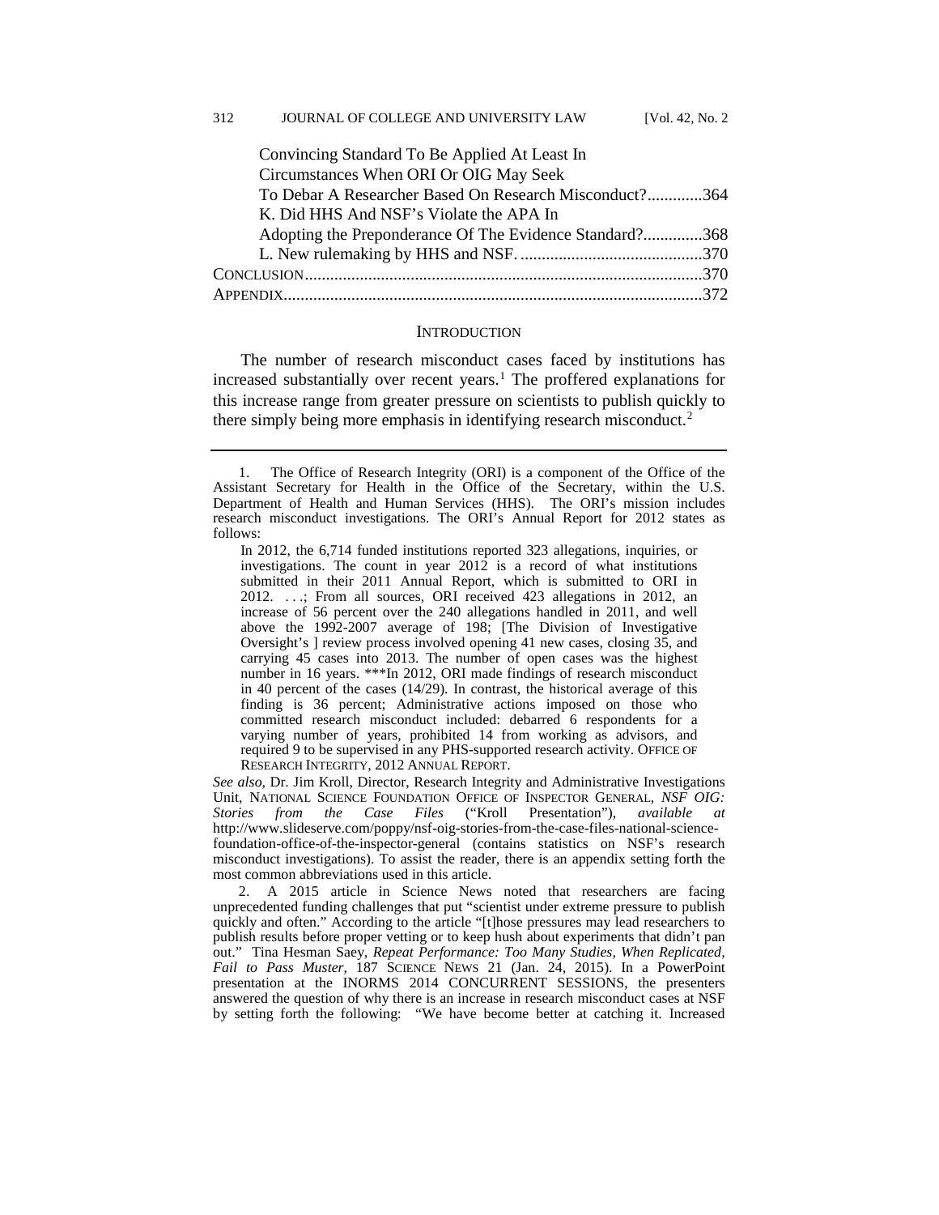Convincing Standard To Be Applied At Least In Circumstances When ORI Or OIG May Seek To Debar A Researcher Based On Research Misconduct?.............364

K. Did HHS And NSF's Violate the APA In Adopting the Preponderance Of The Evidence Standard?..............368

L. New rulemaking by HHS and NSF. ...........................................370

CONCLUSION.............................................................................................370

APPENDIX..................................................................................................372

## INTRODUCTION

The number of research misconduct cases faced by institutions has increased substantially over recent years.[1] The proffered explanations for this increase range from greater pressure on scientists to publish quickly to there simply being more emphasis in identifying research misconduct.[2]

---

1. The Office of Research Integrity (ORI) is a component of the Office of the Assistant Secretary for Health in the Office of the Secretary, within the U.S. Department of Health and Human Services (HHS). The ORI's mission includes research misconduct investigations. The ORI's Annual Report for 2012 states as follows:

> In 2012, the 6,714 funded institutions reported 323 allegations, inquiries, or investigations. The count in year 2012 is a record of what institutions submitted in their 2011 Annual Report, which is submitted to ORI in 2012. . . .; From all sources, ORI received 423 allegations in 2012, an increase of 56 percent over the 240 allegations handled in 2011, and well above the 1992-2007 average of 198; [The Division of Investigative Oversight's ] review process involved opening 41 new cases, closing 35, and carrying 45 cases into 2013. The number of open cases was the highest number in 16 years. ***In 2012, ORI made findings of research misconduct in 40 percent of the cases (14/29). In contrast, the historical average of this finding is 36 percent; Administrative actions imposed on those who committed research misconduct included: debarred 6 respondents for a varying number of years, prohibited 14 from working as advisors, and required 9 to be supervised in any PHS-supported research activity. OFFICE OF RESEARCH INTEGRITY, 2012 ANNUAL REPORT.

*See also*, Dr. Jim Kroll, Director, Research Integrity and Administrative Investigations Unit, NATIONAL SCIENCE FOUNDATION OFFICE OF INSPECTOR GENERAL, *NSF OIG: Stories from the Case Files* ("Kroll Presentation"), *available at* http://www.slideserve.com/poppy/nsf-oig-stories-from-the-case-files-national-science-foundation-office-of-the-inspector-general (contains statistics on NSF's research misconduct investigations). To assist the reader, there is an appendix setting forth the most common abbreviations used in this article.

2. A 2015 article in Science News noted that researchers are facing unprecedented funding challenges that put "scientist under extreme pressure to publish quickly and often." According to the article "[t]hose pressures may lead researchers to publish results before proper vetting or to keep hush about experiments that didn't pan out." Tina Hesman Saey, *Repeat Performance: Too Many Studies, When Replicated, Fail to Pass Muster*, 187 SCIENCE NEWS 21 (Jan. 24, 2015). In a PowerPoint presentation at the INORMS 2014 CONCURRENT SESSIONS, the presenters answered the question of why there is an increase in research misconduct cases at NSF by setting forth the following: "We have become better at catching it. Increased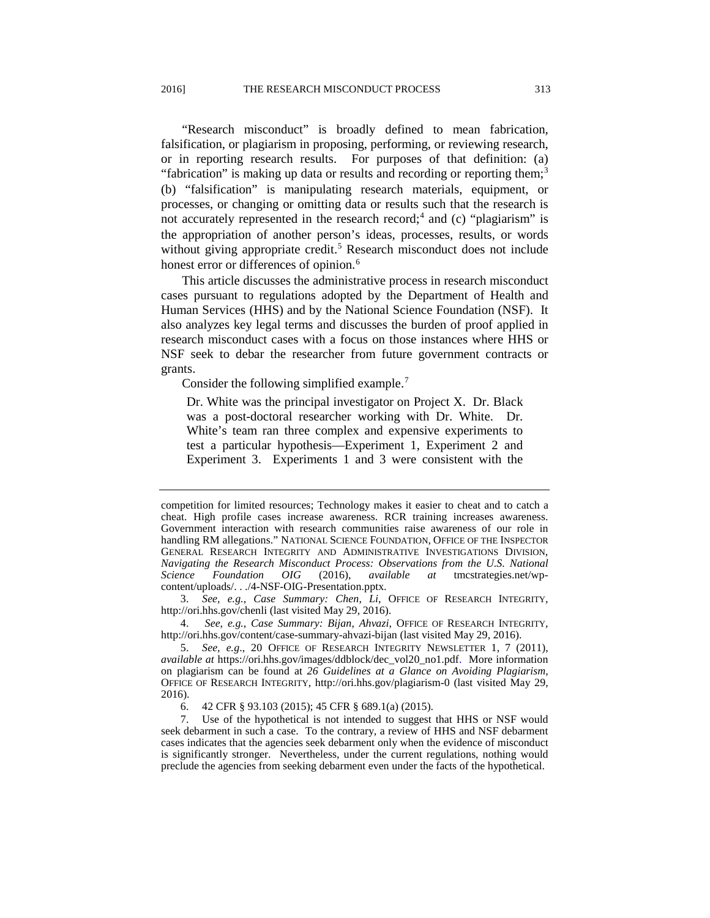"Research misconduct" is broadly defined to mean fabrication, falsification, or plagiarism in proposing, performing, or reviewing research, or in reporting research results. For purposes of that definition: (a) "fabrication" is making up data or results and recording or reporting them;[3] (b) "falsification" is manipulating research materials, equipment, or processes, or changing or omitting data or results such that the research is not accurately represented in the research record;[4] and (c) "plagiarism" is the appropriation of another person's ideas, processes, results, or words without giving appropriate credit.[5] Research misconduct does not include honest error or differences of opinion.[6]

This article discusses the administrative process in research misconduct cases pursuant to regulations adopted by the Department of Health and Human Services (HHS) and by the National Science Foundation (NSF). It also analyzes key legal terms and discusses the burden of proof applied in research misconduct cases with a focus on those instances where HHS or NSF seek to debar the researcher from future government contracts or grants.

Consider the following simplified example.[7]

> Dr. White was the principal investigator on Project X. Dr. Black was a post-doctoral researcher working with Dr. White. Dr. White's team ran three complex and expensive experiments to test a particular hypothesis—Experiment 1, Experiment 2 and Experiment 3. Experiments 1 and 3 were consistent with the

---

competition for limited resources; Technology makes it easier to cheat and to catch a cheat. High profile cases increase awareness. RCR training increases awareness. Government interaction with research communities raise awareness of our role in handling RM allegations." NATIONAL SCIENCE FOUNDATION, OFFICE OF THE INSPECTOR GENERAL RESEARCH INTEGRITY AND ADMINISTRATIVE INVESTIGATIONS DIVISION, *Navigating the Research Misconduct Process: Observations from the U.S. National Science Foundation OIG* (2016), *available at* tmcstrategies.net/wp-content/uploads/. . ./4-NSF-OIG-Presentation.pptx.

3. *See, e.g.*, *Case Summary: Chen, Li*, OFFICE OF RESEARCH INTEGRITY, http://ori.hhs.gov/chenli (last visited May 29, 2016).

4. *See, e.g.*, *Case Summary: Bijan, Ahvazi*, OFFICE OF RESEARCH INTEGRITY, http://ori.hhs.gov/content/case-summary-ahvazi-bijan (last visited May 29, 2016).

5. *See, e.g*., 20 OFFICE OF RESEARCH INTEGRITY NEWSLETTER 1, 7 (2011), *available at* https://ori.hhs.gov/images/ddblock/dec_vol20_no1.pdf. More information on plagiarism can be found at *26 Guidelines at a Glance on Avoiding Plagiarism*, OFFICE OF RESEARCH INTEGRITY, http://ori.hhs.gov/plagiarism-0 (last visited May 29, 2016).

6. 42 CFR § 93.103 (2015); 45 CFR § 689.1(a) (2015).

7. Use of the hypothetical is not intended to suggest that HHS or NSF would seek debarment in such a case. To the contrary, a review of HHS and NSF debarment cases indicates that the agencies seek debarment only when the evidence of misconduct is significantly stronger. Nevertheless, under the current regulations, nothing would preclude the agencies from seeking debarment even under the facts of the hypothetical.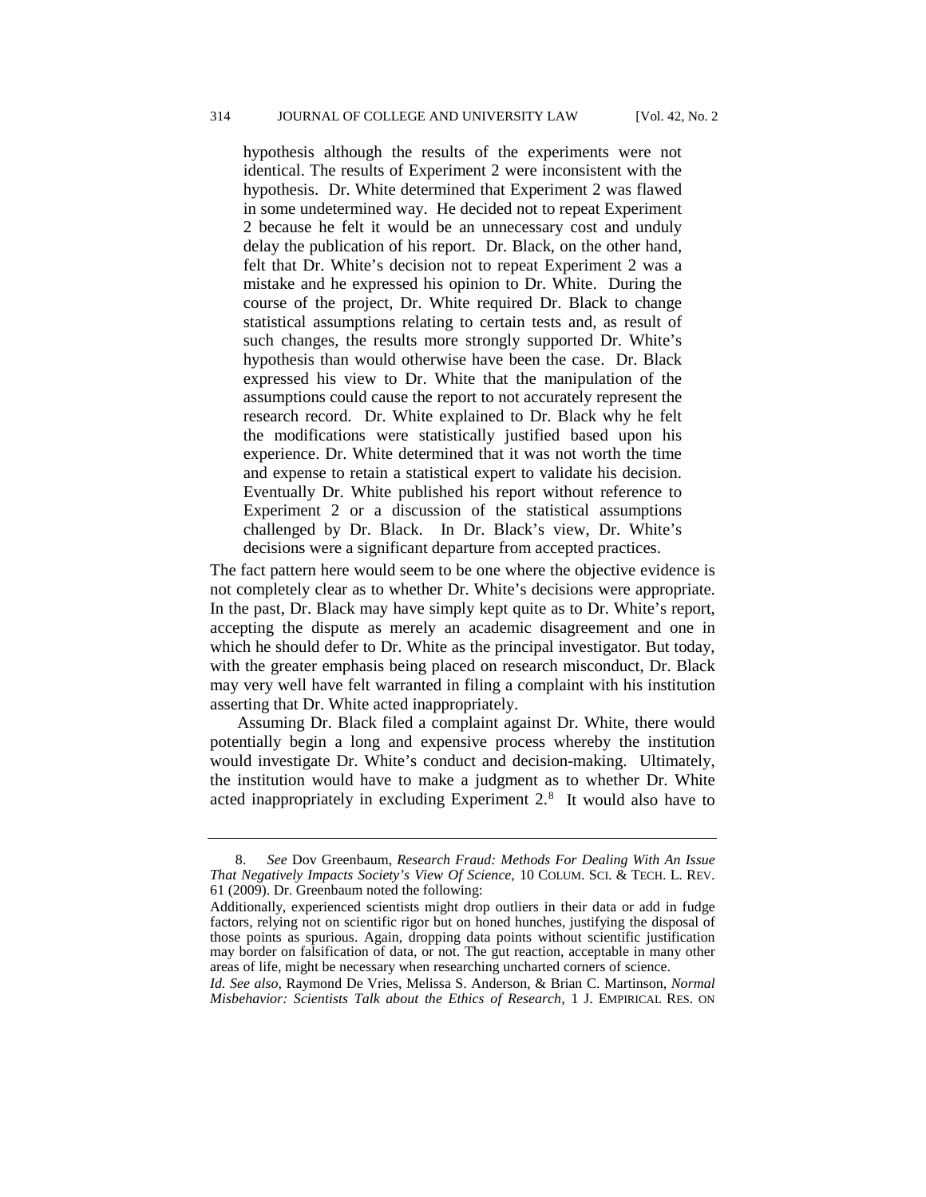> hypothesis although the results of the experiments were not identical. The results of Experiment 2 were inconsistent with the hypothesis. Dr. White determined that Experiment 2 was flawed in some undetermined way. He decided not to repeat Experiment 2 because he felt it would be an unnecessary cost and unduly delay the publication of his report. Dr. Black, on the other hand, felt that Dr. White's decision not to repeat Experiment 2 was a mistake and he expressed his opinion to Dr. White. During the course of the project, Dr. White required Dr. Black to change statistical assumptions relating to certain tests and, as result of such changes, the results more strongly supported Dr. White's hypothesis than would otherwise have been the case. Dr. Black expressed his view to Dr. White that the manipulation of the assumptions could cause the report to not accurately represent the research record. Dr. White explained to Dr. Black why he felt the modifications were statistically justified based upon his experience. Dr. White determined that it was not worth the time and expense to retain a statistical expert to validate his decision. Eventually Dr. White published his report without reference to Experiment 2 or a discussion of the statistical assumptions challenged by Dr. Black. In Dr. Black's view, Dr. White's decisions were a significant departure from accepted practices.

The fact pattern here would seem to be one where the objective evidence is not completely clear as to whether Dr. White's decisions were appropriate. In the past, Dr. Black may have simply kept quite as to Dr. White's report, accepting the dispute as merely an academic disagreement and one in which he should defer to Dr. White as the principal investigator. But today, with the greater emphasis being placed on research misconduct, Dr. Black may very well have felt warranted in filing a complaint with his institution asserting that Dr. White acted inappropriately.

Assuming Dr. Black filed a complaint against Dr. White, there would potentially begin a long and expensive process whereby the institution would investigate Dr. White's conduct and decision-making. Ultimately, the institution would have to make a judgment as to whether Dr. White acted inappropriately in excluding Experiment 2.[8] It would also have to

---

8. *See* Dov Greenbaum, *Research Fraud: Methods For Dealing With An Issue That Negatively Impacts Society's View Of Science*, 10 COLUM. SCI. & TECH. L. REV. 61 (2009). Dr. Greenbaum noted the following:

Additionally, experienced scientists might drop outliers in their data or add in fudge factors, relying not on scientific rigor but on honed hunches, justifying the disposal of those points as spurious. Again, dropping data points without scientific justification may border on falsification of data, or not. The gut reaction, acceptable in many other areas of life, might be necessary when researching uncharted corners of science.

*Id. See also*, Raymond De Vries, Melissa S. Anderson, & Brian C. Martinson, *Normal Misbehavior: Scientists Talk about the Ethics of Research*, 1 J. EMPIRICAL RES. ON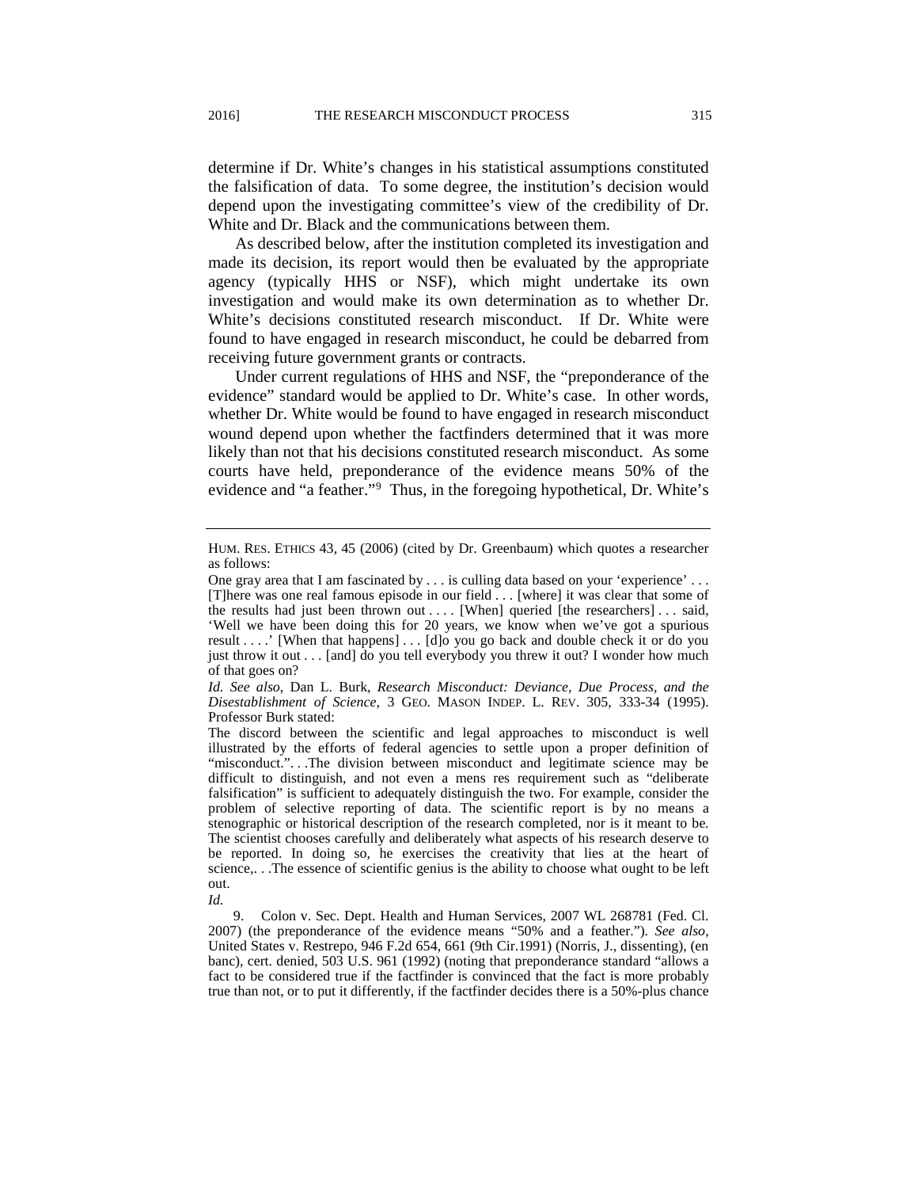determine if Dr. White's changes in his statistical assumptions constituted the falsification of data. To some degree, the institution's decision would depend upon the investigating committee's view of the credibility of Dr. White and Dr. Black and the communications between them.

As described below, after the institution completed its investigation and made its decision, its report would then be evaluated by the appropriate agency (typically HHS or NSF), which might undertake its own investigation and would make its own determination as to whether Dr. White's decisions constituted research misconduct. If Dr. White were found to have engaged in research misconduct, he could be debarred from receiving future government grants or contracts.

Under current regulations of HHS and NSF, the "preponderance of the evidence" standard would be applied to Dr. White's case. In other words, whether Dr. White would be found to have engaged in research misconduct wound depend upon whether the factfinders determined that it was more likely than not that his decisions constituted research misconduct. As some courts have held, preponderance of the evidence means 50% of the evidence and "a feather."[9] Thus, in the foregoing hypothetical, Dr. White's

---

HUM. RES. ETHICS 43, 45 (2006) (cited by Dr. Greenbaum) which quotes a researcher as follows:

> One gray area that I am fascinated by . . . is culling data based on your 'experience' . . . [T]here was one real famous episode in our field . . . [where] it was clear that some of the results had just been thrown out . . . . [When] queried [the researchers] . . . said, 'Well we have been doing this for 20 years, we know when we've got a spurious result . . . .' [When that happens] . . . [d]o you go back and double check it or do you just throw it out . . . [and] do you tell everybody you threw it out? I wonder how much of that goes on?

*Id. See also*, Dan L. Burk, *Research Misconduct: Deviance, Due Process, and the Disestablishment of Science*, 3 GEO. MASON INDEP. L. REV. 305, 333-34 (1995). Professor Burk stated:

> The discord between the scientific and legal approaches to misconduct is well illustrated by the efforts of federal agencies to settle upon a proper definition of "misconduct.". . .The division between misconduct and legitimate science may be difficult to distinguish, and not even a mens res requirement such as "deliberate falsification" is sufficient to adequately distinguish the two. For example, consider the problem of selective reporting of data. The scientific report is by no means a stenographic or historical description of the research completed, nor is it meant to be. The scientist chooses carefully and deliberately what aspects of his research deserve to be reported. In doing so, he exercises the creativity that lies at the heart of science,. . .The essence of scientific genius is the ability to choose what ought to be left out.

*Id.*

9. Colon v. Sec. Dept. Health and Human Services, 2007 WL 268781 (Fed. Cl. 2007) (the preponderance of the evidence means "50% and a feather."). *See also*, United States v. Restrepo, 946 F.2d 654, 661 (9th Cir.1991) (Norris, J., dissenting), (en banc), cert. denied, 503 U.S. 961 (1992) (noting that preponderance standard "allows a fact to be considered true if the factfinder is convinced that the fact is more probably true than not, or to put it differently, if the factfinder decides there is a 50%-plus chance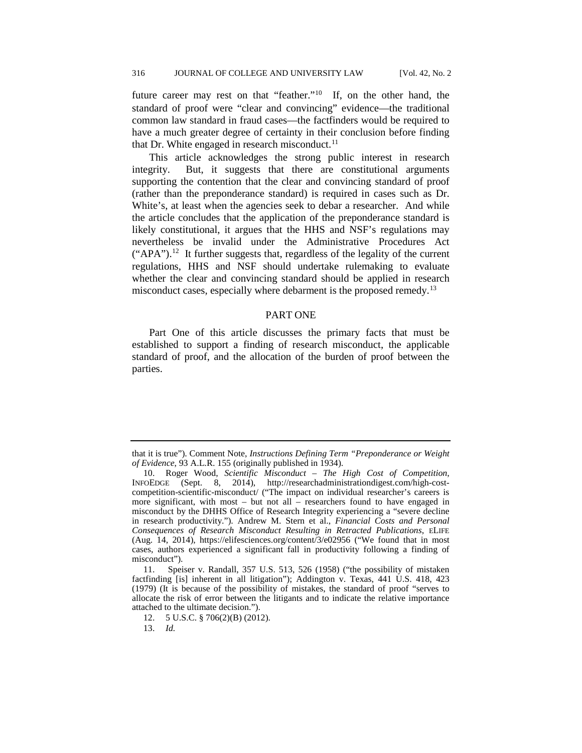future career may rest on that "feather."[10] If, on the other hand, the standard of proof were "clear and convincing" evidence—the traditional common law standard in fraud cases—the factfinders would be required to have a much greater degree of certainty in their conclusion before finding that Dr. White engaged in research misconduct.[11]

This article acknowledges the strong public interest in research integrity. But, it suggests that there are constitutional arguments supporting the contention that the clear and convincing standard of proof (rather than the preponderance standard) is required in cases such as Dr. White's, at least when the agencies seek to debar a researcher. And while the article concludes that the application of the preponderance standard is likely constitutional, it argues that the HHS and NSF's regulations may nevertheless be invalid under the Administrative Procedures Act ("APA").[12] It further suggests that, regardless of the legality of the current regulations, HHS and NSF should undertake rulemaking to evaluate whether the clear and convincing standard should be applied in research misconduct cases, especially where debarment is the proposed remedy.[13]

## PART ONE

Part One of this article discusses the primary facts that must be established to support a finding of research misconduct, the applicable standard of proof, and the allocation of the burden of proof between the parties.

---

that it is true"). Comment Note, *Instructions Defining Term "Preponderance or Weight of Evidence*, 93 A.L.R. 155 (originally published in 1934).

10. Roger Wood, *Scientific Misconduct – The High Cost of Competition*, INFOEDGE (Sept. 8, 2014), http://researchadministrationdigest.com/high-cost-competition-scientific-misconduct/ ("The impact on individual researcher's careers is more significant, with most – but not all – researchers found to have engaged in misconduct by the DHHS Office of Research Integrity experiencing a "severe decline in research productivity."). Andrew M. Stern et al., *Financial Costs and Personal Consequences of Research Misconduct Resulting in Retracted Publications*, ELIFE (Aug. 14, 2014), https://elifesciences.org/content/3/e02956 ("We found that in most cases, authors experienced a significant fall in productivity following a finding of misconduct").

11. Speiser v. Randall, 357 U.S. 513, 526 (1958) ("the possibility of mistaken factfinding [is] inherent in all litigation"); Addington v. Texas, 441 U.S. 418, 423 (1979) (It is because of the possibility of mistakes, the standard of proof "serves to allocate the risk of error between the litigants and to indicate the relative importance attached to the ultimate decision.").

12. 5 U.S.C. § 706(2)(B) (2012).

13. *Id.*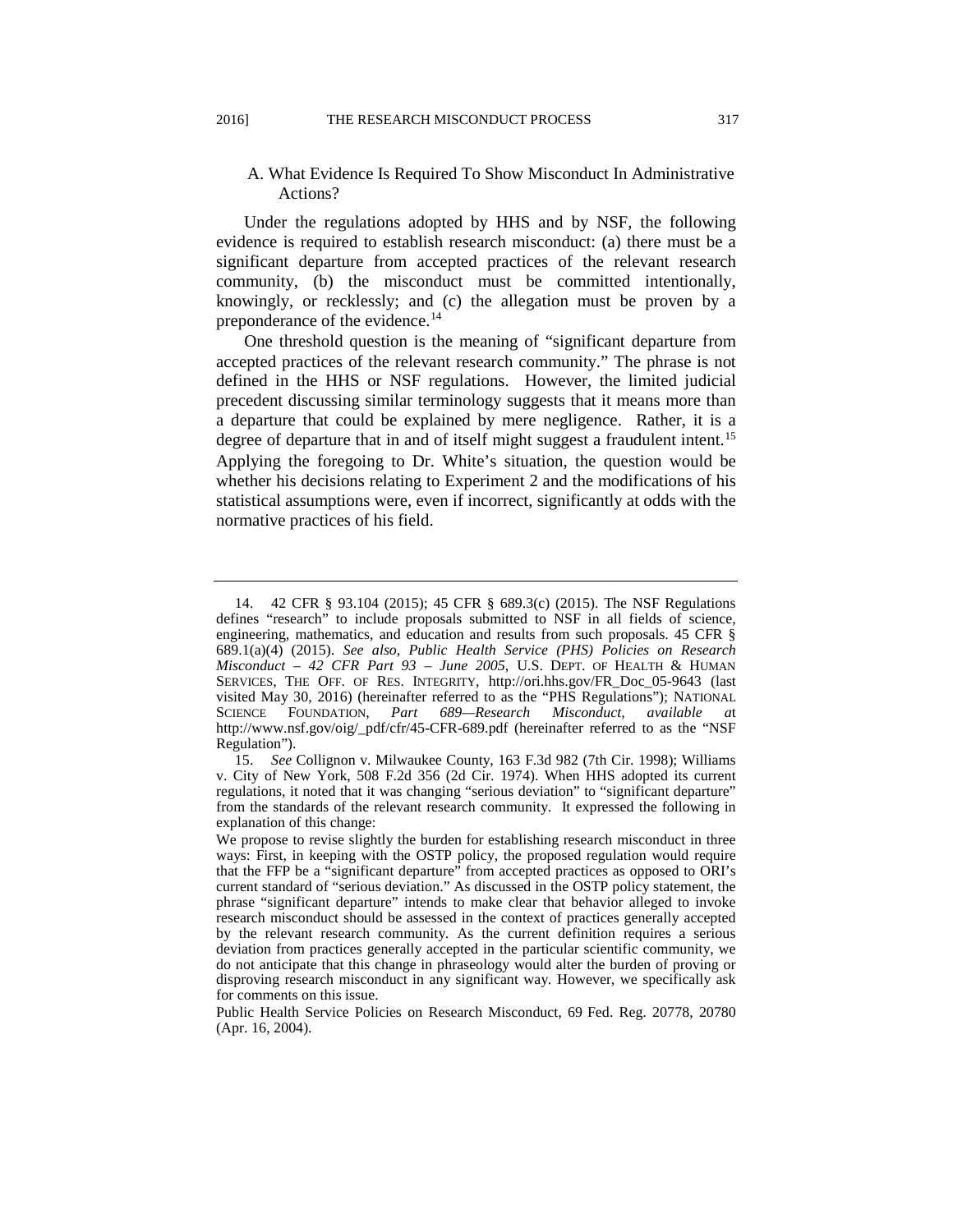### A. What Evidence Is Required To Show Misconduct In Administrative Actions?

Under the regulations adopted by HHS and by NSF, the following evidence is required to establish research misconduct: (a) there must be a significant departure from accepted practices of the relevant research community, (b) the misconduct must be committed intentionally, knowingly, or recklessly; and (c) the allegation must be proven by a preponderance of the evidence.[14]

One threshold question is the meaning of "significant departure from accepted practices of the relevant research community." The phrase is not defined in the HHS or NSF regulations. However, the limited judicial precedent discussing similar terminology suggests that it means more than a departure that could be explained by mere negligence. Rather, it is a degree of departure that in and of itself might suggest a fraudulent intent.[15] Applying the foregoing to Dr. White's situation, the question would be whether his decisions relating to Experiment 2 and the modifications of his statistical assumptions were, even if incorrect, significantly at odds with the normative practices of his field.

---

14. 42 CFR § 93.104 (2015); 45 CFR § 689.3(c) (2015). The NSF Regulations defines "research" to include proposals submitted to NSF in all fields of science, engineering, mathematics, and education and results from such proposals. 45 CFR § 689.1(a)(4) (2015). *See also*, *Public Health Service (PHS) Policies on Research Misconduct – 42 CFR Part 93 – June 2005*, U.S. DEPT. OF HEALTH & HUMAN SERVICES, THE OFF. OF RES. INTEGRITY, http://ori.hhs.gov/FR_Doc_05-9643 (last visited May 30, 2016) (hereinafter referred to as the "PHS Regulations"); NATIONAL SCIENCE FOUNDATION, *Part 689—Research Misconduct*, *available at* http://www.nsf.gov/oig/_pdf/cfr/45-CFR-689.pdf (hereinafter referred to as the "NSF Regulation").

15. *See* Collignon v. Milwaukee County, 163 F.3d 982 (7th Cir. 1998); Williams v. City of New York, 508 F.2d 356 (2d Cir. 1974). When HHS adopted its current regulations, it noted that it was changing "serious deviation" to "significant departure" from the standards of the relevant research community. It expressed the following in explanation of this change:

We propose to revise slightly the burden for establishing research misconduct in three ways: First, in keeping with the OSTP policy, the proposed regulation would require that the FFP be a "significant departure" from accepted practices as opposed to ORI's current standard of "serious deviation." As discussed in the OSTP policy statement, the phrase "significant departure" intends to make clear that behavior alleged to invoke research misconduct should be assessed in the context of practices generally accepted by the relevant research community. As the current definition requires a serious deviation from practices generally accepted in the particular scientific community, we do not anticipate that this change in phraseology would alter the burden of proving or disproving research misconduct in any significant way. However, we specifically ask for comments on this issue.

Public Health Service Policies on Research Misconduct, 69 Fed. Reg. 20778, 20780 (Apr. 16, 2004).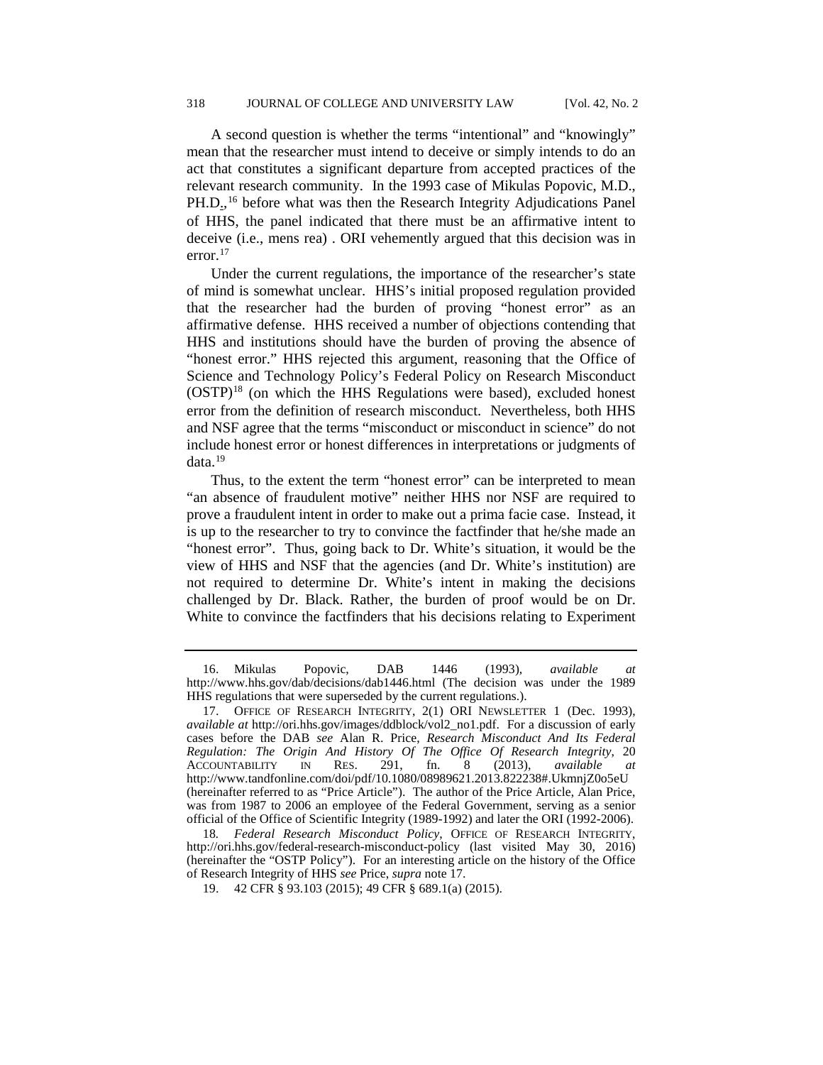A second question is whether the terms "intentional" and "knowingly" mean that the researcher must intend to deceive or simply intends to do an act that constitutes a significant departure from accepted practices of the relevant research community. In the 1993 case of Mikulas Popovic, M.D., PH.D.,[16] before what was then the Research Integrity Adjudications Panel of HHS, the panel indicated that there must be an affirmative intent to deceive (i.e., mens rea) . ORI vehemently argued that this decision was in error.[17]

Under the current regulations, the importance of the researcher's state of mind is somewhat unclear. HHS's initial proposed regulation provided that the researcher had the burden of proving "honest error" as an affirmative defense. HHS received a number of objections contending that HHS and institutions should have the burden of proving the absence of "honest error." HHS rejected this argument, reasoning that the Office of Science and Technology Policy's Federal Policy on Research Misconduct (OSTP)[18] (on which the HHS Regulations were based), excluded honest error from the definition of research misconduct. Nevertheless, both HHS and NSF agree that the terms "misconduct or misconduct in science" do not include honest error or honest differences in interpretations or judgments of data.[19]

Thus, to the extent the term "honest error" can be interpreted to mean "an absence of fraudulent motive" neither HHS nor NSF are required to prove a fraudulent intent in order to make out a prima facie case. Instead, it is up to the researcher to try to convince the factfinder that he/she made an "honest error". Thus, going back to Dr. White's situation, it would be the view of HHS and NSF that the agencies (and Dr. White's institution) are not required to determine Dr. White's intent in making the decisions challenged by Dr. Black. Rather, the burden of proof would be on Dr. White to convince the factfinders that his decisions relating to Experiment

---

16. Mikulas Popovic, DAB 1446 (1993), *available at* http://www.hhs.gov/dab/decisions/dab1446.html (The decision was under the 1989 HHS regulations that were superseded by the current regulations.).

17. OFFICE OF RESEARCH INTEGRITY, 2(1) ORI NEWSLETTER 1 (Dec. 1993), *available at* http://ori.hhs.gov/images/ddblock/vol2_no1.pdf. For a discussion of early cases before the DAB *see* Alan R. Price, *Research Misconduct And Its Federal Regulation: The Origin And History Of The Office Of Research Integrity*, 20 ACCOUNTABILITY IN RES. 291, fn. 8 (2013), *available at* http://www.tandfonline.com/doi/pdf/10.1080/08989621.2013.822238#.UkmnjZ0o5eU (hereinafter referred to as "Price Article"). The author of the Price Article, Alan Price, was from 1987 to 2006 an employee of the Federal Government, serving as a senior official of the Office of Scientific Integrity (1989-1992) and later the ORI (1992-2006).

18. *Federal Research Misconduct Policy*, OFFICE OF RESEARCH INTEGRITY, http://ori.hhs.gov/federal-research-misconduct-policy (last visited May 30, 2016) (hereinafter the "OSTP Policy"). For an interesting article on the history of the Office of Research Integrity of HHS *see* Price, *supra* note 17.

19. 42 CFR § 93.103 (2015); 49 CFR § 689.1(a) (2015).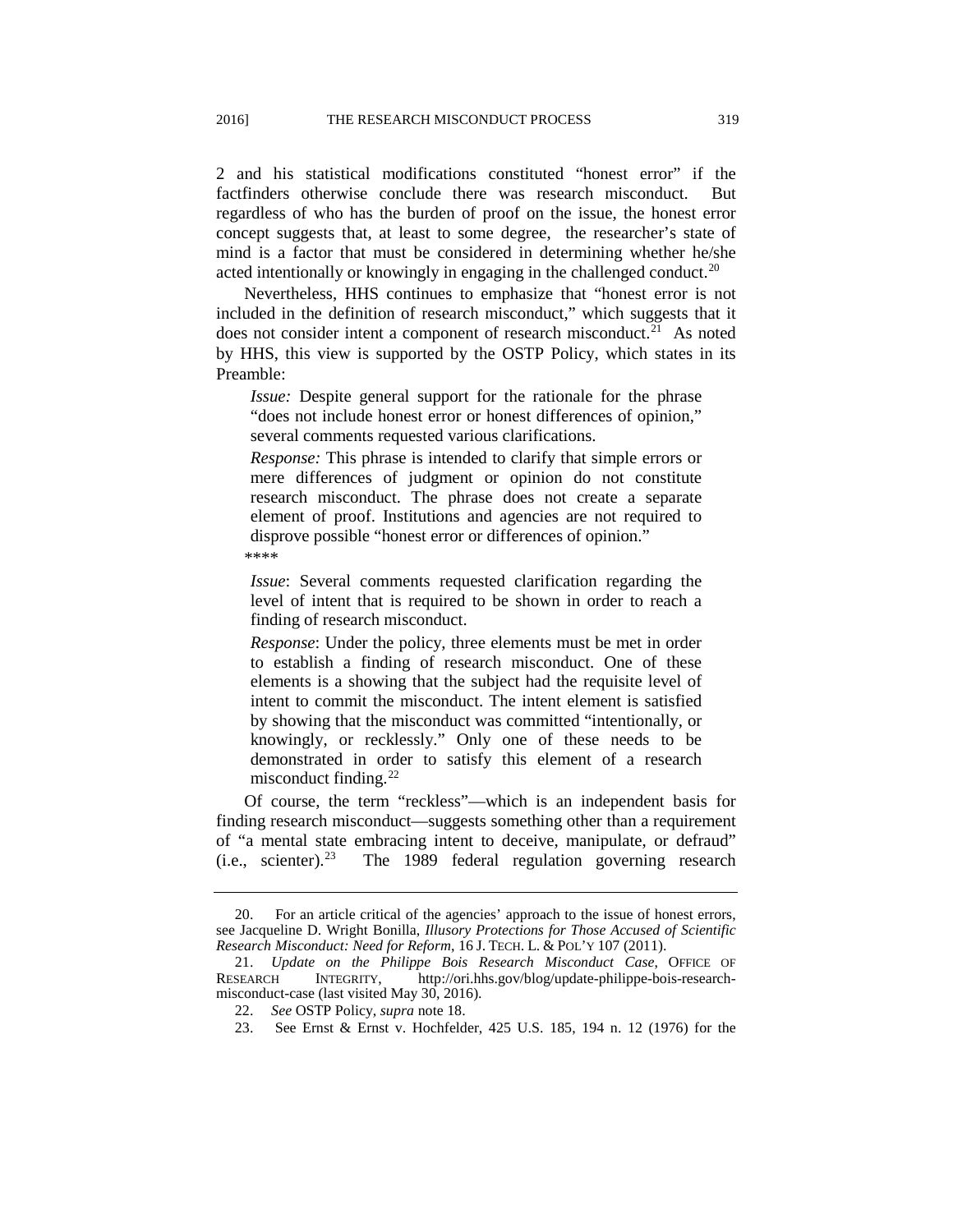2 and his statistical modifications constituted "honest error" if the factfinders otherwise conclude there was research misconduct. But regardless of who has the burden of proof on the issue, the honest error concept suggests that, at least to some degree, the researcher's state of mind is a factor that must be considered in determining whether he/she acted intentionally or knowingly in engaging in the challenged conduct.[20]

Nevertheless, HHS continues to emphasize that "honest error is not included in the definition of research misconduct," which suggests that it does not consider intent a component of research misconduct.[21] As noted by HHS, this view is supported by the OSTP Policy, which states in its Preamble:

> *Issue:* Despite general support for the rationale for the phrase "does not include honest error or honest differences of opinion," several comments requested various clarifications.
>
> *Response:* This phrase is intended to clarify that simple errors or mere differences of judgment or opinion do not constitute research misconduct. The phrase does not create a separate element of proof. Institutions and agencies are not required to disprove possible "honest error or differences of opinion."
>
> ****
>
> *Issue*: Several comments requested clarification regarding the level of intent that is required to be shown in order to reach a finding of research misconduct.
>
> *Response*: Under the policy, three elements must be met in order to establish a finding of research misconduct. One of these elements is a showing that the subject had the requisite level of intent to commit the misconduct. The intent element is satisfied by showing that the misconduct was committed "intentionally, or knowingly, or recklessly." Only one of these needs to be demonstrated in order to satisfy this element of a research misconduct finding.[22]

Of course, the term "reckless"—which is an independent basis for finding research misconduct—suggests something other than a requirement of "a mental state embracing intent to deceive, manipulate, or defraud" (i.e., scienter).[23] The 1989 federal regulation governing research

---

20. For an article critical of the agencies' approach to the issue of honest errors, see Jacqueline D. Wright Bonilla, *Illusory Protections for Those Accused of Scientific Research Misconduct: Need for Reform*, 16 J. TECH. L. & POL'Y 107 (2011).

21. *Update on the Philippe Bois Research Misconduct Case*, OFFICE OF RESEARCH INTEGRITY, http://ori.hhs.gov/blog/update-philippe-bois-research-misconduct-case (last visited May 30, 2016).

22. *See* OSTP Policy, *supra* note 18.

23. See Ernst & Ernst v. Hochfelder, 425 U.S. 185, 194 n. 12 (1976) for the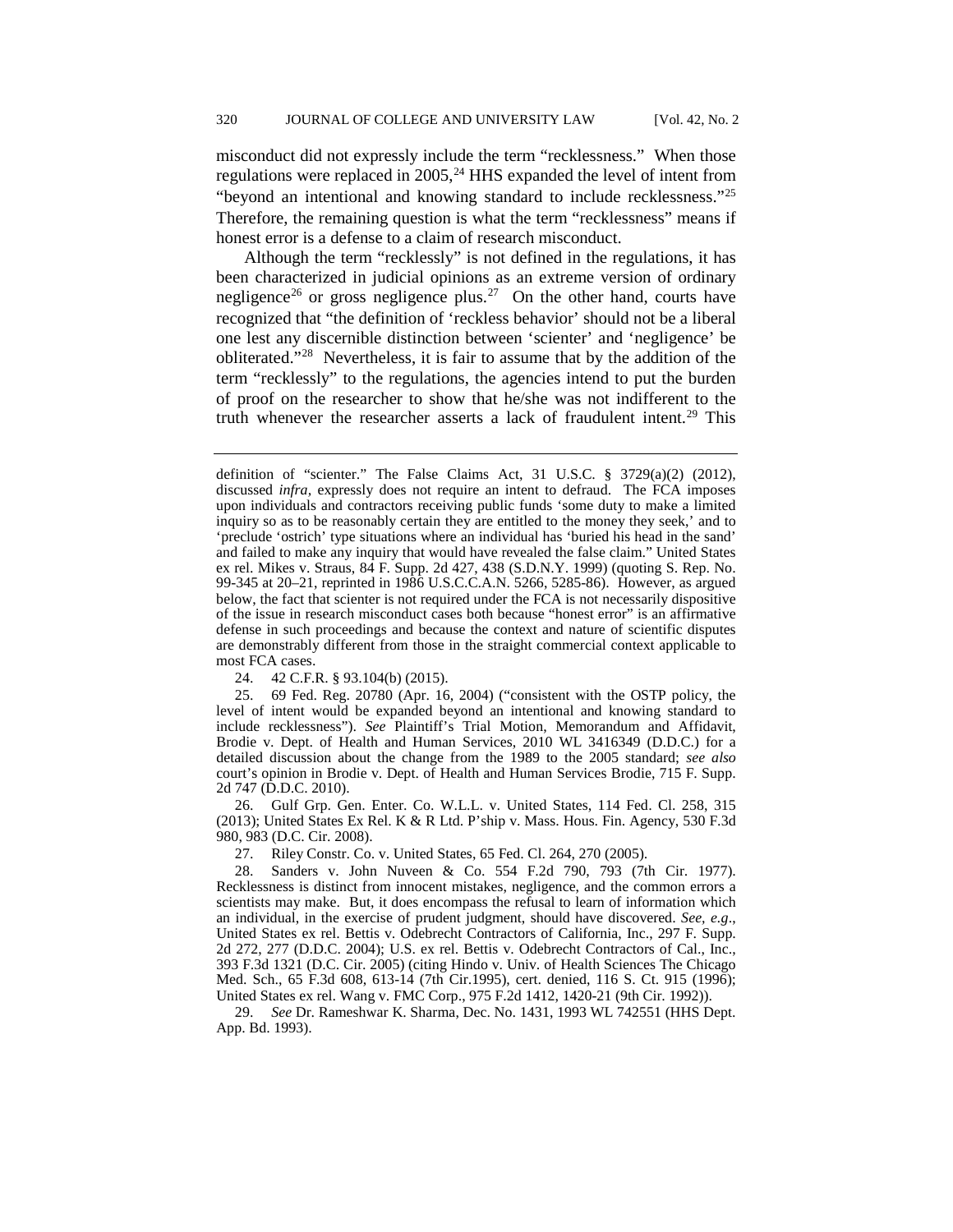misconduct did not expressly include the term "recklessness." When those regulations were replaced in 2005,[24] HHS expanded the level of intent from "beyond an intentional and knowing standard to include recklessness."[25] Therefore, the remaining question is what the term "recklessness" means if honest error is a defense to a claim of research misconduct.

Although the term "recklessly" is not defined in the regulations, it has been characterized in judicial opinions as an extreme version of ordinary negligence[26] or gross negligence plus.[27] On the other hand, courts have recognized that "the definition of 'reckless behavior' should not be a liberal one lest any discernible distinction between 'scienter' and 'negligence' be obliterated."[28] Nevertheless, it is fair to assume that by the addition of the term "recklessly" to the regulations, the agencies intend to put the burden of proof on the researcher to show that he/she was not indifferent to the truth whenever the researcher asserts a lack of fraudulent intent.[29] This

---

definition of "scienter." The False Claims Act, 31 U.S.C. § 3729(a)(2) (2012), discussed *infra*, expressly does not require an intent to defraud. The FCA imposes upon individuals and contractors receiving public funds 'some duty to make a limited inquiry so as to be reasonably certain they are entitled to the money they seek,' and to 'preclude 'ostrich' type situations where an individual has 'buried his head in the sand' and failed to make any inquiry that would have revealed the false claim." United States ex rel. Mikes v. Straus, 84 F. Supp. 2d 427, 438 (S.D.N.Y. 1999) (quoting S. Rep. No. 99-345 at 20–21, reprinted in 1986 U.S.C.C.A.N. 5266, 5285-86). However, as argued below, the fact that scienter is not required under the FCA is not necessarily dispositive of the issue in research misconduct cases both because "honest error" is an affirmative defense in such proceedings and because the context and nature of scientific disputes are demonstrably different from those in the straight commercial context applicable to most FCA cases.

24. 42 C.F.R. § 93.104(b) (2015).

25. 69 Fed. Reg. 20780 (Apr. 16, 2004) ("consistent with the OSTP policy, the level of intent would be expanded beyond an intentional and knowing standard to include recklessness"). *See* Plaintiff's Trial Motion, Memorandum and Affidavit, Brodie v. Dept. of Health and Human Services, 2010 WL 3416349 (D.D.C.) for a detailed discussion about the change from the 1989 to the 2005 standard; *see also* court's opinion in Brodie v. Dept. of Health and Human Services Brodie, 715 F. Supp. 2d 747 (D.D.C. 2010).

26. Gulf Grp. Gen. Enter. Co. W.L.L. v. United States, 114 Fed. Cl. 258, 315 (2013); United States Ex Rel. K & R Ltd. P'ship v. Mass. Hous. Fin. Agency, 530 F.3d 980, 983 (D.C. Cir. 2008).

27. Riley Constr. Co. v. United States, 65 Fed. Cl. 264, 270 (2005).

28. Sanders v. John Nuveen & Co. 554 F.2d 790, 793 (7th Cir. 1977). Recklessness is distinct from innocent mistakes, negligence, and the common errors a scientists may make. But, it does encompass the refusal to learn of information which an individual, in the exercise of prudent judgment, should have discovered. *See, e.g*., United States ex rel. Bettis v. Odebrecht Contractors of California, Inc., 297 F. Supp. 2d 272, 277 (D.D.C. 2004); U.S. ex rel. Bettis v. Odebrecht Contractors of Cal., Inc., 393 F.3d 1321 (D.C. Cir. 2005) (citing Hindo v. Univ. of Health Sciences The Chicago Med. Sch., 65 F.3d 608, 613-14 (7th Cir.1995), cert. denied, 116 S. Ct. 915 (1996); United States ex rel. Wang v. FMC Corp., 975 F.2d 1412, 1420-21 (9th Cir. 1992)).

29. *See* Dr. Rameshwar K. Sharma, Dec. No. 1431, 1993 WL 742551 (HHS Dept. App. Bd. 1993).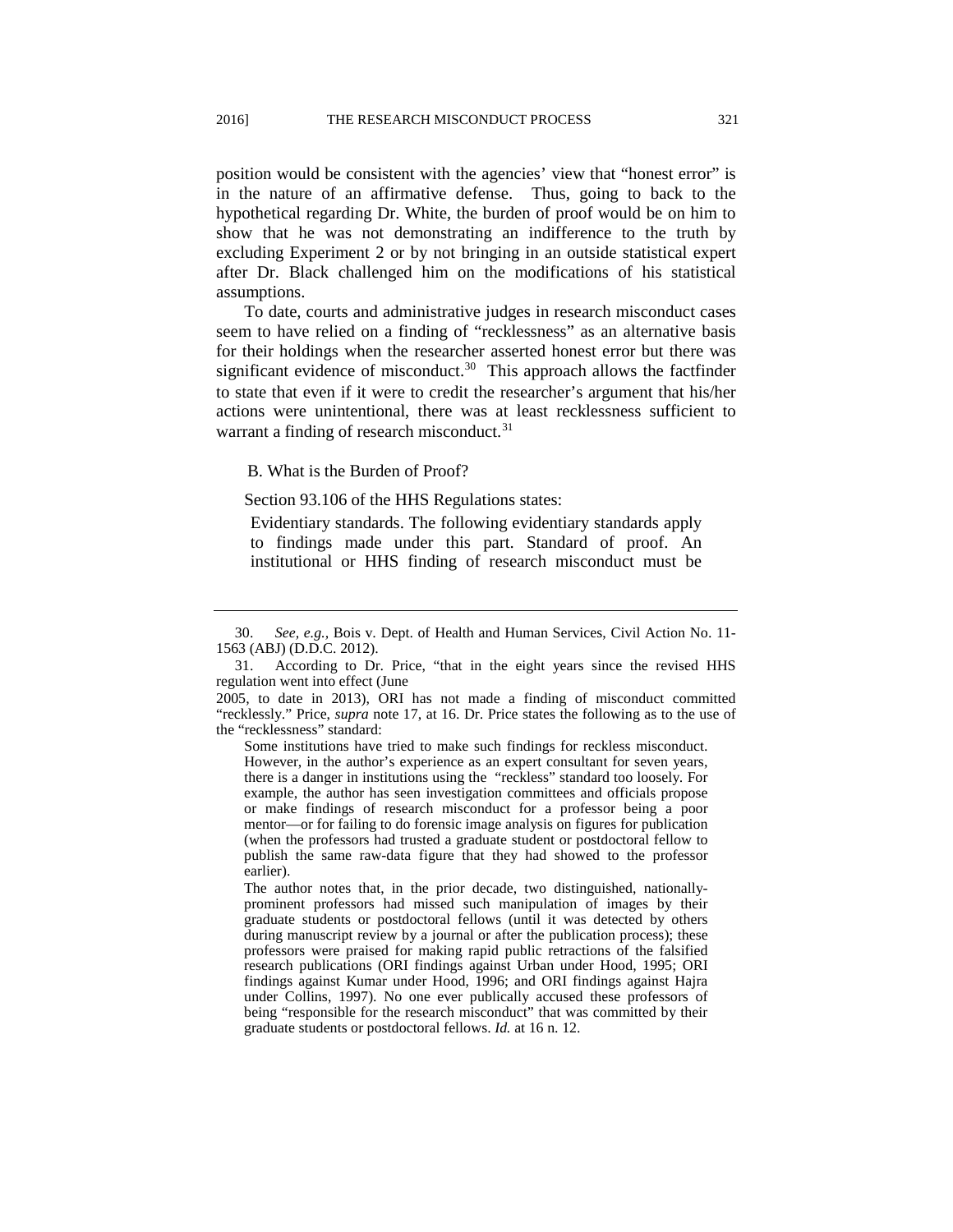position would be consistent with the agencies' view that "honest error" is in the nature of an affirmative defense. Thus, going to back to the hypothetical regarding Dr. White, the burden of proof would be on him to show that he was not demonstrating an indifference to the truth by excluding Experiment 2 or by not bringing in an outside statistical expert after Dr. Black challenged him on the modifications of his statistical assumptions.

To date, courts and administrative judges in research misconduct cases seem to have relied on a finding of "recklessness" as an alternative basis for their holdings when the researcher asserted honest error but there was significant evidence of misconduct.[30] This approach allows the factfinder to state that even if it were to credit the researcher's argument that his/her actions were unintentional, there was at least recklessness sufficient to warrant a finding of research misconduct.[31]

### B. What is the Burden of Proof?

Section 93.106 of the HHS Regulations states:

> Evidentiary standards. The following evidentiary standards apply to findings made under this part. Standard of proof. An institutional or HHS finding of research misconduct must be

---

30. *See, e.g.*, Bois v. Dept. of Health and Human Services, Civil Action No. 11-1563 (ABJ) (D.D.C. 2012).

31. According to Dr. Price, "that in the eight years since the revised HHS regulation went into effect (June 2005, to date in 2013), ORI has not made a finding of misconduct committed "recklessly." Price, *supra* note 17, at 16. Dr. Price states the following as to the use of the "recklessness" standard:

> Some institutions have tried to make such findings for reckless misconduct. However, in the author's experience as an expert consultant for seven years, there is a danger in institutions using the "reckless" standard too loosely. For example, the author has seen investigation committees and officials propose or make findings of research misconduct for a professor being a poor mentor—or for failing to do forensic image analysis on figures for publication (when the professors had trusted a graduate student or postdoctoral fellow to publish the same raw-data figure that they had showed to the professor earlier).
>
> The author notes that, in the prior decade, two distinguished, nationally-prominent professors had missed such manipulation of images by their graduate students or postdoctoral fellows (until it was detected by others during manuscript review by a journal or after the publication process); these professors were praised for making rapid public retractions of the falsified research publications (ORI findings against Urban under Hood, 1995; ORI findings against Kumar under Hood, 1996; and ORI findings against Hajra under Collins, 1997). No one ever publically accused these professors of being "responsible for the research misconduct" that was committed by their graduate students or postdoctoral fellows. *Id.* at 16 n. 12.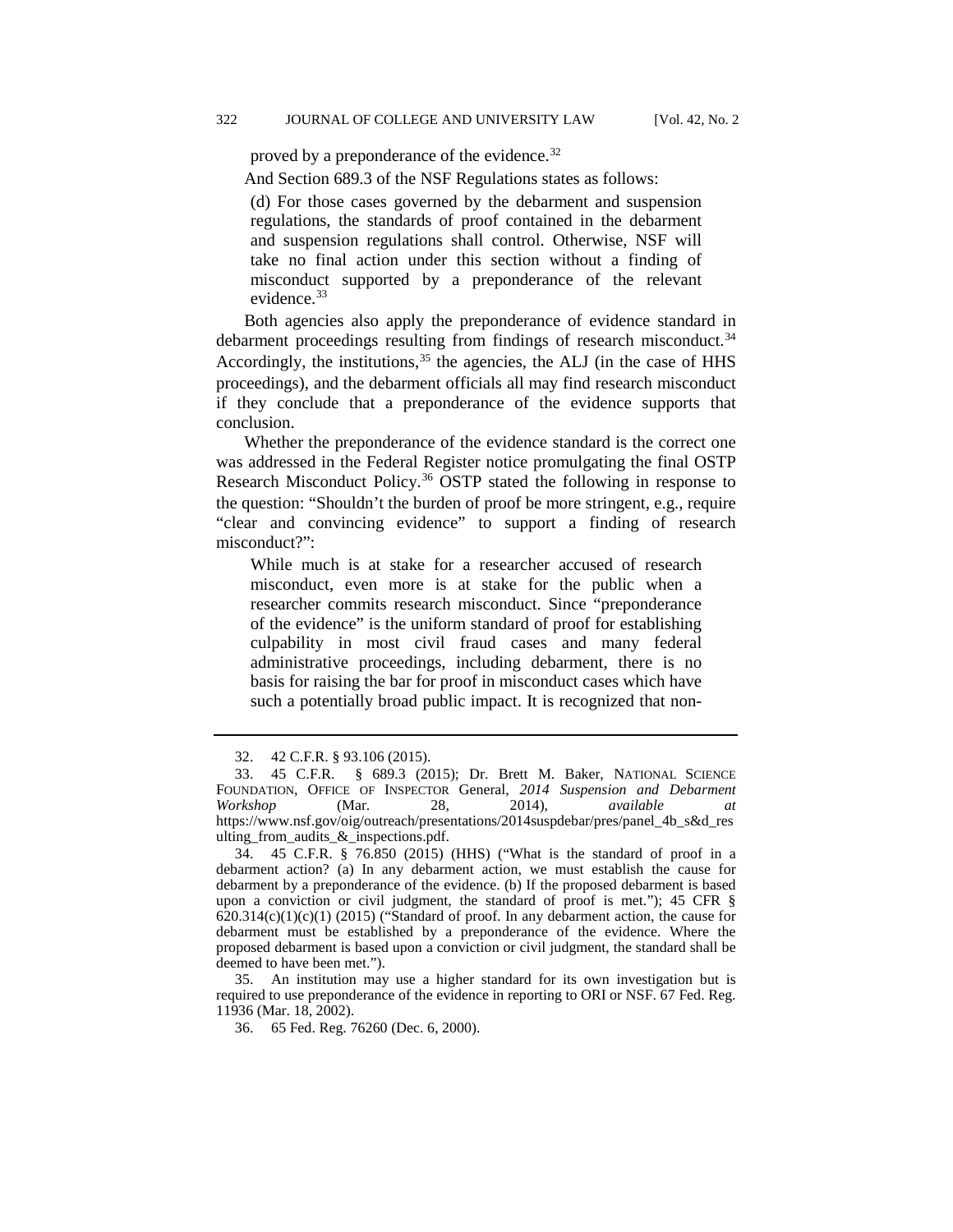proved by a preponderance of the evidence.[32]

And Section 689.3 of the NSF Regulations states as follows:

> (d) For those cases governed by the debarment and suspension regulations, the standards of proof contained in the debarment and suspension regulations shall control. Otherwise, NSF will take no final action under this section without a finding of misconduct supported by a preponderance of the relevant evidence.[33]

Both agencies also apply the preponderance of evidence standard in debarment proceedings resulting from findings of research misconduct.[34] Accordingly, the institutions,[35] the agencies, the ALJ (in the case of HHS proceedings), and the debarment officials all may find research misconduct if they conclude that a preponderance of the evidence supports that conclusion.

Whether the preponderance of the evidence standard is the correct one was addressed in the Federal Register notice promulgating the final OSTP Research Misconduct Policy.[36] OSTP stated the following in response to the question: "Shouldn't the burden of proof be more stringent, e.g., require "clear and convincing evidence" to support a finding of research misconduct?":

> While much is at stake for a researcher accused of research misconduct, even more is at stake for the public when a researcher commits research misconduct. Since "preponderance of the evidence" is the uniform standard of proof for establishing culpability in most civil fraud cases and many federal administrative proceedings, including debarment, there is no basis for raising the bar for proof in misconduct cases which have such a potentially broad public impact. It is recognized that non-

---

32. 42 C.F.R. § 93.106 (2015).

33. 45 C.F.R. § 689.3 (2015); Dr. Brett M. Baker, NATIONAL SCIENCE FOUNDATION, OFFICE OF INSPECTOR General, *2014 Suspension and Debarment Workshop* (Mar. 28, 2014), *available at* https://www.nsf.gov/oig/outreach/presentations/2014suspdebar/pres/panel_4b_s&d_resulting_from_audits_&_inspections.pdf.

34. 45 C.F.R. § 76.850 (2015) (HHS) ("What is the standard of proof in a debarment action? (a) In any debarment action, we must establish the cause for debarment by a preponderance of the evidence. (b) If the proposed debarment is based upon a conviction or civil judgment, the standard of proof is met."); 45 CFR § 620.314(c)(1)(c)(1) (2015) ("Standard of proof. In any debarment action, the cause for debarment must be established by a preponderance of the evidence. Where the proposed debarment is based upon a conviction or civil judgment, the standard shall be deemed to have been met.").

35. An institution may use a higher standard for its own investigation but is required to use preponderance of the evidence in reporting to ORI or NSF. 67 Fed. Reg. 11936 (Mar. 18, 2002).

36. 65 Fed. Reg. 76260 (Dec. 6, 2000).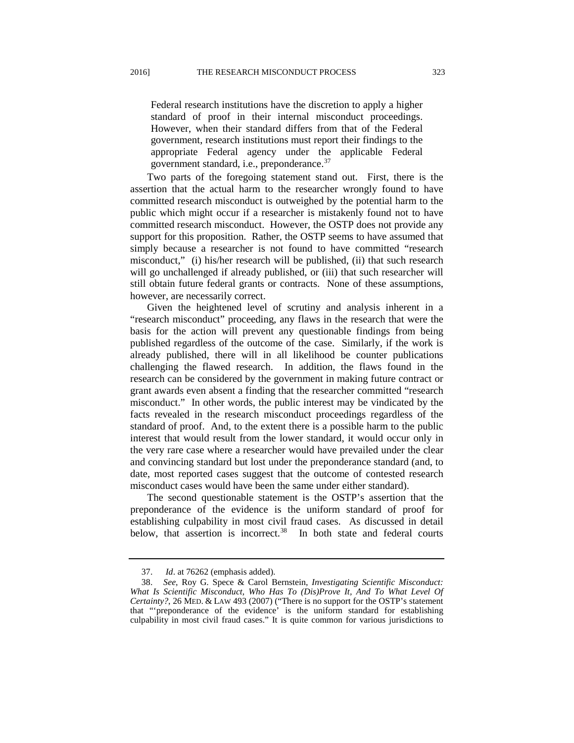> Federal research institutions have the discretion to apply a higher standard of proof in their internal misconduct proceedings. However, when their standard differs from that of the Federal government, research institutions must report their findings to the appropriate Federal agency under the applicable Federal government standard, i.e., preponderance.[37]

Two parts of the foregoing statement stand out. First, there is the assertion that the actual harm to the researcher wrongly found to have committed research misconduct is outweighed by the potential harm to the public which might occur if a researcher is mistakenly found not to have committed research misconduct. However, the OSTP does not provide any support for this proposition. Rather, the OSTP seems to have assumed that simply because a researcher is not found to have committed "research misconduct," (i) his/her research will be published, (ii) that such research will go unchallenged if already published, or (iii) that such researcher will still obtain future federal grants or contracts. None of these assumptions, however, are necessarily correct.

Given the heightened level of scrutiny and analysis inherent in a "research misconduct" proceeding, any flaws in the research that were the basis for the action will prevent any questionable findings from being published regardless of the outcome of the case. Similarly, if the work is already published, there will in all likelihood be counter publications challenging the flawed research. In addition, the flaws found in the research can be considered by the government in making future contract or grant awards even absent a finding that the researcher committed "research misconduct." In other words, the public interest may be vindicated by the facts revealed in the research misconduct proceedings regardless of the standard of proof. And, to the extent there is a possible harm to the public interest that would result from the lower standard, it would occur only in the very rare case where a researcher would have prevailed under the clear and convincing standard but lost under the preponderance standard (and, to date, most reported cases suggest that the outcome of contested research misconduct cases would have been the same under either standard).

The second questionable statement is the OSTP's assertion that the preponderance of the evidence is the uniform standard of proof for establishing culpability in most civil fraud cases. As discussed in detail below, that assertion is incorrect.[38] In both state and federal courts

---

37. *Id*. at 76262 (emphasis added).

38. *See*, Roy G. Spece & Carol Bernstein, *Investigating Scientific Misconduct: What Is Scientific Misconduct, Who Has To (Dis)Prove It, And To What Level Of Certainty?*, 26 MED. & LAW 493 (2007) ("There is no support for the OSTP's statement that "'preponderance of the evidence' is the uniform standard for establishing culpability in most civil fraud cases." It is quite common for various jurisdictions to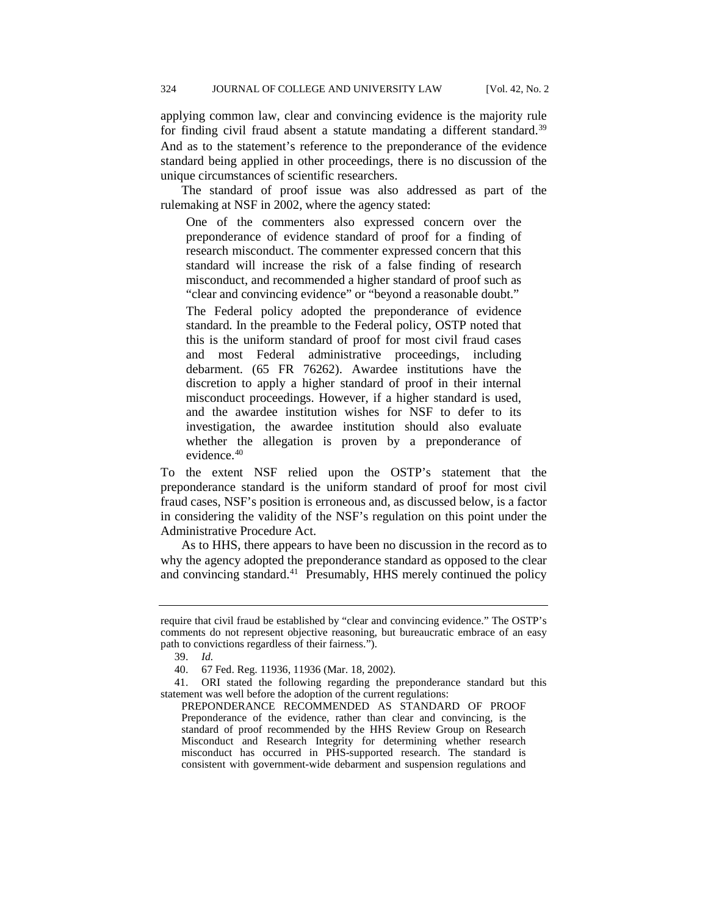applying common law, clear and convincing evidence is the majority rule for finding civil fraud absent a statute mandating a different standard.[39] And as to the statement's reference to the preponderance of the evidence standard being applied in other proceedings, there is no discussion of the unique circumstances of scientific researchers.

The standard of proof issue was also addressed as part of the rulemaking at NSF in 2002, where the agency stated:

> One of the commenters also expressed concern over the preponderance of evidence standard of proof for a finding of research misconduct. The commenter expressed concern that this standard will increase the risk of a false finding of research misconduct, and recommended a higher standard of proof such as "clear and convincing evidence" or "beyond a reasonable doubt."
>
> The Federal policy adopted the preponderance of evidence standard. In the preamble to the Federal policy, OSTP noted that this is the uniform standard of proof for most civil fraud cases and most Federal administrative proceedings, including debarment. (65 FR 76262). Awardee institutions have the discretion to apply a higher standard of proof in their internal misconduct proceedings. However, if a higher standard is used, and the awardee institution wishes for NSF to defer to its investigation, the awardee institution should also evaluate whether the allegation is proven by a preponderance of evidence.[40]

To the extent NSF relied upon the OSTP's statement that the preponderance standard is the uniform standard of proof for most civil fraud cases, NSF's position is erroneous and, as discussed below, is a factor in considering the validity of the NSF's regulation on this point under the Administrative Procedure Act.

As to HHS, there appears to have been no discussion in the record as to why the agency adopted the preponderance standard as opposed to the clear and convincing standard.[41] Presumably, HHS merely continued the policy

---

require that civil fraud be established by "clear and convincing evidence." The OSTP's comments do not represent objective reasoning, but bureaucratic embrace of an easy path to convictions regardless of their fairness.").

39. *Id.*

40. 67 Fed. Reg. 11936, 11936 (Mar. 18, 2002).

41. ORI stated the following regarding the preponderance standard but this statement was well before the adoption of the current regulations:

> PREPONDERANCE RECOMMENDED AS STANDARD OF PROOF Preponderance of the evidence, rather than clear and convincing, is the standard of proof recommended by the HHS Review Group on Research Misconduct and Research Integrity for determining whether research misconduct has occurred in PHS-supported research. The standard is consistent with government-wide debarment and suspension regulations and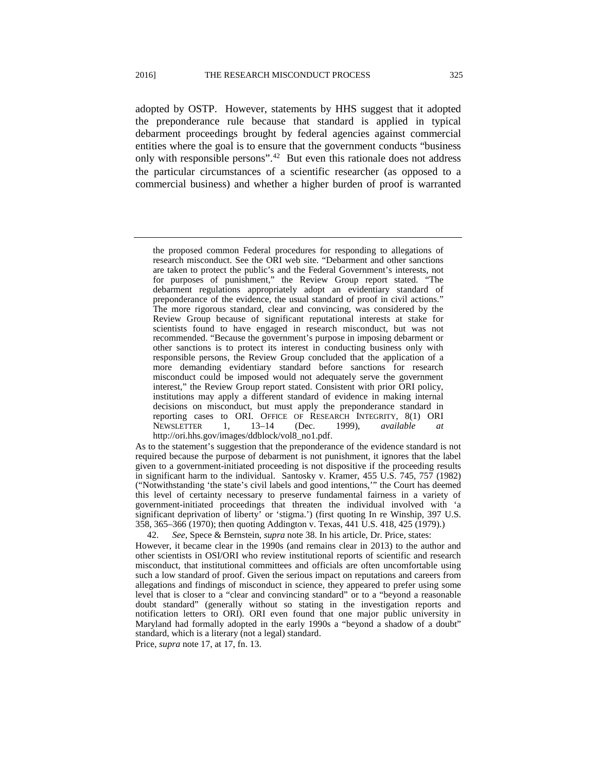adopted by OSTP. However, statements by HHS suggest that it adopted the preponderance rule because that standard is applied in typical debarment proceedings brought by federal agencies against commercial entities where the goal is to ensure that the government conducts "business only with responsible persons".[42] But even this rationale does not address the particular circumstances of a scientific researcher (as opposed to a commercial business) and whether a higher burden of proof is warranted

---

> the proposed common Federal procedures for responding to allegations of research misconduct. See the ORI web site. "Debarment and other sanctions are taken to protect the public's and the Federal Government's interests, not for purposes of punishment," the Review Group report stated. "The debarment regulations appropriately adopt an evidentiary standard of preponderance of the evidence, the usual standard of proof in civil actions." The more rigorous standard, clear and convincing, was considered by the Review Group because of significant reputational interests at stake for scientists found to have engaged in research misconduct, but was not recommended. "Because the government's purpose in imposing debarment or other sanctions is to protect its interest in conducting business only with responsible persons, the Review Group concluded that the application of a more demanding evidentiary standard before sanctions for research misconduct could be imposed would not adequately serve the government interest," the Review Group report stated. Consistent with prior ORI policy, institutions may apply a different standard of evidence in making internal decisions on misconduct, but must apply the preponderance standard in reporting cases to ORI. OFFICE OF RESEARCH INTEGRITY, 8(1) ORI NEWSLETTER 1, 13–14 (Dec. 1999), *available at* http://ori.hhs.gov/images/ddblock/vol8_no1.pdf.

As to the statement's suggestion that the preponderance of the evidence standard is not required because the purpose of debarment is not punishment, it ignores that the label given to a government-initiated proceeding is not dispositive if the proceeding results in significant harm to the individual. Santosky v. Kramer, 455 U.S. 745, 757 (1982) ("Notwithstanding 'the state's civil labels and good intentions,'" the Court has deemed this level of certainty necessary to preserve fundamental fairness in a variety of government-initiated proceedings that threaten the individual involved with 'a significant deprivation of liberty' or 'stigma.') (first quoting In re Winship, 397 U.S. 358, 365–366 (1970); then quoting Addington v. Texas, 441 U.S. 418, 425 (1979).)

42. *See*, Spece & Bernstein, *supra* note 38. In his article, Dr. Price, states:

> However, it became clear in the 1990s (and remains clear in 2013) to the author and other scientists in OSI/ORI who review institutional reports of scientific and research misconduct, that institutional committees and officials are often uncomfortable using such a low standard of proof. Given the serious impact on reputations and careers from allegations and findings of misconduct in science, they appeared to prefer using some level that is closer to a "clear and convincing standard" or to a "beyond a reasonable doubt standard" (generally without so stating in the investigation reports and notification letters to ORI). ORI even found that one major public university in Maryland had formally adopted in the early 1990s a "beyond a shadow of a doubt" standard, which is a literary (not a legal) standard.

Price, *supra* note 17, at 17, fn. 13.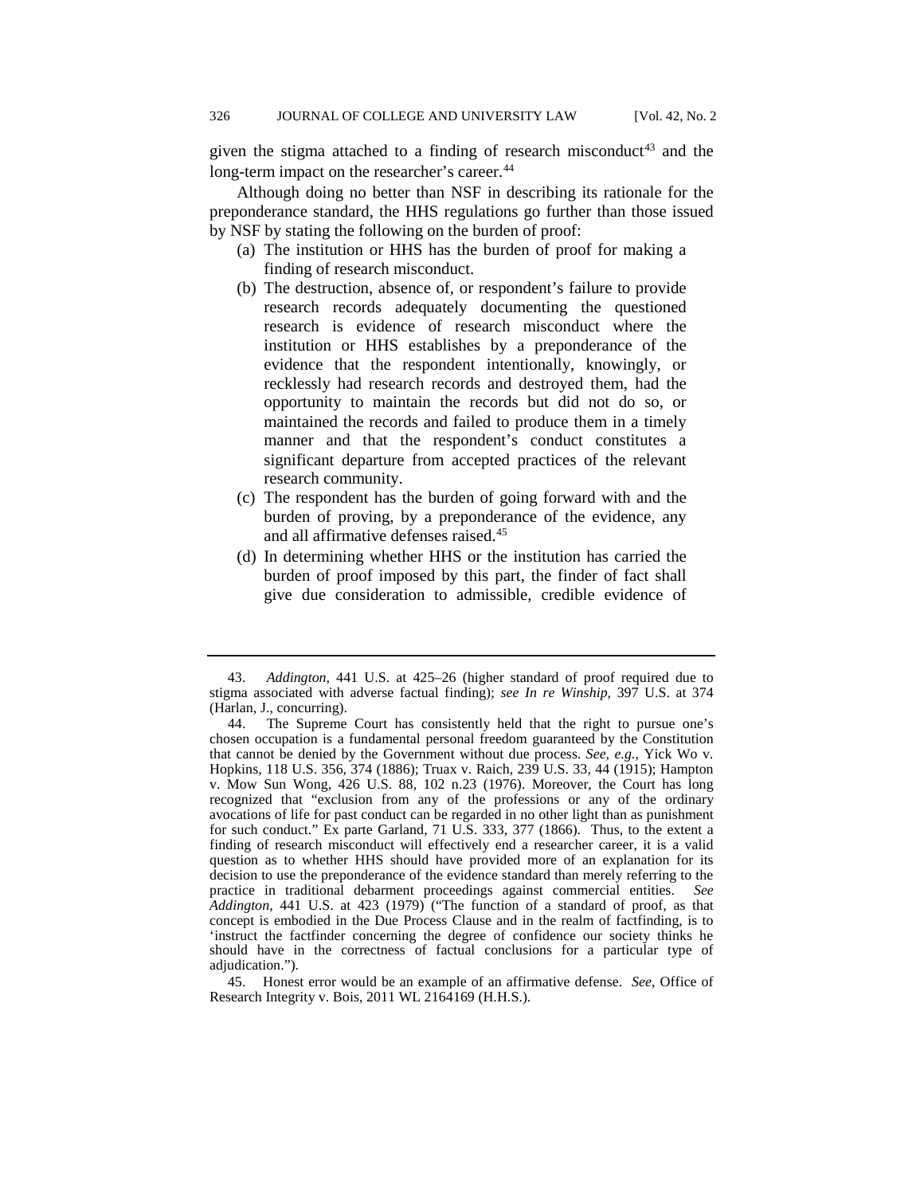given the stigma attached to a finding of research misconduct[43] and the long-term impact on the researcher's career.[44]

Although doing no better than NSF in describing its rationale for the preponderance standard, the HHS regulations go further than those issued by NSF by stating the following on the burden of proof:

(a) The institution or HHS has the burden of proof for making a finding of research misconduct.

(b) The destruction, absence of, or respondent's failure to provide research records adequately documenting the questioned research is evidence of research misconduct where the institution or HHS establishes by a preponderance of the evidence that the respondent intentionally, knowingly, or recklessly had research records and destroyed them, had the opportunity to maintain the records but did not do so, or maintained the records and failed to produce them in a timely manner and that the respondent's conduct constitutes a significant departure from accepted practices of the relevant research community.

(c) The respondent has the burden of going forward with and the burden of proving, by a preponderance of the evidence, any and all affirmative defenses raised.[45]

(d) In determining whether HHS or the institution has carried the burden of proof imposed by this part, the finder of fact shall give due consideration to admissible, credible evidence of

---

43. *Addington*, 441 U.S. at 425–26 (higher standard of proof required due to stigma associated with adverse factual finding); *see In re Winship*, 397 U.S. at 374 (Harlan, J., concurring).

44. The Supreme Court has consistently held that the right to pursue one's chosen occupation is a fundamental personal freedom guaranteed by the Constitution that cannot be denied by the Government without due process. *See, e.g.*, Yick Wo v. Hopkins, 118 U.S. 356, 374 (1886); Truax v. Raich, 239 U.S. 33, 44 (1915); Hampton v. Mow Sun Wong, 426 U.S. 88, 102 n.23 (1976). Moreover, the Court has long recognized that "exclusion from any of the professions or any of the ordinary avocations of life for past conduct can be regarded in no other light than as punishment for such conduct." Ex parte Garland, 71 U.S. 333, 377 (1866). Thus, to the extent a finding of research misconduct will effectively end a researcher career, it is a valid question as to whether HHS should have provided more of an explanation for its decision to use the preponderance of the evidence standard than merely referring to the practice in traditional debarment proceedings against commercial entities. *See Addington*, 441 U.S. at 423 (1979) ("The function of a standard of proof, as that concept is embodied in the Due Process Clause and in the realm of factfinding, is to 'instruct the factfinder concerning the degree of confidence our society thinks he should have in the correctness of factual conclusions for a particular type of adjudication.").

45. Honest error would be an example of an affirmative defense. *See*, Office of Research Integrity v. Bois, 2011 WL 2164169 (H.H.S.).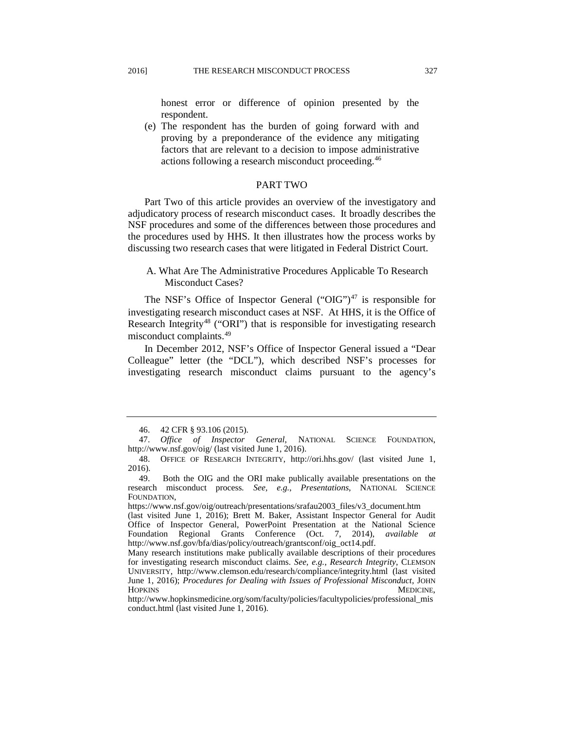honest error or difference of opinion presented by the respondent.

(e) The respondent has the burden of going forward with and proving by a preponderance of the evidence any mitigating factors that are relevant to a decision to impose administrative actions following a research misconduct proceeding.[46]

## PART TWO

Part Two of this article provides an overview of the investigatory and adjudicatory process of research misconduct cases. It broadly describes the NSF procedures and some of the differences between those procedures and the procedures used by HHS. It then illustrates how the process works by discussing two research cases that were litigated in Federal District Court.

### A. What Are The Administrative Procedures Applicable To Research Misconduct Cases?

The NSF's Office of Inspector General ("OIG")[47] is responsible for investigating research misconduct cases at NSF. At HHS, it is the Office of Research Integrity[48] ("ORI") that is responsible for investigating research misconduct complaints.[49]

In December 2012, NSF's Office of Inspector General issued a "Dear Colleague" letter (the "DCL"), which described NSF's processes for investigating research misconduct claims pursuant to the agency's

---

46. 42 CFR § 93.106 (2015).

47. *Office of Inspector General*, NATIONAL SCIENCE FOUNDATION, http://www.nsf.gov/oig/ (last visited June 1, 2016).

48. OFFICE OF RESEARCH INTEGRITY, http://ori.hhs.gov/ (last visited June 1, 2016).

49. Both the OIG and the ORI make publically available presentations on the research misconduct process. *See, e.g.*, *Presentations*, NATIONAL SCIENCE FOUNDATION, https://www.nsf.gov/oig/outreach/presentations/srafau2003_files/v3_document.htm (last visited June 1, 2016); Brett M. Baker, Assistant Inspector General for Audit Office of Inspector General, PowerPoint Presentation at the National Science Foundation Regional Grants Conference (Oct. 7, 2014), *available at* http://www.nsf.gov/bfa/dias/policy/outreach/grantsconf/oig_oct14.pdf.
Many research institutions make publically available descriptions of their procedures for investigating research misconduct claims. *See, e.g.*, *Research Integrity*, CLEMSON UNIVERSITY, http://www.clemson.edu/research/compliance/integrity.html (last visited June 1, 2016); *Procedures for Dealing with Issues of Professional Misconduct*, JOHN HOPKINS MEDICINE, http://www.hopkinsmedicine.org/som/faculty/policies/facultypolicies/professional_misconduct.html (last visited June 1, 2016).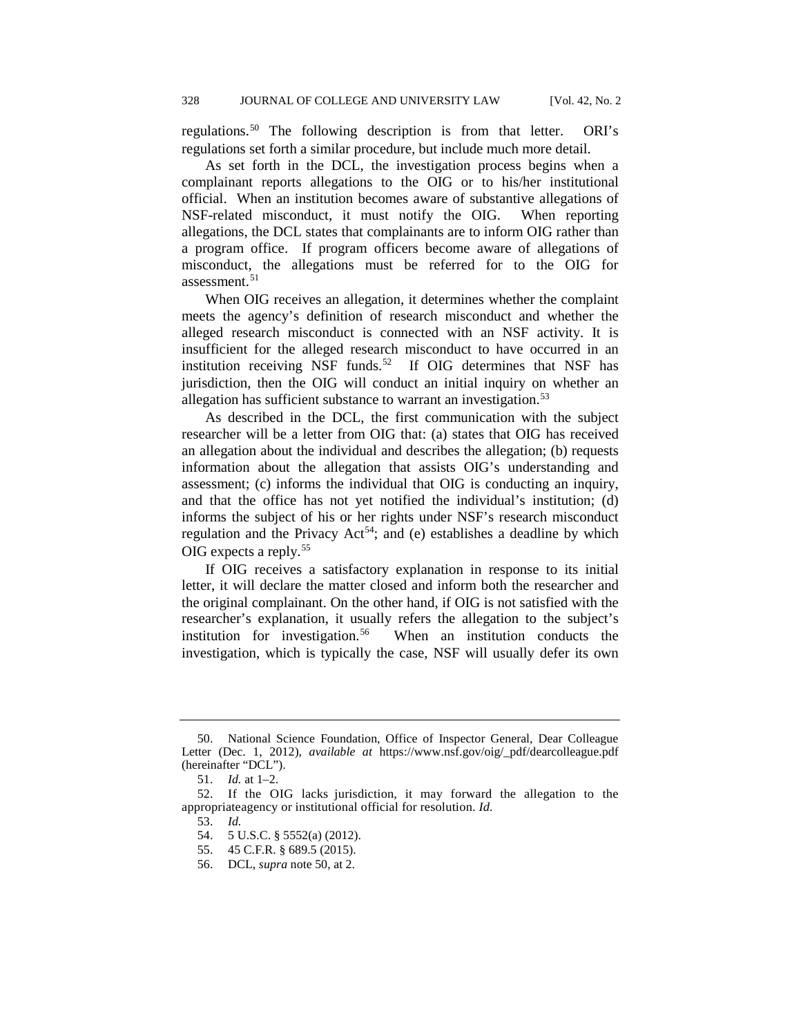regulations.[50] The following description is from that letter. ORI's regulations set forth a similar procedure, but include much more detail.

As set forth in the DCL, the investigation process begins when a complainant reports allegations to the OIG or to his/her institutional official. When an institution becomes aware of substantive allegations of NSF-related misconduct, it must notify the OIG. When reporting allegations, the DCL states that complainants are to inform OIG rather than a program office. If program officers become aware of allegations of misconduct, the allegations must be referred for to the OIG for assessment.[51]

When OIG receives an allegation, it determines whether the complaint meets the agency's definition of research misconduct and whether the alleged research misconduct is connected with an NSF activity. It is insufficient for the alleged research misconduct to have occurred in an institution receiving NSF funds.[52] If OIG determines that NSF has jurisdiction, then the OIG will conduct an initial inquiry on whether an allegation has sufficient substance to warrant an investigation.[53]

As described in the DCL, the first communication with the subject researcher will be a letter from OIG that: (a) states that OIG has received an allegation about the individual and describes the allegation; (b) requests information about the allegation that assists OIG's understanding and assessment; (c) informs the individual that OIG is conducting an inquiry, and that the office has not yet notified the individual's institution; (d) informs the subject of his or her rights under NSF's research misconduct regulation and the Privacy Act[54]; and (e) establishes a deadline by which OIG expects a reply.[55]

If OIG receives a satisfactory explanation in response to its initial letter, it will declare the matter closed and inform both the researcher and the original complainant. On the other hand, if OIG is not satisfied with the researcher's explanation, it usually refers the allegation to the subject's institution for investigation.[56] When an institution conducts the investigation, which is typically the case, NSF will usually defer its own

---

50. National Science Foundation, Office of Inspector General, Dear Colleague Letter (Dec. 1, 2012), *available at* https://www.nsf.gov/oig/_pdf/dearcolleague.pdf (hereinafter "DCL").

51. *Id.* at 1–2.

52. If the OIG lacks jurisdiction, it may forward the allegation to the appropriateagency or institutional official for resolution. *Id.*

53. *Id.*

54. 5 U.S.C. § 5552(a) (2012).

55. 45 C.F.R. § 689.5 (2015).

56. DCL, *supra* note 50, at 2.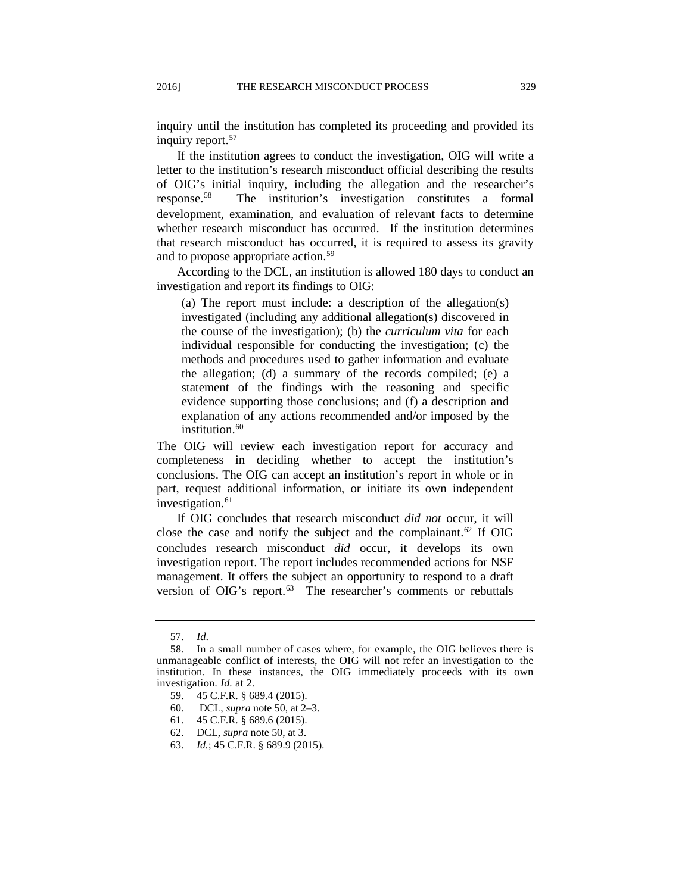inquiry until the institution has completed its proceeding and provided its inquiry report.[57]

If the institution agrees to conduct the investigation, OIG will write a letter to the institution's research misconduct official describing the results of OIG's initial inquiry, including the allegation and the researcher's response.[58] The institution's investigation constitutes a formal development, examination, and evaluation of relevant facts to determine whether research misconduct has occurred. If the institution determines that research misconduct has occurred, it is required to assess its gravity and to propose appropriate action.[59]

According to the DCL, an institution is allowed 180 days to conduct an investigation and report its findings to OIG:

> (a) The report must include: a description of the allegation(s) investigated (including any additional allegation(s) discovered in the course of the investigation); (b) the *curriculum vita* for each individual responsible for conducting the investigation; (c) the methods and procedures used to gather information and evaluate the allegation; (d) a summary of the records compiled; (e) a statement of the findings with the reasoning and specific evidence supporting those conclusions; and (f) a description and explanation of any actions recommended and/or imposed by the institution.[60]

The OIG will review each investigation report for accuracy and completeness in deciding whether to accept the institution's conclusions. The OIG can accept an institution's report in whole or in part, request additional information, or initiate its own independent investigation.[61]

If OIG concludes that research misconduct *did not* occur, it will close the case and notify the subject and the complainant.[62] If OIG concludes research misconduct *did* occur, it develops its own investigation report. The report includes recommended actions for NSF management. It offers the subject an opportunity to respond to a draft version of OIG's report.[63] The researcher's comments or rebuttals

---

57. *Id*.

58. In a small number of cases where, for example, the OIG believes there is unmanageable conflict of interests, the OIG will not refer an investigation to the institution. In these instances, the OIG immediately proceeds with its own investigation. *Id.* at 2.

59. 45 C.F.R. § 689.4 (2015).

60. DCL, *supra* note 50, at 2–3.

61. 45 C.F.R. § 689.6 (2015).

62. DCL, *supra* note 50, at 3.

63. *Id.*; 45 C.F.R. § 689.9 (2015).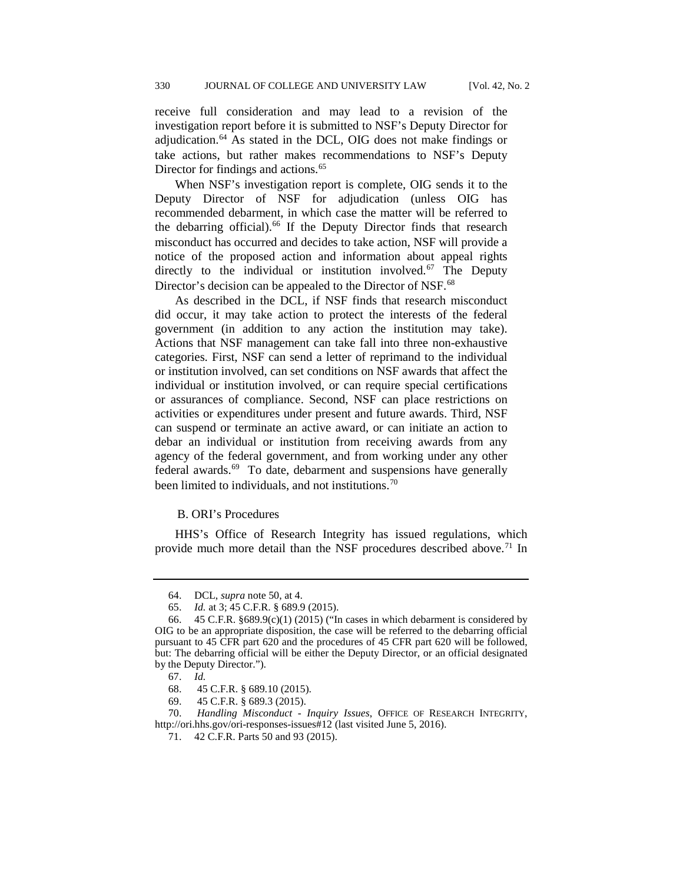receive full consideration and may lead to a revision of the investigation report before it is submitted to NSF's Deputy Director for adjudication.[64] As stated in the DCL, OIG does not make findings or take actions, but rather makes recommendations to NSF's Deputy Director for findings and actions.[65]

When NSF's investigation report is complete, OIG sends it to the Deputy Director of NSF for adjudication (unless OIG has recommended debarment, in which case the matter will be referred to the debarring official).[66] If the Deputy Director finds that research misconduct has occurred and decides to take action, NSF will provide a notice of the proposed action and information about appeal rights directly to the individual or institution involved.[67] The Deputy Director's decision can be appealed to the Director of NSF.[68]

As described in the DCL, if NSF finds that research misconduct did occur, it may take action to protect the interests of the federal government (in addition to any action the institution may take). Actions that NSF management can take fall into three non-exhaustive categories. First, NSF can send a letter of reprimand to the individual or institution involved, can set conditions on NSF awards that affect the individual or institution involved, or can require special certifications or assurances of compliance. Second, NSF can place restrictions on activities or expenditures under present and future awards. Third, NSF can suspend or terminate an active award, or can initiate an action to debar an individual or institution from receiving awards from any agency of the federal government, and from working under any other federal awards.[69] To date, debarment and suspensions have generally been limited to individuals, and not institutions.[70]

### B. ORI's Procedures

HHS's Office of Research Integrity has issued regulations, which provide much more detail than the NSF procedures described above.[71] In

---

64. DCL, *supra* note 50, at 4.

65. *Id.* at 3; 45 C.F.R. § 689.9 (2015).

66. 45 C.F.R. §689.9(c)(1) (2015) ("In cases in which debarment is considered by OIG to be an appropriate disposition, the case will be referred to the debarring official pursuant to 45 CFR part 620 and the procedures of 45 CFR part 620 will be followed, but: The debarring official will be either the Deputy Director, or an official designated by the Deputy Director.").

67. *Id.*

68. 45 C.F.R. § 689.10 (2015).

69. 45 C.F.R. § 689.3 (2015).

70. *Handling Misconduct - Inquiry Issues*, OFFICE OF RESEARCH INTEGRITY, http://ori.hhs.gov/ori-responses-issues#12 (last visited June 5, 2016).

71. 42 C.F.R. Parts 50 and 93 (2015).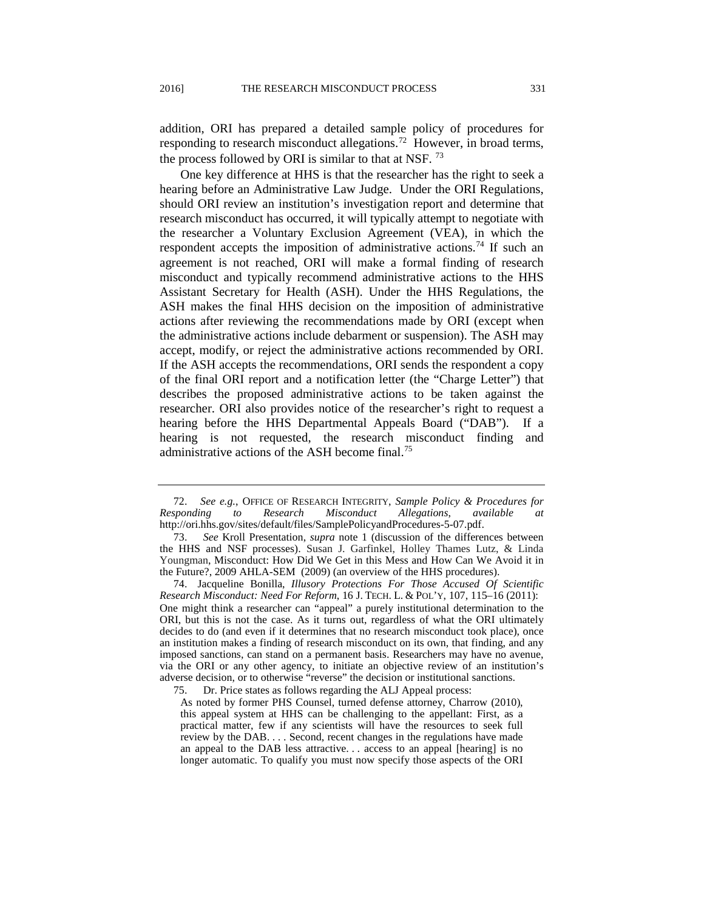addition, ORI has prepared a detailed sample policy of procedures for responding to research misconduct allegations.[72] However, in broad terms, the process followed by ORI is similar to that at NSF.[73]

One key difference at HHS is that the researcher has the right to seek a hearing before an Administrative Law Judge. Under the ORI Regulations, should ORI review an institution's investigation report and determine that research misconduct has occurred, it will typically attempt to negotiate with the researcher a Voluntary Exclusion Agreement (VEA), in which the respondent accepts the imposition of administrative actions.[74] If such an agreement is not reached, ORI will make a formal finding of research misconduct and typically recommend administrative actions to the HHS Assistant Secretary for Health (ASH). Under the HHS Regulations, the ASH makes the final HHS decision on the imposition of administrative actions after reviewing the recommendations made by ORI (except when the administrative actions include debarment or suspension). The ASH may accept, modify, or reject the administrative actions recommended by ORI. If the ASH accepts the recommendations, ORI sends the respondent a copy of the final ORI report and a notification letter (the "Charge Letter") that describes the proposed administrative actions to be taken against the researcher. ORI also provides notice of the researcher's right to request a hearing before the HHS Departmental Appeals Board ("DAB"). If a hearing is not requested, the research misconduct finding and administrative actions of the ASH become final.[75]

---

72. *See e.g.*, OFFICE OF RESEARCH INTEGRITY, *Sample Policy & Procedures for Responding to Research Misconduct Allegations*, *available at* http://ori.hhs.gov/sites/default/files/SamplePolicyandProcedures-5-07.pdf.

73. *See* Kroll Presentation, *supra* note 1 (discussion of the differences between the HHS and NSF processes). Susan J. Garfinkel, Holley Thames Lutz, & Linda Youngman, Misconduct: How Did We Get in this Mess and How Can We Avoid it in the Future?, 2009 AHLA-SEM (2009) (an overview of the HHS procedures).

74. Jacqueline Bonilla, *Illusory Protections For Those Accused Of Scientific Research Misconduct: Need For Reform*, 16 J. TECH. L. & POL'Y, 107, 115–16 (2011):

One might think a researcher can "appeal" a purely institutional determination to the ORI, but this is not the case. As it turns out, regardless of what the ORI ultimately decides to do (and even if it determines that no research misconduct took place), once an institution makes a finding of research misconduct on its own, that finding, and any imposed sanctions, can stand on a permanent basis. Researchers may have no avenue, via the ORI or any other agency, to initiate an objective review of an institution's adverse decision, or to otherwise "reverse" the decision or institutional sanctions.

75. Dr. Price states as follows regarding the ALJ Appeal process:

> As noted by former PHS Counsel, turned defense attorney, Charrow (2010), this appeal system at HHS can be challenging to the appellant: First, as a practical matter, few if any scientists will have the resources to seek full review by the DAB. . . . Second, recent changes in the regulations have made an appeal to the DAB less attractive. . . access to an appeal [hearing] is no longer automatic. To qualify you must now specify those aspects of the ORI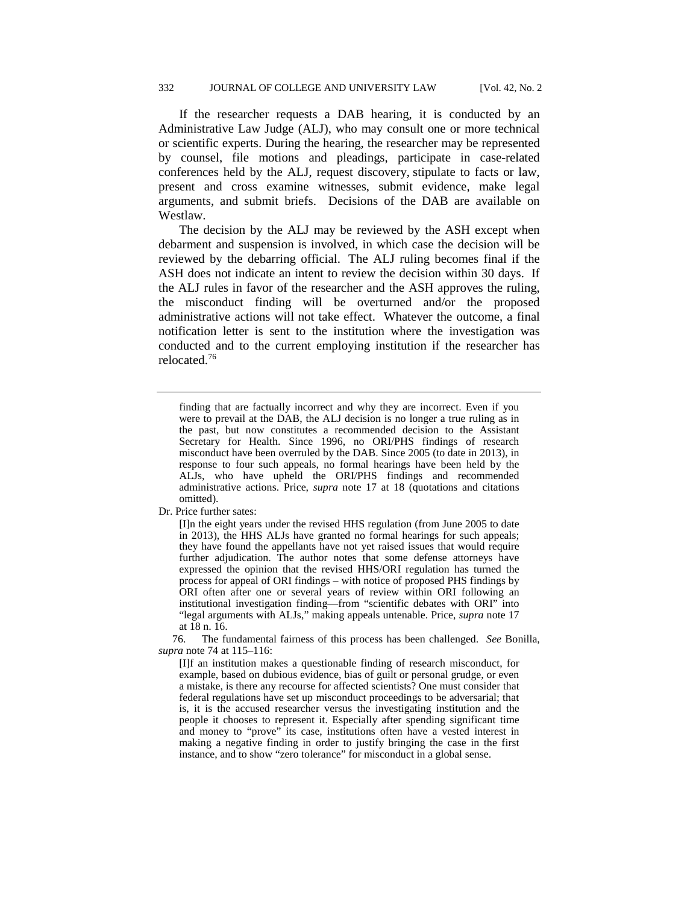If the researcher requests a DAB hearing, it is conducted by an Administrative Law Judge (ALJ), who may consult one or more technical or scientific experts. During the hearing, the researcher may be represented by counsel, file motions and pleadings, participate in case-related conferences held by the ALJ, request discovery, stipulate to facts or law, present and cross examine witnesses, submit evidence, make legal arguments, and submit briefs. Decisions of the DAB are available on Westlaw.

The decision by the ALJ may be reviewed by the ASH except when debarment and suspension is involved, in which case the decision will be reviewed by the debarring official. The ALJ ruling becomes final if the ASH does not indicate an intent to review the decision within 30 days. If the ALJ rules in favor of the researcher and the ASH approves the ruling, the misconduct finding will be overturned and/or the proposed administrative actions will not take effect. Whatever the outcome, a final notification letter is sent to the institution where the investigation was conducted and to the current employing institution if the researcher has relocated.[76]

---

> finding that are factually incorrect and why they are incorrect. Even if you were to prevail at the DAB, the ALJ decision is no longer a true ruling as in the past, but now constitutes a recommended decision to the Assistant Secretary for Health. Since 1996, no ORI/PHS findings of research misconduct have been overruled by the DAB. Since 2005 (to date in 2013), in response to four such appeals, no formal hearings have been held by the ALJs, who have upheld the ORI/PHS findings and recommended administrative actions. Price, *supra* note 17 at 18 (quotations and citations omitted).

Dr. Price further sates:

> [I]n the eight years under the revised HHS regulation (from June 2005 to date in 2013), the HHS ALJs have granted no formal hearings for such appeals; they have found the appellants have not yet raised issues that would require further adjudication. The author notes that some defense attorneys have expressed the opinion that the revised HHS/ORI regulation has turned the process for appeal of ORI findings – with notice of proposed PHS findings by ORI often after one or several years of review within ORI following an institutional investigation finding—from "scientific debates with ORI" into "legal arguments with ALJs," making appeals untenable. Price, *supra* note 17 at 18 n. 16.

76. The fundamental fairness of this process has been challenged. *See* Bonilla, *supra* note 74 at 115–116:

> [I]f an institution makes a questionable finding of research misconduct, for example, based on dubious evidence, bias of guilt or personal grudge, or even a mistake, is there any recourse for affected scientists? One must consider that federal regulations have set up misconduct proceedings to be adversarial; that is, it is the accused researcher versus the investigating institution and the people it chooses to represent it. Especially after spending significant time and money to "prove" its case, institutions often have a vested interest in making a negative finding in order to justify bringing the case in the first instance, and to show "zero tolerance" for misconduct in a global sense.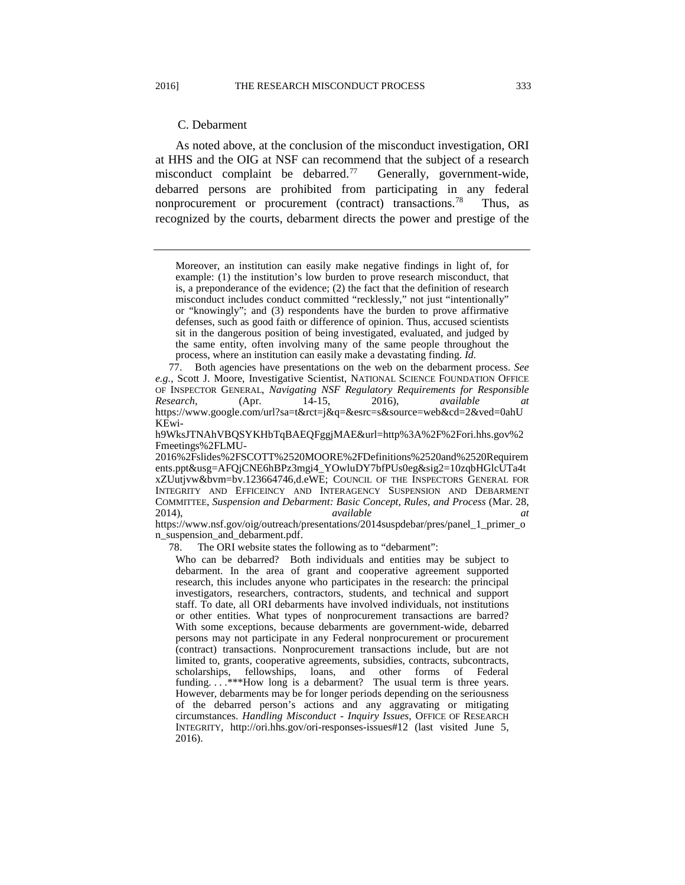### C. Debarment

As noted above, at the conclusion of the misconduct investigation, ORI at HHS and the OIG at NSF can recommend that the subject of a research misconduct complaint be debarred.[77] Generally, government-wide, debarred persons are prohibited from participating in any federal nonprocurement or procurement (contract) transactions.[78] Thus, as recognized by the courts, debarment directs the power and prestige of the

---

> Moreover, an institution can easily make negative findings in light of, for example: (1) the institution's low burden to prove research misconduct, that is, a preponderance of the evidence; (2) the fact that the definition of research misconduct includes conduct committed "recklessly," not just "intentionally" or "knowingly"; and (3) respondents have the burden to prove affirmative defenses, such as good faith or difference of opinion. Thus, accused scientists sit in the dangerous position of being investigated, evaluated, and judged by the same entity, often involving many of the same people throughout the process, where an institution can easily make a devastating finding. *Id.*

77. Both agencies have presentations on the web on the debarment process. *See e.g.*, Scott J. Moore, Investigative Scientist, NATIONAL SCIENCE FOUNDATION OFFICE OF INSPECTOR GENERAL, *Navigating NSF Regulatory Requirements for Responsible Research*, (Apr. 14-15, 2016), *available at* https://www.google.com/url?sa=t&rct=j&q=&esrc=s&source=web&cd=2&ved=0ahUKEwi-h9WksJTNAhVBQSYKHbTqBAEQFggjMAE&url=http%3A%2F%2Fori.hhs.gov%2Fmeetings%2FLMU-2016%2Fslides%2FSCOTT%2520MOORE%2FDefinitions%2520and%2520Requirements.ppt&usg=AFQjCNE6hBPz3mgi4_YOwluDY7bfPUs0eg&sig2=10zqbHGlcUTa4txZUutjvw&bvm=bv.123664746,d.eWE; COUNCIL OF THE INSPECTORS GENERAL FOR INTEGRITY AND EFFICEINCY AND INTERAGENCY SUSPENSION AND DEBARMENT COMMITTEE, *Suspension and Debarment: Basic Concept, Rules, and Process* (Mar. 28, 2014), *available at* https://www.nsf.gov/oig/outreach/presentations/2014suspdebar/pres/panel_1_primer_on_suspension_and_debarment.pdf.

78. The ORI website states the following as to "debarment":

> Who can be debarred? Both individuals and entities may be subject to debarment. In the area of grant and cooperative agreement supported research, this includes anyone who participates in the research: the principal investigators, researchers, contractors, students, and technical and support staff. To date, all ORI debarments have involved individuals, not institutions or other entities. What types of nonprocurement transactions are barred? With some exceptions, because debarments are government-wide, debarred persons may not participate in any Federal nonprocurement or procurement (contract) transactions. Nonprocurement transactions include, but are not limited to, grants, cooperative agreements, subsidies, contracts, subcontracts, scholarships, fellowships, loans, and other forms of Federal funding. . . .***How long is a debarment? The usual term is three years. However, debarments may be for longer periods depending on the seriousness of the debarred person's actions and any aggravating or mitigating circumstances. *Handling Misconduct - Inquiry Issues*, OFFICE OF RESEARCH INTEGRITY, http://ori.hhs.gov/ori-responses-issues#12 (last visited June 5, 2016).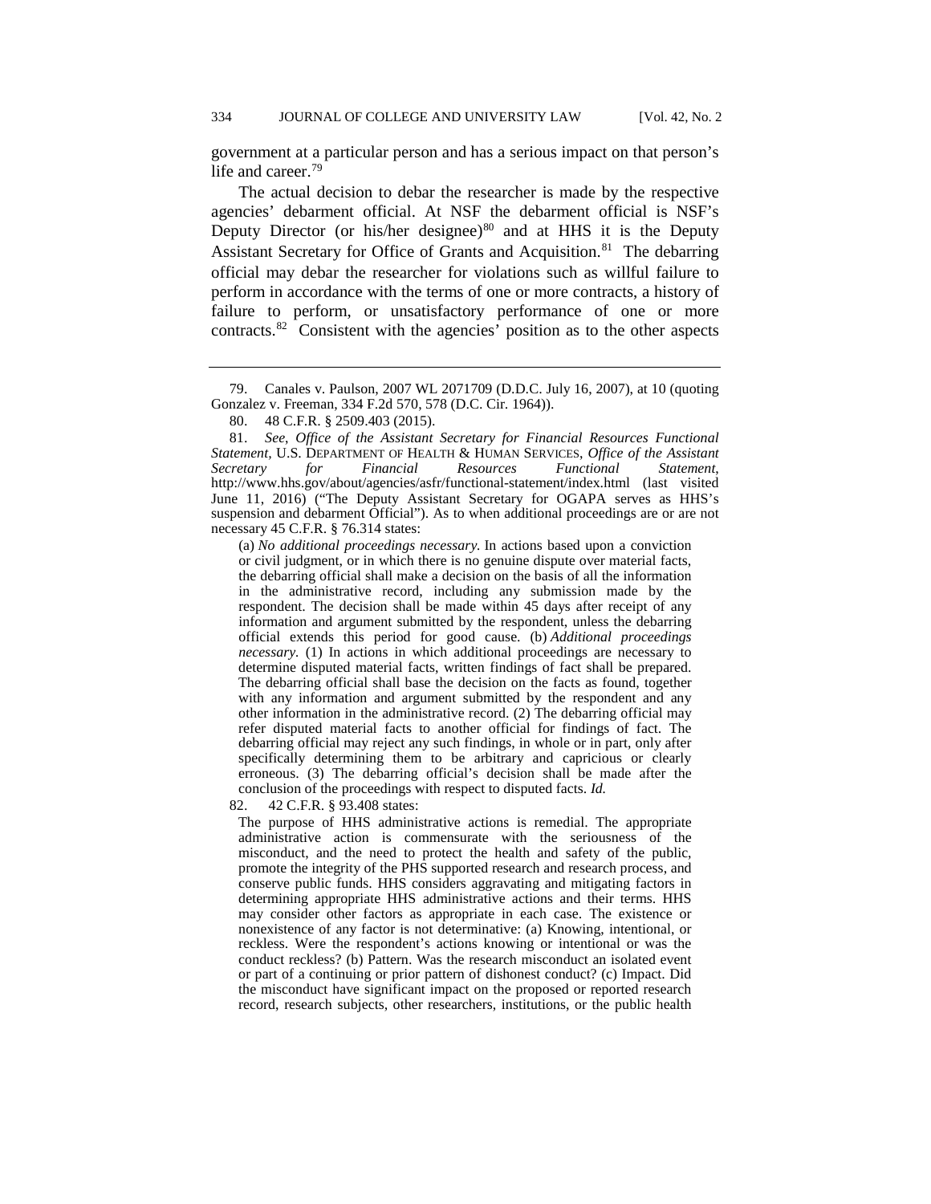government at a particular person and has a serious impact on that person's life and career.[79]

The actual decision to debar the researcher is made by the respective agencies' debarment official. At NSF the debarment official is NSF's Deputy Director (or his/her designee)[80] and at HHS it is the Deputy Assistant Secretary for Office of Grants and Acquisition.[81] The debarring official may debar the researcher for violations such as willful failure to perform in accordance with the terms of one or more contracts, a history of failure to perform, or unsatisfactory performance of one or more contracts.[82] Consistent with the agencies' position as to the other aspects

---

79. Canales v. Paulson, 2007 WL 2071709 (D.D.C. July 16, 2007), at 10 (quoting Gonzalez v. Freeman, 334 F.2d 570, 578 (D.C. Cir. 1964)).

80. 48 C.F.R. § 2509.403 (2015).

81. *See*, *Office of the Assistant Secretary for Financial Resources Functional Statement*, U.S. DEPARTMENT OF HEALTH & HUMAN SERVICES, *Office of the Assistant Secretary for Financial Resources Functional Statement*, http://www.hhs.gov/about/agencies/asfr/functional-statement/index.html (last visited June 11, 2016) ("The Deputy Assistant Secretary for OGAPA serves as HHS's suspension and debarment Official"). As to when additional proceedings are or are not necessary 45 C.F.R. § 76.314 states:

> (a) *No additional proceedings necessary.* In actions based upon a conviction or civil judgment, or in which there is no genuine dispute over material facts, the debarring official shall make a decision on the basis of all the information in the administrative record, including any submission made by the respondent. The decision shall be made within 45 days after receipt of any information and argument submitted by the respondent, unless the debarring official extends this period for good cause. (b) *Additional proceedings necessary.* (1) In actions in which additional proceedings are necessary to determine disputed material facts, written findings of fact shall be prepared. The debarring official shall base the decision on the facts as found, together with any information and argument submitted by the respondent and any other information in the administrative record. (2) The debarring official may refer disputed material facts to another official for findings of fact. The debarring official may reject any such findings, in whole or in part, only after specifically determining them to be arbitrary and capricious or clearly erroneous. (3) The debarring official's decision shall be made after the conclusion of the proceedings with respect to disputed facts. *Id.*

82. 42 C.F.R. § 93.408 states:

> The purpose of HHS administrative actions is remedial. The appropriate administrative action is commensurate with the seriousness of the misconduct, and the need to protect the health and safety of the public, promote the integrity of the PHS supported research and research process, and conserve public funds. HHS considers aggravating and mitigating factors in determining appropriate HHS administrative actions and their terms. HHS may consider other factors as appropriate in each case. The existence or nonexistence of any factor is not determinative: (a) Knowing, intentional, or reckless. Were the respondent's actions knowing or intentional or was the conduct reckless? (b) Pattern. Was the research misconduct an isolated event or part of a continuing or prior pattern of dishonest conduct? (c) Impact. Did the misconduct have significant impact on the proposed or reported research record, research subjects, other researchers, institutions, or the public health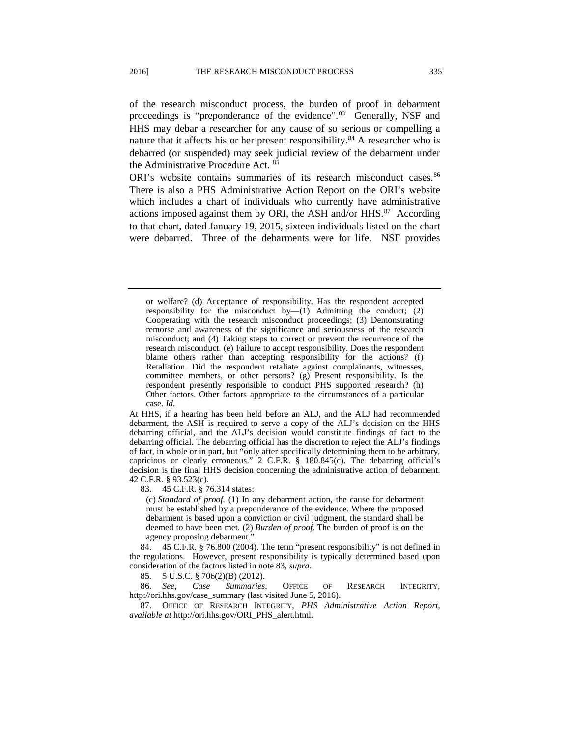of the research misconduct process, the burden of proof in debarment proceedings is "preponderance of the evidence".[83] Generally, NSF and HHS may debar a researcher for any cause of so serious or compelling a nature that it affects his or her present responsibility.[84] A researcher who is debarred (or suspended) may seek judicial review of the debarment under the Administrative Procedure Act. [85]

ORI's website contains summaries of its research misconduct cases.[86] There is also a PHS Administrative Action Report on the ORI's website which includes a chart of individuals who currently have administrative actions imposed against them by ORI, the ASH and/or HHS.[87] According to that chart, dated January 19, 2015, sixteen individuals listed on the chart were debarred. Three of the debarments were for life. NSF provides

---

> or welfare? (d) Acceptance of responsibility. Has the respondent accepted responsibility for the misconduct by—(1) Admitting the conduct; (2) Cooperating with the research misconduct proceedings; (3) Demonstrating remorse and awareness of the significance and seriousness of the research misconduct; and (4) Taking steps to correct or prevent the recurrence of the research misconduct. (e) Failure to accept responsibility. Does the respondent blame others rather than accepting responsibility for the actions? (f) Retaliation. Did the respondent retaliate against complainants, witnesses, committee members, or other persons? (g) Present responsibility. Is the respondent presently responsible to conduct PHS supported research? (h) Other factors. Other factors appropriate to the circumstances of a particular case. *Id.*

At HHS, if a hearing has been held before an ALJ, and the ALJ had recommended debarment, the ASH is required to serve a copy of the ALJ's decision on the HHS debarring official, and the ALJ's decision would constitute findings of fact to the debarring official. The debarring official has the discretion to reject the ALJ's findings of fact, in whole or in part, but "only after specifically determining them to be arbitrary, capricious or clearly erroneous." 2 C.F.R. § 180.845(c). The debarring official's decision is the final HHS decision concerning the administrative action of debarment. 42 C.F.R. § 93.523(c).

83. 45 C.F.R. § 76.314 states:

> (c) *Standard of proof.* (1) In any debarment action, the cause for debarment must be established by a preponderance of the evidence. Where the proposed debarment is based upon a conviction or civil judgment, the standard shall be deemed to have been met. (2) *Burden of proof.* The burden of proof is on the agency proposing debarment."

84. 45 C.F.R. § 76.800 (2004). The term "present responsibility" is not defined in the regulations. However, present responsibility is typically determined based upon consideration of the factors listed in note 83, *supra*.

85. 5 U.S.C. § 706(2)(B) (2012).

86. *See*, *Case Summaries*, OFFICE OF RESEARCH INTEGRITY, http://ori.hhs.gov/case_summary (last visited June 5, 2016).

87. OFFICE OF RESEARCH INTEGRITY, *PHS Administrative Action Report*, *available at* http://ori.hhs.gov/ORI_PHS_alert.html.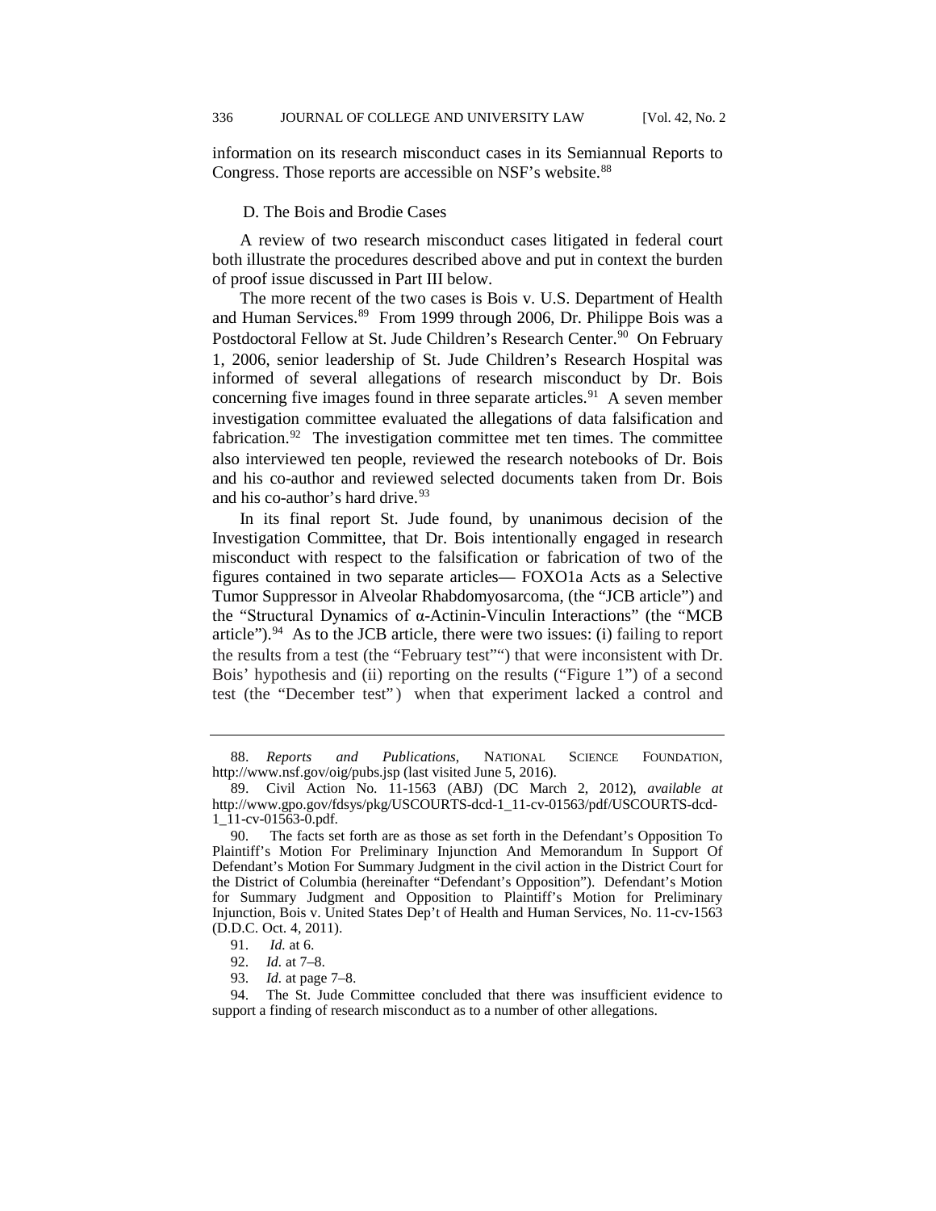information on its research misconduct cases in its Semiannual Reports to Congress. Those reports are accessible on NSF's website.[88]

D. The Bois and Brodie Cases

A review of two research misconduct cases litigated in federal court both illustrate the procedures described above and put in context the burden of proof issue discussed in Part III below.

The more recent of the two cases is Bois v. U.S. Department of Health and Human Services.[89] From 1999 through 2006, Dr. Philippe Bois was a Postdoctoral Fellow at St. Jude Children's Research Center.[90] On February 1, 2006, senior leadership of St. Jude Children's Research Hospital was informed of several allegations of research misconduct by Dr. Bois concerning five images found in three separate articles.[91] A seven member investigation committee evaluated the allegations of data falsification and fabrication.[92] The investigation committee met ten times. The committee also interviewed ten people, reviewed the research notebooks of Dr. Bois and his co-author and reviewed selected documents taken from Dr. Bois and his co-author's hard drive.[93]

In its final report St. Jude found, by unanimous decision of the Investigation Committee, that Dr. Bois intentionally engaged in research misconduct with respect to the falsification or fabrication of two of the figures contained in two separate articles— FOXO1a Acts as a Selective Tumor Suppressor in Alveolar Rhabdomyosarcoma, (the "JCB article") and the "Structural Dynamics of α-Actinin-Vinculin Interactions" (the "MCB article").[94] As to the JCB article, there were two issues: (i) failing to report the results from a test (the "February test"") that were inconsistent with Dr. Bois' hypothesis and (ii) reporting on the results ("Figure 1") of a second test (the "December test") when that experiment lacked a control and

---

88. *Reports and Publications*, NATIONAL SCIENCE FOUNDATION, http://www.nsf.gov/oig/pubs.jsp (last visited June 5, 2016).

89. Civil Action No. 11-1563 (ABJ) (DC March 2, 2012), *available at* http://www.gpo.gov/fdsys/pkg/USCOURTS-dcd-1_11-cv-01563/pdf/USCOURTS-dcd-1_11-cv-01563-0.pdf.

90. The facts set forth are as those as set forth in the Defendant's Opposition To Plaintiff's Motion For Preliminary Injunction And Memorandum In Support Of Defendant's Motion For Summary Judgment in the civil action in the District Court for the District of Columbia (hereinafter "Defendant's Opposition"). Defendant's Motion for Summary Judgment and Opposition to Plaintiff's Motion for Preliminary Injunction, Bois v. United States Dep't of Health and Human Services, No. 11-cv-1563 (D.D.C. Oct. 4, 2011).

91. *Id.* at 6.

92. *Id.* at 7–8.

93. *Id.* at page 7–8.

94. The St. Jude Committee concluded that there was insufficient evidence to support a finding of research misconduct as to a number of other allegations.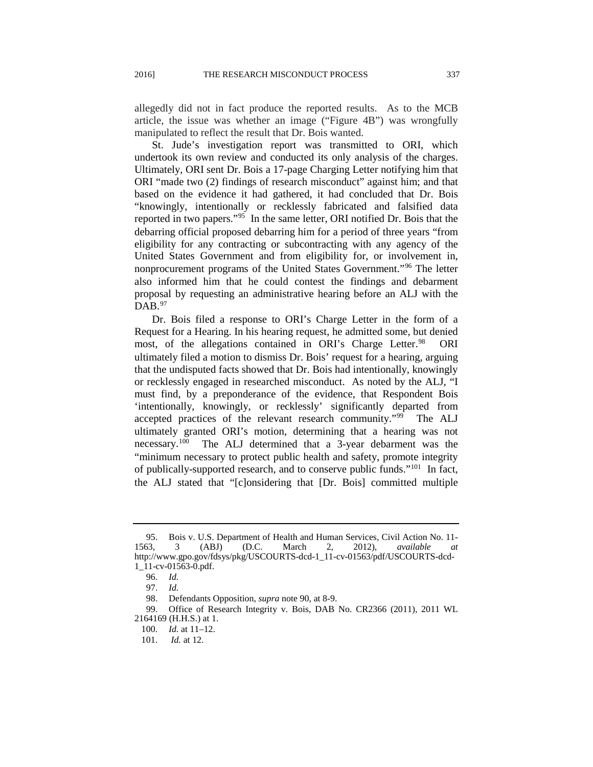allegedly did not in fact produce the reported results. As to the MCB article, the issue was whether an image ("Figure 4B") was wrongfully manipulated to reflect the result that Dr. Bois wanted.

St. Jude's investigation report was transmitted to ORI, which undertook its own review and conducted its only analysis of the charges. Ultimately, ORI sent Dr. Bois a 17-page Charging Letter notifying him that ORI "made two (2) findings of research misconduct" against him; and that based on the evidence it had gathered, it had concluded that Dr. Bois "knowingly, intentionally or recklessly fabricated and falsified data reported in two papers."[95] In the same letter, ORI notified Dr. Bois that the debarring official proposed debarring him for a period of three years "from eligibility for any contracting or subcontracting with any agency of the United States Government and from eligibility for, or involvement in, nonprocurement programs of the United States Government."[96] The letter also informed him that he could contest the findings and debarment proposal by requesting an administrative hearing before an ALJ with the DAB.[97]

Dr. Bois filed a response to ORI's Charge Letter in the form of a Request for a Hearing. In his hearing request, he admitted some, but denied most, of the allegations contained in ORI's Charge Letter.[98] ORI ultimately filed a motion to dismiss Dr. Bois' request for a hearing, arguing that the undisputed facts showed that Dr. Bois had intentionally, knowingly or recklessly engaged in researched misconduct. As noted by the ALJ, "I must find, by a preponderance of the evidence, that Respondent Bois 'intentionally, knowingly, or recklessly' significantly departed from accepted practices of the relevant research community."[99] The ALJ ultimately granted ORI's motion, determining that a hearing was not necessary.[100] The ALJ determined that a 3-year debarment was the "minimum necessary to protect public health and safety, promote integrity of publically-supported research, and to conserve public funds."[101] In fact, the ALJ stated that "[c]onsidering that [Dr. Bois] committed multiple

---

95. Bois v. U.S. Department of Health and Human Services, Civil Action No. 11-1563, 3 (ABJ) (D.C. March 2, 2012), *available at* http://www.gpo.gov/fdsys/pkg/USCOURTS-dcd-1_11-cv-01563/pdf/USCOURTS-dcd-1_11-cv-01563-0.pdf.

96. *Id.*

97. *Id.*

98. Defendants Opposition, *supra* note 90, at 8-9.

99. Office of Research Integrity v. Bois, DAB No. CR2366 (2011), 2011 WL 2164169 (H.H.S.) at 1.

100. *Id.* at 11–12.

101. *Id.* at 12.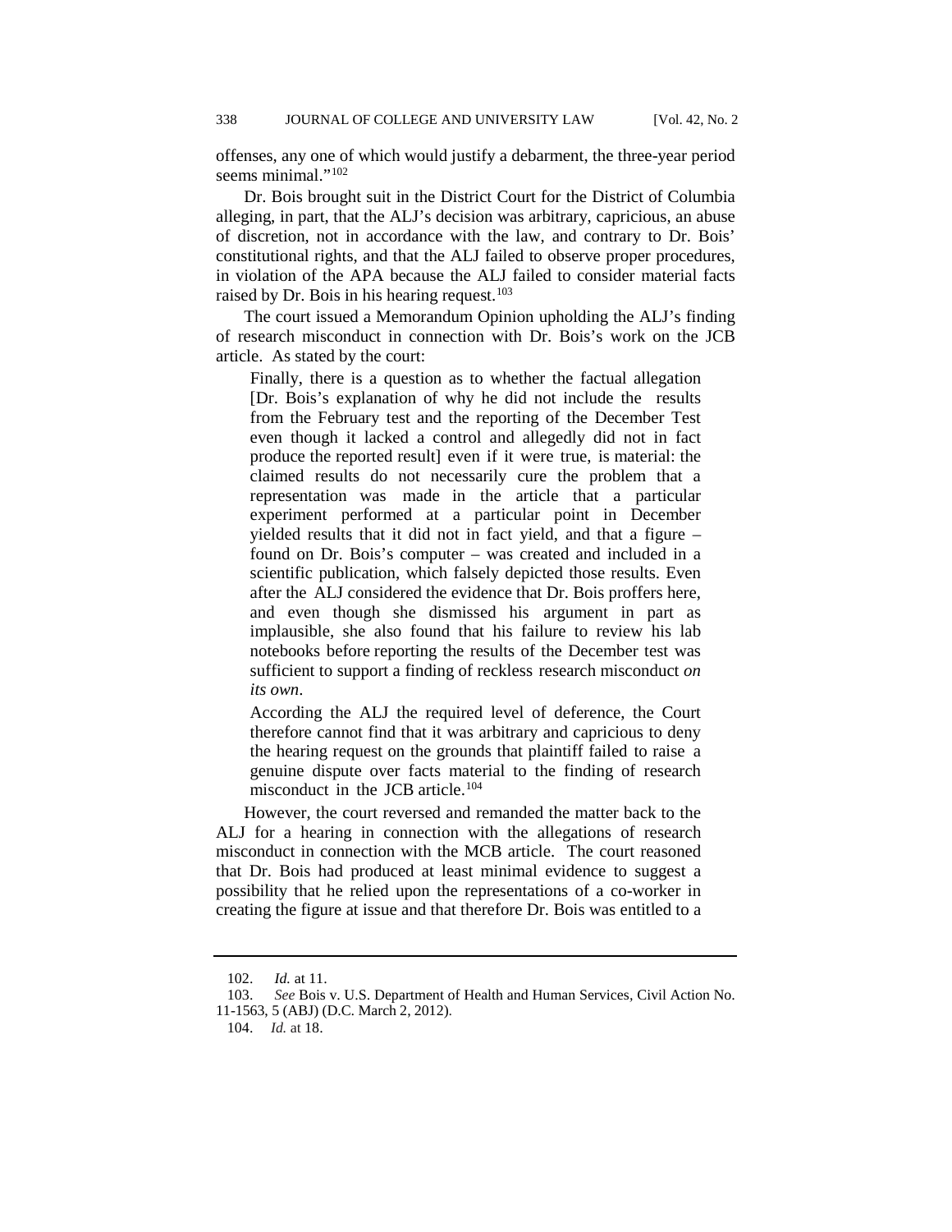offenses, any one of which would justify a debarment, the three-year period seems minimal."[102]

Dr. Bois brought suit in the District Court for the District of Columbia alleging, in part, that the ALJ's decision was arbitrary, capricious, an abuse of discretion, not in accordance with the law, and contrary to Dr. Bois' constitutional rights, and that the ALJ failed to observe proper procedures, in violation of the APA because the ALJ failed to consider material facts raised by Dr. Bois in his hearing request.[103]

The court issued a Memorandum Opinion upholding the ALJ's finding of research misconduct in connection with Dr. Bois's work on the JCB article. As stated by the court:

> Finally, there is a question as to whether the factual allegation [Dr. Bois's explanation of why he did not include the results from the February test and the reporting of the December Test even though it lacked a control and allegedly did not in fact produce the reported result] even if it were true, is material: the claimed results do not necessarily cure the problem that a representation was made in the article that a particular experiment performed at a particular point in December yielded results that it did not in fact yield, and that a figure – found on Dr. Bois's computer – was created and included in a scientific publication, which falsely depicted those results. Even after the ALJ considered the evidence that Dr. Bois proffers here, and even though she dismissed his argument in part as implausible, she also found that his failure to review his lab notebooks before reporting the results of the December test was sufficient to support a finding of reckless research misconduct *on its own*.
>
> According the ALJ the required level of deference, the Court therefore cannot find that it was arbitrary and capricious to deny the hearing request on the grounds that plaintiff failed to raise a genuine dispute over facts material to the finding of research misconduct in the JCB article.[104]

However, the court reversed and remanded the matter back to the ALJ for a hearing in connection with the allegations of research misconduct in connection with the MCB article. The court reasoned that Dr. Bois had produced at least minimal evidence to suggest a possibility that he relied upon the representations of a co-worker in creating the figure at issue and that therefore Dr. Bois was entitled to a

---

102. *Id.* at 11.

103. *See* Bois v. U.S. Department of Health and Human Services, Civil Action No. 11-1563, 5 (ABJ) (D.C. March 2, 2012).

104. *Id.* at 18.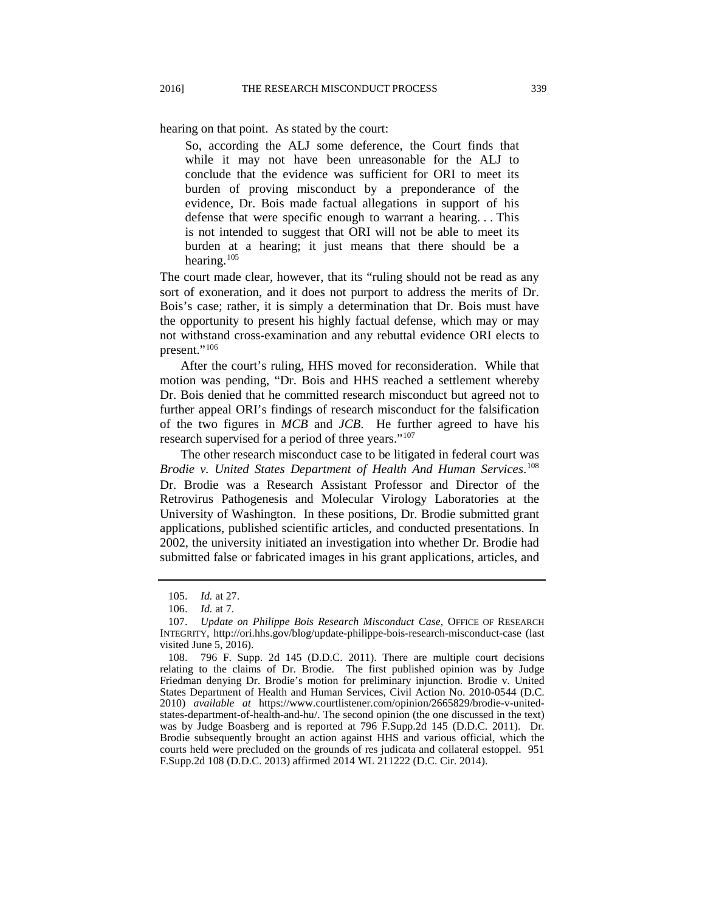hearing on that point. As stated by the court:

> So, according the ALJ some deference, the Court finds that while it may not have been unreasonable for the ALJ to conclude that the evidence was sufficient for ORI to meet its burden of proving misconduct by a preponderance of the evidence, Dr. Bois made factual allegations in support of his defense that were specific enough to warrant a hearing. . . This is not intended to suggest that ORI will not be able to meet its burden at a hearing; it just means that there should be a hearing.[105]

The court made clear, however, that its "ruling should not be read as any sort of exoneration, and it does not purport to address the merits of Dr. Bois's case; rather, it is simply a determination that Dr. Bois must have the opportunity to present his highly factual defense, which may or may not withstand cross-examination and any rebuttal evidence ORI elects to present."[106]

After the court's ruling, HHS moved for reconsideration. While that motion was pending, "Dr. Bois and HHS reached a settlement whereby Dr. Bois denied that he committed research misconduct but agreed not to further appeal ORI's findings of research misconduct for the falsification of the two figures in *MCB* and *JCB*. He further agreed to have his research supervised for a period of three years."[107]

The other research misconduct case to be litigated in federal court was *Brodie v. United States Department of Health And Human Services*.[108] Dr. Brodie was a Research Assistant Professor and Director of the Retrovirus Pathogenesis and Molecular Virology Laboratories at the University of Washington. In these positions, Dr. Brodie submitted grant applications, published scientific articles, and conducted presentations. In 2002, the university initiated an investigation into whether Dr. Brodie had submitted false or fabricated images in his grant applications, articles, and

---

105. *Id.* at 27.

106. *Id.* at 7.

107. *Update on Philippe Bois Research Misconduct Case*, OFFICE OF RESEARCH INTEGRITY, http://ori.hhs.gov/blog/update-philippe-bois-research-misconduct-case (last visited June 5, 2016).

108. 796 F. Supp. 2d 145 (D.D.C. 2011). There are multiple court decisions relating to the claims of Dr. Brodie. The first published opinion was by Judge Friedman denying Dr. Brodie's motion for preliminary injunction. Brodie v. United States Department of Health and Human Services, Civil Action No. 2010-0544 (D.C. 2010) *available at* https://www.courtlistener.com/opinion/2665829/brodie-v-united-states-department-of-health-and-hu/. The second opinion (the one discussed in the text) was by Judge Boasberg and is reported at 796 F.Supp.2d 145 (D.D.C. 2011). Dr. Brodie subsequently brought an action against HHS and various official, which the courts held were precluded on the grounds of res judicata and collateral estoppel. 951 F.Supp.2d 108 (D.D.C. 2013) affirmed 2014 WL 211222 (D.C. Cir. 2014).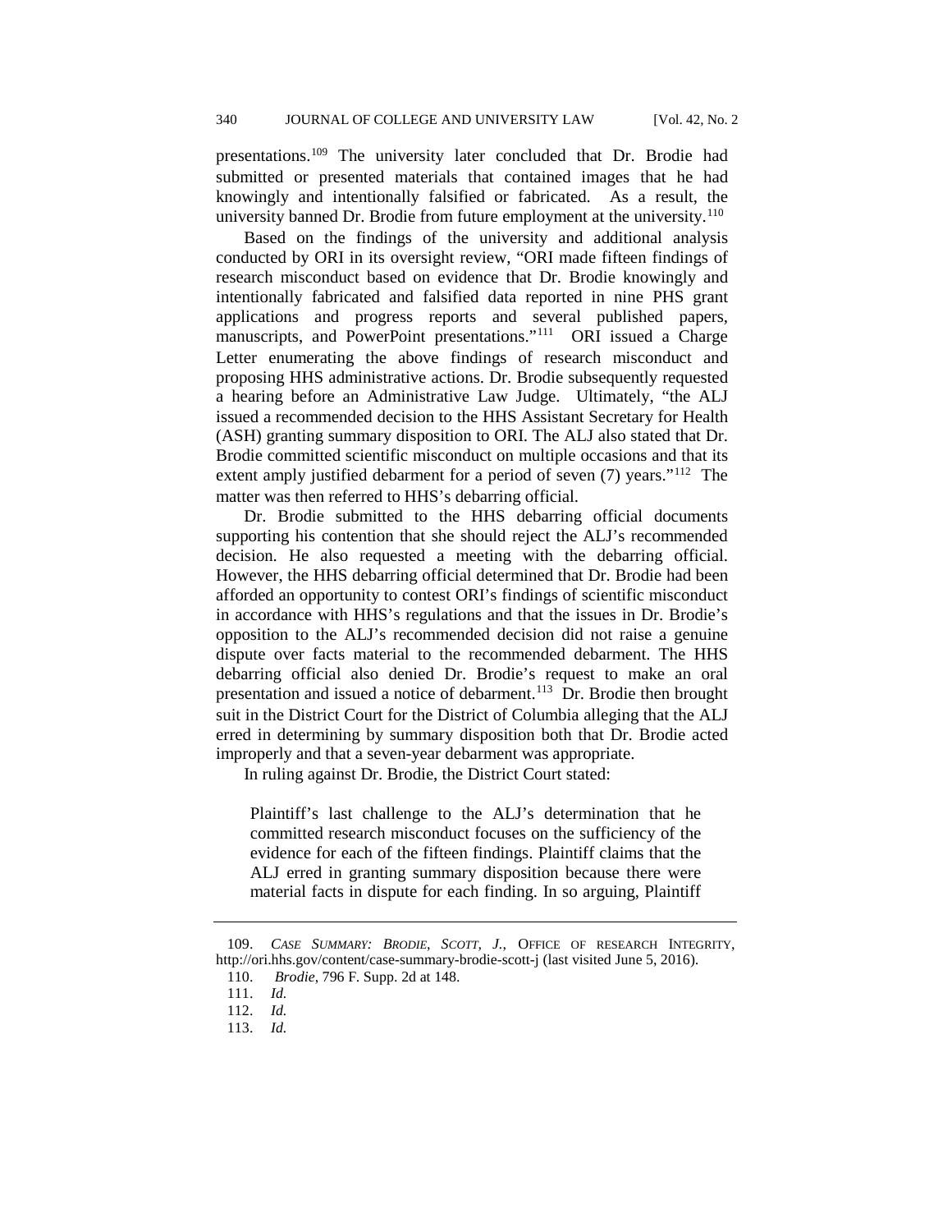presentations.[109] The university later concluded that Dr. Brodie had submitted or presented materials that contained images that he had knowingly and intentionally falsified or fabricated. As a result, the university banned Dr. Brodie from future employment at the university.[110]

Based on the findings of the university and additional analysis conducted by ORI in its oversight review, "ORI made fifteen findings of research misconduct based on evidence that Dr. Brodie knowingly and intentionally fabricated and falsified data reported in nine PHS grant applications and progress reports and several published papers, manuscripts, and PowerPoint presentations."[111] ORI issued a Charge Letter enumerating the above findings of research misconduct and proposing HHS administrative actions. Dr. Brodie subsequently requested a hearing before an Administrative Law Judge. Ultimately, "the ALJ issued a recommended decision to the HHS Assistant Secretary for Health (ASH) granting summary disposition to ORI. The ALJ also stated that Dr. Brodie committed scientific misconduct on multiple occasions and that its extent amply justified debarment for a period of seven (7) years."[112] The matter was then referred to HHS's debarring official.

Dr. Brodie submitted to the HHS debarring official documents supporting his contention that she should reject the ALJ's recommended decision. He also requested a meeting with the debarring official. However, the HHS debarring official determined that Dr. Brodie had been afforded an opportunity to contest ORI's findings of scientific misconduct in accordance with HHS's regulations and that the issues in Dr. Brodie's opposition to the ALJ's recommended decision did not raise a genuine dispute over facts material to the recommended debarment. The HHS debarring official also denied Dr. Brodie's request to make an oral presentation and issued a notice of debarment.[113] Dr. Brodie then brought suit in the District Court for the District of Columbia alleging that the ALJ erred in determining by summary disposition both that Dr. Brodie acted improperly and that a seven-year debarment was appropriate.

In ruling against Dr. Brodie, the District Court stated:

> Plaintiff's last challenge to the ALJ's determination that he committed research misconduct focuses on the sufficiency of the evidence for each of the fifteen findings. Plaintiff claims that the ALJ erred in granting summary disposition because there were material facts in dispute for each finding. In so arguing, Plaintiff

---

109. *Case Summary: Brodie, Scott, J.*, Office of Research Integrity, http://ori.hhs.gov/content/case-summary-brodie-scott-j (last visited June 5, 2016).

110. *Brodie*, 796 F. Supp. 2d at 148.

111. *Id.*

112. *Id.*

113. *Id.*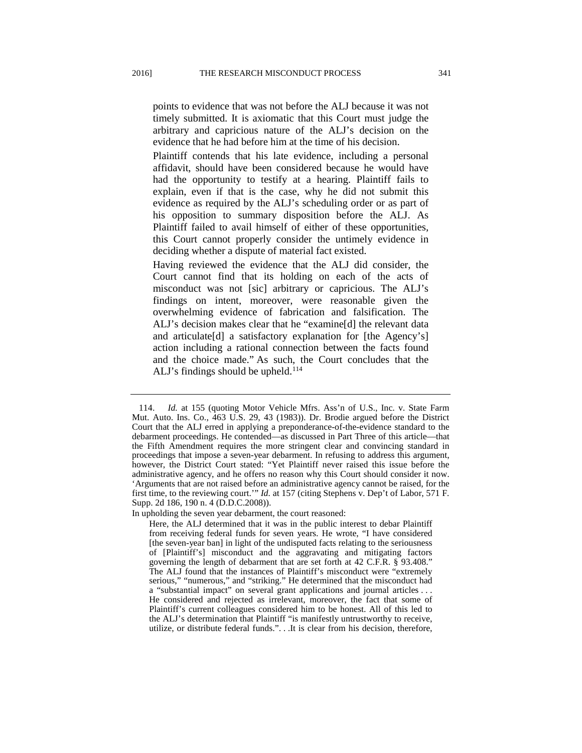> points to evidence that was not before the ALJ because it was not timely submitted. It is axiomatic that this Court must judge the arbitrary and capricious nature of the ALJ's decision on the evidence that he had before him at the time of his decision.
>
> Plaintiff contends that his late evidence, including a personal affidavit, should have been considered because he would have had the opportunity to testify at a hearing. Plaintiff fails to explain, even if that is the case, why he did not submit this evidence as required by the ALJ's scheduling order or as part of his opposition to summary disposition before the ALJ. As Plaintiff failed to avail himself of either of these opportunities, this Court cannot properly consider the untimely evidence in deciding whether a dispute of material fact existed.
>
> Having reviewed the evidence that the ALJ did consider, the Court cannot find that its holding on each of the acts of misconduct was not [sic] arbitrary or capricious. The ALJ's findings on intent, moreover, were reasonable given the overwhelming evidence of fabrication and falsification. The ALJ's decision makes clear that he "examine[d] the relevant data and articulate[d] a satisfactory explanation for [the Agency's] action including a rational connection between the facts found and the choice made." As such, the Court concludes that the ALJ's findings should be upheld.[114]

---

114. *Id.* at 155 (quoting Motor Vehicle Mfrs. Ass'n of U.S., Inc. v. State Farm Mut. Auto. Ins. Co., 463 U.S. 29, 43 (1983)). Dr. Brodie argued before the District Court that the ALJ erred in applying a preponderance-of-the-evidence standard to the debarment proceedings. He contended—as discussed in Part Three of this article—that the Fifth Amendment requires the more stringent clear and convincing standard in proceedings that impose a seven-year debarment. In refusing to address this argument, however, the District Court stated: "Yet Plaintiff never raised this issue before the administrative agency, and he offers no reason why this Court should consider it now. 'Arguments that are not raised before an administrative agency cannot be raised, for the first time, to the reviewing court.'" *Id.* at 157 (citing Stephens v. Dep't of Labor, 571 F. Supp. 2d 186, 190 n. 4 (D.D.C.2008)).

In upholding the seven year debarment, the court reasoned:

> Here, the ALJ determined that it was in the public interest to debar Plaintiff from receiving federal funds for seven years. He wrote, "I have considered [the seven-year ban] in light of the undisputed facts relating to the seriousness of [Plaintiff's] misconduct and the aggravating and mitigating factors governing the length of debarment that are set forth at 42 C.F.R. § 93.408." The ALJ found that the instances of Plaintiff's misconduct were "extremely serious," "numerous," and "striking." He determined that the misconduct had a "substantial impact" on several grant applications and journal articles . . . He considered and rejected as irrelevant, moreover, the fact that some of Plaintiff's current colleagues considered him to be honest. All of this led to the ALJ's determination that Plaintiff "is manifestly untrustworthy to receive, utilize, or distribute federal funds.". . .It is clear from his decision, therefore,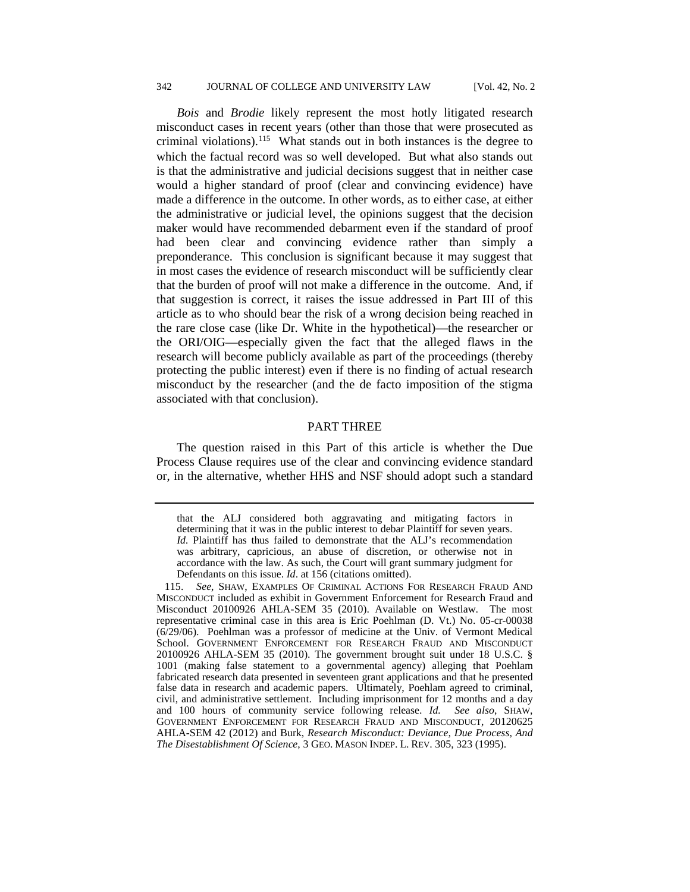*Bois* and *Brodie* likely represent the most hotly litigated research misconduct cases in recent years (other than those that were prosecuted as criminal violations).[115] What stands out in both instances is the degree to which the factual record was so well developed. But what also stands out is that the administrative and judicial decisions suggest that in neither case would a higher standard of proof (clear and convincing evidence) have made a difference in the outcome. In other words, as to either case, at either the administrative or judicial level, the opinions suggest that the decision maker would have recommended debarment even if the standard of proof had been clear and convincing evidence rather than simply a preponderance. This conclusion is significant because it may suggest that in most cases the evidence of research misconduct will be sufficiently clear that the burden of proof will not make a difference in the outcome. And, if that suggestion is correct, it raises the issue addressed in Part III of this article as to who should bear the risk of a wrong decision being reached in the rare close case (like Dr. White in the hypothetical)—the researcher or the ORI/OIG—especially given the fact that the alleged flaws in the research will become publicly available as part of the proceedings (thereby protecting the public interest) even if there is no finding of actual research misconduct by the researcher (and the de facto imposition of the stigma associated with that conclusion).

## PART THREE

The question raised in this Part of this article is whether the Due Process Clause requires use of the clear and convincing evidence standard or, in the alternative, whether HHS and NSF should adopt such a standard

---

> that the ALJ considered both aggravating and mitigating factors in determining that it was in the public interest to debar Plaintiff for seven years. *Id.* Plaintiff has thus failed to demonstrate that the ALJ's recommendation was arbitrary, capricious, an abuse of discretion, or otherwise not in accordance with the law. As such, the Court will grant summary judgment for Defendants on this issue. *Id*. at 156 (citations omitted).

115. *See*, SHAW, EXAMPLES OF CRIMINAL ACTIONS FOR RESEARCH FRAUD AND MISCONDUCT included as exhibit in Government Enforcement for Research Fraud and Misconduct 20100926 AHLA-SEM 35 (2010). Available on Westlaw. The most representative criminal case in this area is Eric Poehlman (D. Vt.) No. 05-cr-00038 (6/29/06). Poehlman was a professor of medicine at the Univ. of Vermont Medical School. GOVERNMENT ENFORCEMENT FOR RESEARCH FRAUD AND MISCONDUCT 20100926 AHLA-SEM 35 (2010). The government brought suit under 18 U.S.C. § 1001 (making false statement to a governmental agency) alleging that Poehlam fabricated research data presented in seventeen grant applications and that he presented false data in research and academic papers. Ultimately, Poehlam agreed to criminal, civil, and administrative settlement. Including imprisonment for 12 months and a day and 100 hours of community service following release. *Id.* *See also*, SHAW, GOVERNMENT ENFORCEMENT FOR RESEARCH FRAUD AND MISCONDUCT, 20120625 AHLA-SEM 42 (2012) and Burk, *Research Misconduct: Deviance, Due Process, And The Disestablishment Of Science*, 3 GEO. MASON INDEP. L. REV. 305, 323 (1995).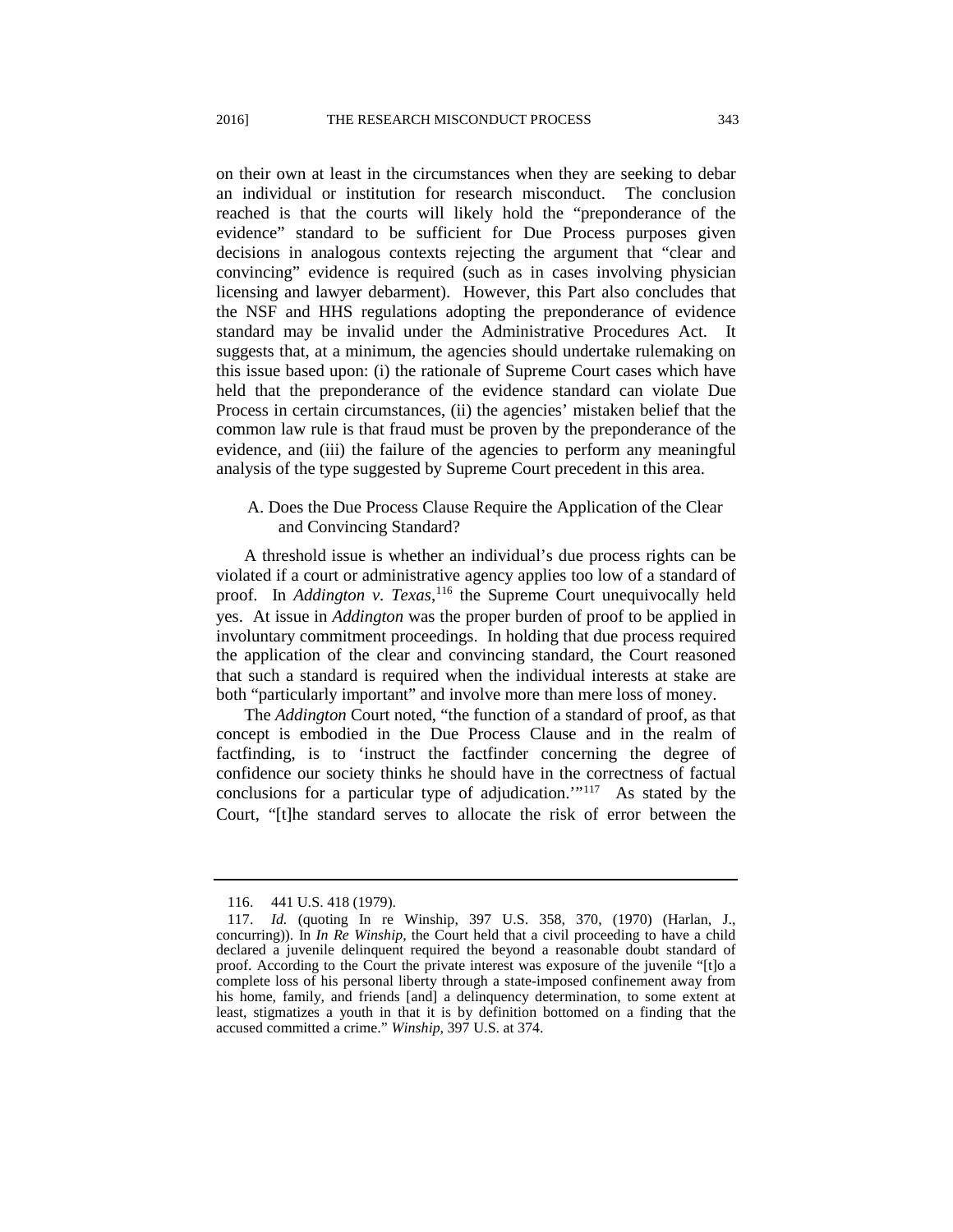on their own at least in the circumstances when they are seeking to debar an individual or institution for research misconduct. The conclusion reached is that the courts will likely hold the "preponderance of the evidence" standard to be sufficient for Due Process purposes given decisions in analogous contexts rejecting the argument that "clear and convincing" evidence is required (such as in cases involving physician licensing and lawyer debarment). However, this Part also concludes that the NSF and HHS regulations adopting the preponderance of evidence standard may be invalid under the Administrative Procedures Act. It suggests that, at a minimum, the agencies should undertake rulemaking on this issue based upon: (i) the rationale of Supreme Court cases which have held that the preponderance of the evidence standard can violate Due Process in certain circumstances, (ii) the agencies' mistaken belief that the common law rule is that fraud must be proven by the preponderance of the evidence, and (iii) the failure of the agencies to perform any meaningful analysis of the type suggested by Supreme Court precedent in this area.

### A. Does the Due Process Clause Require the Application of the Clear and Convincing Standard?

A threshold issue is whether an individual's due process rights can be violated if a court or administrative agency applies too low of a standard of proof. In *Addington v. Texas*,[116] the Supreme Court unequivocally held yes. At issue in *Addington* was the proper burden of proof to be applied in involuntary commitment proceedings. In holding that due process required the application of the clear and convincing standard, the Court reasoned that such a standard is required when the individual interests at stake are both "particularly important" and involve more than mere loss of money.

The *Addington* Court noted, "the function of a standard of proof, as that concept is embodied in the Due Process Clause and in the realm of factfinding, is to 'instruct the factfinder concerning the degree of confidence our society thinks he should have in the correctness of factual conclusions for a particular type of adjudication.'"[117] As stated by the Court, "[t]he standard serves to allocate the risk of error between the

---

116. 441 U.S. 418 (1979).

117. *Id.* (quoting In re Winship, 397 U.S. 358, 370, (1970) (Harlan, J., concurring)). In *In Re Winship*, the Court held that a civil proceeding to have a child declared a juvenile delinquent required the beyond a reasonable doubt standard of proof. According to the Court the private interest was exposure of the juvenile "[t]o a complete loss of his personal liberty through a state-imposed confinement away from his home, family, and friends [and] a delinquency determination, to some extent at least, stigmatizes a youth in that it is by definition bottomed on a finding that the accused committed a crime." *Winship*, 397 U.S. at 374.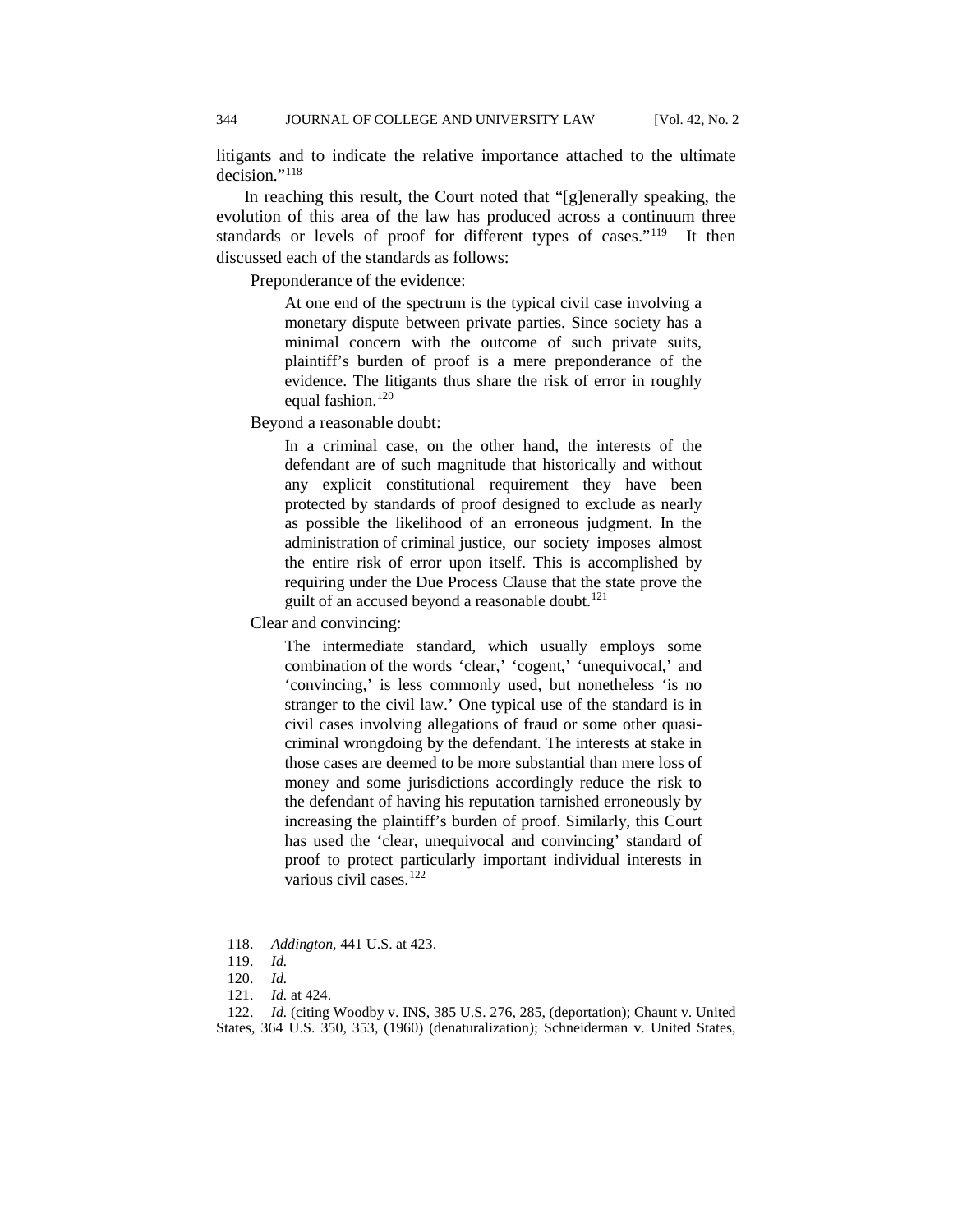litigants and to indicate the relative importance attached to the ultimate decision."[118]

In reaching this result, the Court noted that "[g]enerally speaking, the evolution of this area of the law has produced across a continuum three standards or levels of proof for different types of cases."[119] It then discussed each of the standards as follows:

Preponderance of the evidence:

> At one end of the spectrum is the typical civil case involving a monetary dispute between private parties. Since society has a minimal concern with the outcome of such private suits, plaintiff's burden of proof is a mere preponderance of the evidence. The litigants thus share the risk of error in roughly equal fashion.[120]

Beyond a reasonable doubt:

> In a criminal case, on the other hand, the interests of the defendant are of such magnitude that historically and without any explicit constitutional requirement they have been protected by standards of proof designed to exclude as nearly as possible the likelihood of an erroneous judgment. In the administration of criminal justice, our society imposes almost the entire risk of error upon itself. This is accomplished by requiring under the Due Process Clause that the state prove the guilt of an accused beyond a reasonable doubt.[121]

Clear and convincing:

> The intermediate standard, which usually employs some combination of the words 'clear,' 'cogent,' 'unequivocal,' and 'convincing,' is less commonly used, but nonetheless 'is no stranger to the civil law.' One typical use of the standard is in civil cases involving allegations of fraud or some other quasi-criminal wrongdoing by the defendant. The interests at stake in those cases are deemed to be more substantial than mere loss of money and some jurisdictions accordingly reduce the risk to the defendant of having his reputation tarnished erroneously by increasing the plaintiff's burden of proof. Similarly, this Court has used the 'clear, unequivocal and convincing' standard of proof to protect particularly important individual interests in various civil cases.[122]

---

118. *Addington*, 441 U.S. at 423.

119. *Id.*

120. *Id.*

121. *Id.* at 424.

122. *Id.* (citing Woodby v. INS, 385 U.S. 276, 285, (deportation); Chaunt v. United States, 364 U.S. 350, 353, (1960) (denaturalization); Schneiderman v. United States,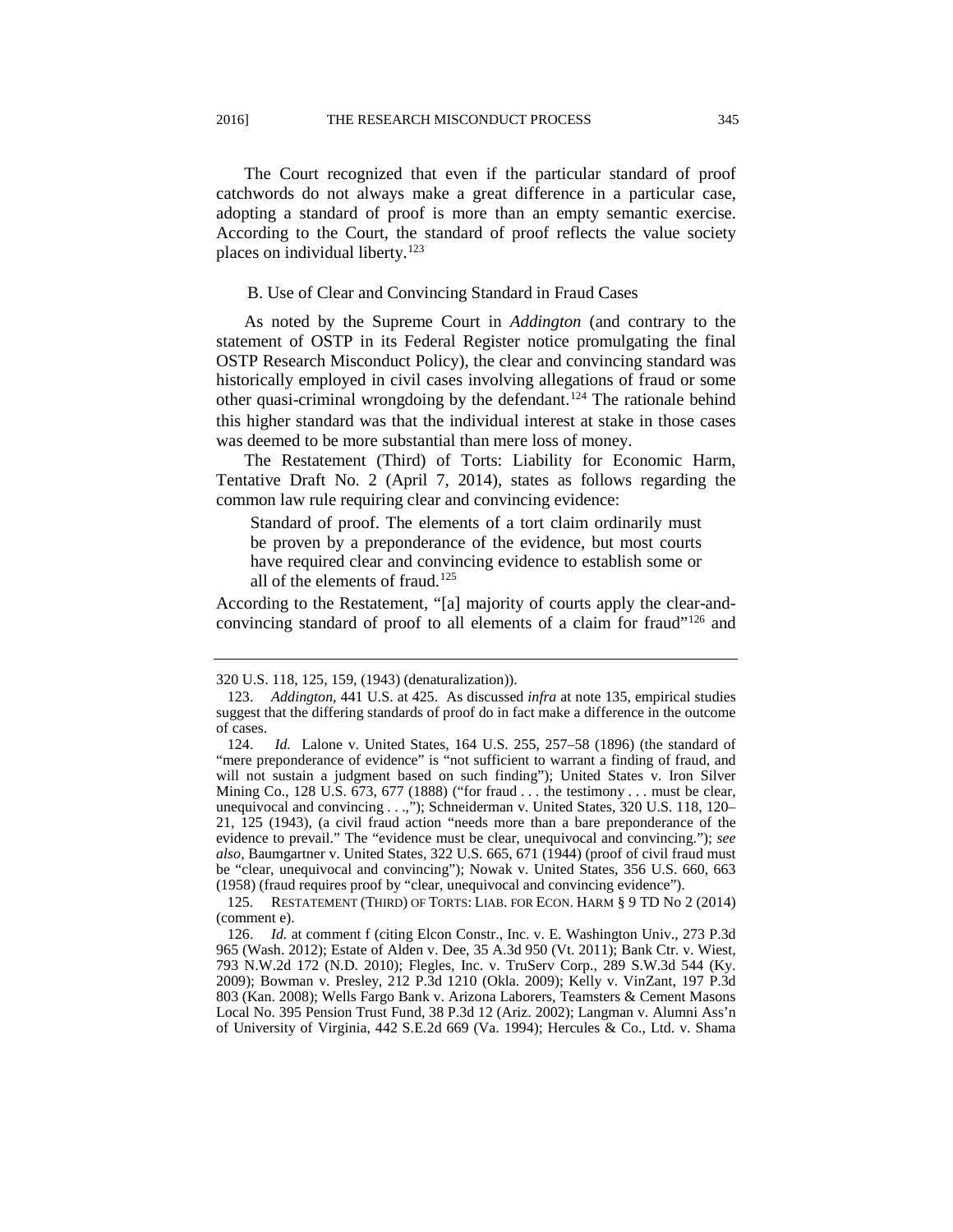The Court recognized that even if the particular standard of proof catchwords do not always make a great difference in a particular case, adopting a standard of proof is more than an empty semantic exercise. According to the Court, the standard of proof reflects the value society places on individual liberty.[123]

### B. Use of Clear and Convincing Standard in Fraud Cases

As noted by the Supreme Court in *Addington* (and contrary to the statement of OSTP in its Federal Register notice promulgating the final OSTP Research Misconduct Policy), the clear and convincing standard was historically employed in civil cases involving allegations of fraud or some other quasi-criminal wrongdoing by the defendant.[124] The rationale behind this higher standard was that the individual interest at stake in those cases was deemed to be more substantial than mere loss of money.

The Restatement (Third) of Torts: Liability for Economic Harm, Tentative Draft No. 2 (April 7, 2014), states as follows regarding the common law rule requiring clear and convincing evidence:

> Standard of proof. The elements of a tort claim ordinarily must be proven by a preponderance of the evidence, but most courts have required clear and convincing evidence to establish some or all of the elements of fraud.[125]

According to the Restatement, "[a] majority of courts apply the clear-and-convincing standard of proof to all elements of a claim for fraud"[126] and

---

320 U.S. 118, 125, 159, (1943) (denaturalization)).

123. *Addington*, 441 U.S. at 425. As discussed *infra* at note 135, empirical studies suggest that the differing standards of proof do in fact make a difference in the outcome of cases.

124. *Id.* Lalone v. United States, 164 U.S. 255, 257–58 (1896) (the standard of "mere preponderance of evidence" is "not sufficient to warrant a finding of fraud, and will not sustain a judgment based on such finding"); United States v. Iron Silver Mining Co., 128 U.S. 673, 677 (1888) ("for fraud . . . the testimony . . . must be clear, unequivocal and convincing . . .,"); Schneiderman v. United States, 320 U.S. 118, 120–21, 125 (1943), (a civil fraud action "needs more than a bare preponderance of the evidence to prevail." The "evidence must be clear, unequivocal and convincing."); *see also,* Baumgartner v. United States, 322 U.S. 665, 671 (1944) (proof of civil fraud must be "clear, unequivocal and convincing"); Nowak v. United States, 356 U.S. 660, 663 (1958) (fraud requires proof by "clear, unequivocal and convincing evidence").

125. RESTATEMENT (THIRD) OF TORTS: LIAB. FOR ECON. HARM § 9 TD No 2 (2014) (comment e).

126. *Id.* at comment f (citing Elcon Constr., Inc. v. E. Washington Univ., 273 P.3d 965 (Wash. 2012); Estate of Alden v. Dee, 35 A.3d 950 (Vt. 2011); Bank Ctr. v. Wiest, 793 N.W.2d 172 (N.D. 2010); Flegles, Inc. v. TruServ Corp., 289 S.W.3d 544 (Ky. 2009); Bowman v. Presley, 212 P.3d 1210 (Okla. 2009); Kelly v. VinZant, 197 P.3d 803 (Kan. 2008); Wells Fargo Bank v. Arizona Laborers, Teamsters & Cement Masons Local No. 395 Pension Trust Fund, 38 P.3d 12 (Ariz. 2002); Langman v. Alumni Ass'n of University of Virginia, 442 S.E.2d 669 (Va. 1994); Hercules & Co., Ltd. v. Shama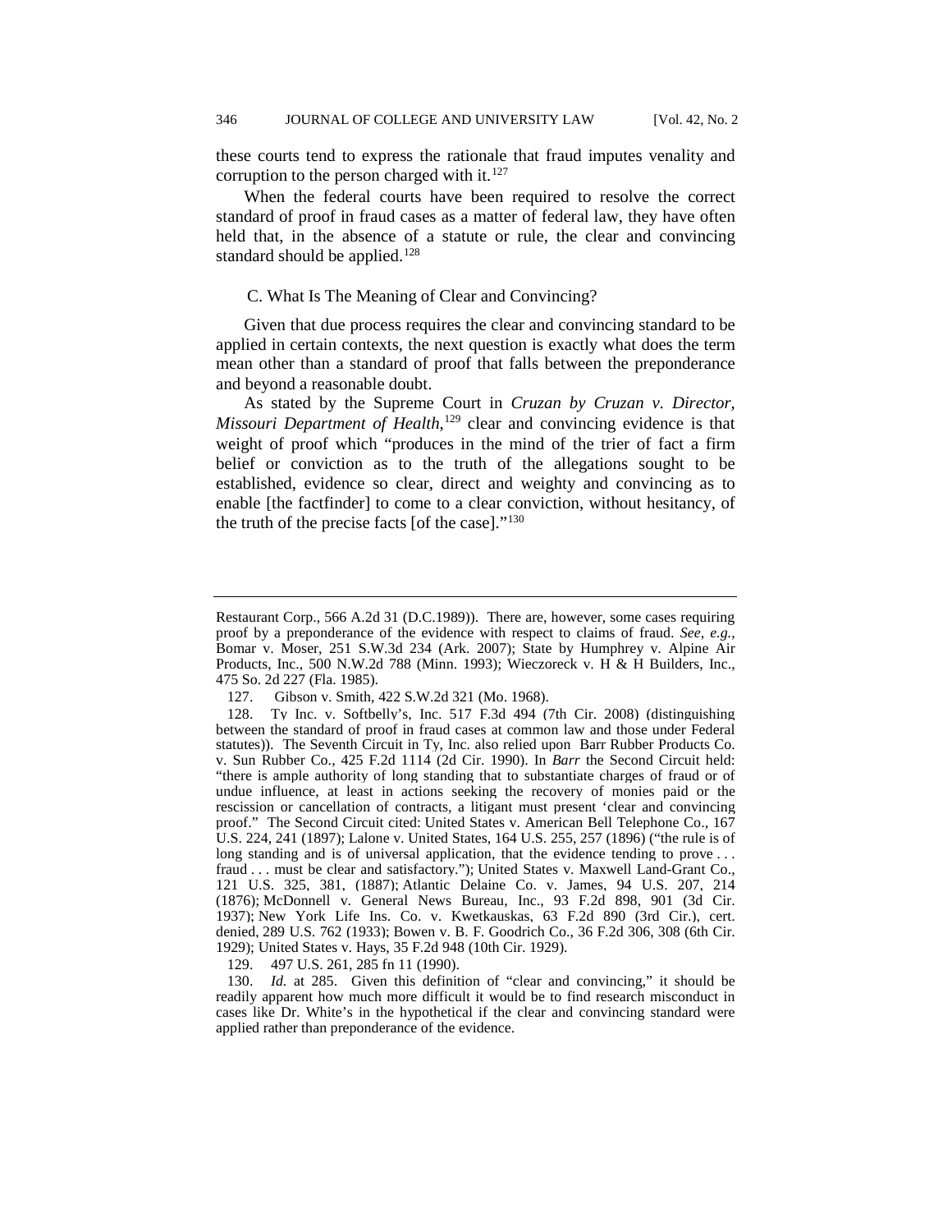these courts tend to express the rationale that fraud imputes venality and corruption to the person charged with it.[127]

When the federal courts have been required to resolve the correct standard of proof in fraud cases as a matter of federal law, they have often held that, in the absence of a statute or rule, the clear and convincing standard should be applied.[128]

### C. What Is The Meaning of Clear and Convincing?

Given that due process requires the clear and convincing standard to be applied in certain contexts, the next question is exactly what does the term mean other than a standard of proof that falls between the preponderance and beyond a reasonable doubt.

As stated by the Supreme Court in *Cruzan by Cruzan v. Director, Missouri Department of Health*,[129] clear and convincing evidence is that weight of proof which "produces in the mind of the trier of fact a firm belief or conviction as to the truth of the allegations sought to be established, evidence so clear, direct and weighty and convincing as to enable [the factfinder] to come to a clear conviction, without hesitancy, of the truth of the precise facts [of the case]."[130]

---

Restaurant Corp., 566 A.2d 31 (D.C.1989)). There are, however, some cases requiring proof by a preponderance of the evidence with respect to claims of fraud. *See, e.g.*, Bomar v. Moser, 251 S.W.3d 234 (Ark. 2007); State by Humphrey v. Alpine Air Products, Inc., 500 N.W.2d 788 (Minn. 1993); Wieczoreck v. H & H Builders, Inc., 475 So. 2d 227 (Fla. 1985).

127. Gibson v. Smith, 422 S.W.2d 321 (Mo. 1968).

128. Ty Inc. v. Softbelly's, Inc. 517 F.3d 494 (7th Cir. 2008) (distinguishing between the standard of proof in fraud cases at common law and those under Federal statutes)). The Seventh Circuit in Ty, Inc. also relied upon Barr Rubber Products Co. v. Sun Rubber Co., 425 F.2d 1114 (2d Cir. 1990). In *Barr* the Second Circuit held: "there is ample authority of long standing that to substantiate charges of fraud or of undue influence, at least in actions seeking the recovery of monies paid or the rescission or cancellation of contracts, a litigant must present 'clear and convincing proof." The Second Circuit cited: United States v. American Bell Telephone Co., 167 U.S. 224, 241 (1897); Lalone v. United States, 164 U.S. 255, 257 (1896) ("the rule is of long standing and is of universal application, that the evidence tending to prove . . . fraud . . . must be clear and satisfactory."); United States v. Maxwell Land-Grant Co., 121 U.S. 325, 381, (1887); Atlantic Delaine Co. v. James, 94 U.S. 207, 214 (1876); McDonnell v. General News Bureau, Inc., 93 F.2d 898, 901 (3d Cir. 1937); New York Life Ins. Co. v. Kwetkauskas, 63 F.2d 890 (3rd Cir.), cert. denied, 289 U.S. 762 (1933); Bowen v. B. F. Goodrich Co., 36 F.2d 306, 308 (6th Cir. 1929); United States v. Hays, 35 F.2d 948 (10th Cir. 1929).

129. 497 U.S. 261, 285 fn 11 (1990).

130. *Id.* at 285. Given this definition of "clear and convincing," it should be readily apparent how much more difficult it would be to find research misconduct in cases like Dr. White's in the hypothetical if the clear and convincing standard were applied rather than preponderance of the evidence.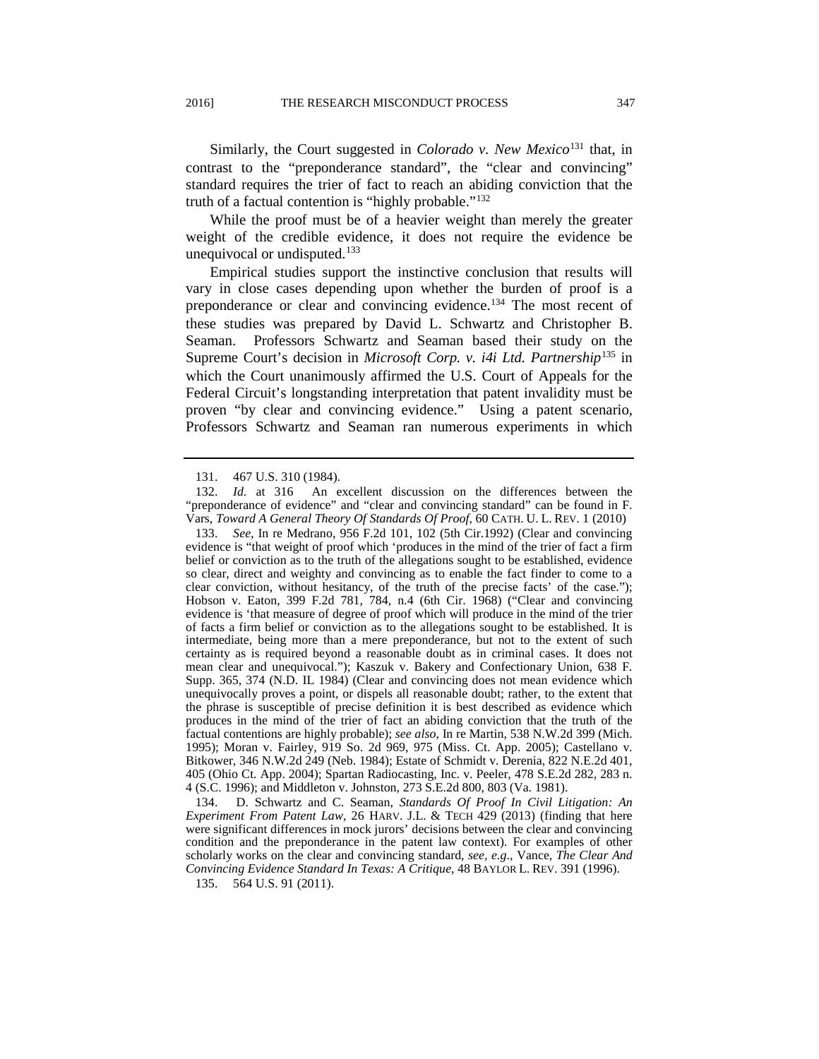Similarly, the Court suggested in *Colorado v. New Mexico*[131] that, in contrast to the "preponderance standard", the "clear and convincing" standard requires the trier of fact to reach an abiding conviction that the truth of a factual contention is "highly probable."[132]

While the proof must be of a heavier weight than merely the greater weight of the credible evidence, it does not require the evidence be unequivocal or undisputed.[133]

Empirical studies support the instinctive conclusion that results will vary in close cases depending upon whether the burden of proof is a preponderance or clear and convincing evidence.[134] The most recent of these studies was prepared by David L. Schwartz and Christopher B. Seaman. Professors Schwartz and Seaman based their study on the Supreme Court's decision in *Microsoft Corp. v. i4i Ltd. Partnership*[135] in which the Court unanimously affirmed the U.S. Court of Appeals for the Federal Circuit's longstanding interpretation that patent invalidity must be proven "by clear and convincing evidence." Using a patent scenario, Professors Schwartz and Seaman ran numerous experiments in which

---

131. 467 U.S. 310 (1984).

132. *Id.* at 316 An excellent discussion on the differences between the "preponderance of evidence" and "clear and convincing standard" can be found in F. Vars, *Toward A General Theory Of Standards Of Proof*, 60 CATH. U. L. REV. 1 (2010)

133. *See,* In re Medrano, 956 F.2d 101, 102 (5th Cir.1992) (Clear and convincing evidence is "that weight of proof which 'produces in the mind of the trier of fact a firm belief or conviction as to the truth of the allegations sought to be established, evidence so clear, direct and weighty and convincing as to enable the fact finder to come to a clear conviction, without hesitancy, of the truth of the precise facts' of the case."); Hobson v. Eaton, 399 F.2d 781, 784, n.4 (6th Cir. 1968) ("Clear and convincing evidence is 'that measure of degree of proof which will produce in the mind of the trier of facts a firm belief or conviction as to the allegations sought to be established. It is intermediate, being more than a mere preponderance, but not to the extent of such certainty as is required beyond a reasonable doubt as in criminal cases. It does not mean clear and unequivocal."); Kaszuk v. Bakery and Confectionary Union, 638 F. Supp. 365, 374 (N.D. IL 1984) (Clear and convincing does not mean evidence which unequivocally proves a point, or dispels all reasonable doubt; rather, to the extent that the phrase is susceptible of precise definition it is best described as evidence which produces in the mind of the trier of fact an abiding conviction that the truth of the factual contentions are highly probable); *see also,* In re Martin, 538 N.W.2d 399 (Mich. 1995); Moran v. Fairley, 919 So. 2d 969, 975 (Miss. Ct. App. 2005); Castellano v. Bitkower, 346 N.W.2d 249 (Neb. 1984); Estate of Schmidt v. Derenia, 822 N.E.2d 401, 405 (Ohio Ct. App. 2004); Spartan Radiocasting, Inc. v. Peeler, 478 S.E.2d 282, 283 n. 4 (S.C. 1996); and Middleton v. Johnston, 273 S.E.2d 800, 803 (Va. 1981).

134. D. Schwartz and C. Seaman, *Standards Of Proof In Civil Litigation: An Experiment From Patent Law*, 26 HARV. J.L. & TECH 429 (2013) (finding that here were significant differences in mock jurors' decisions between the clear and convincing condition and the preponderance in the patent law context). For examples of other scholarly works on the clear and convincing standard, *see, e.g.*, Vance, *The Clear And Convincing Evidence Standard In Texas: A Critique*, 48 BAYLOR L. REV. 391 (1996).

135. 564 U.S. 91 (2011).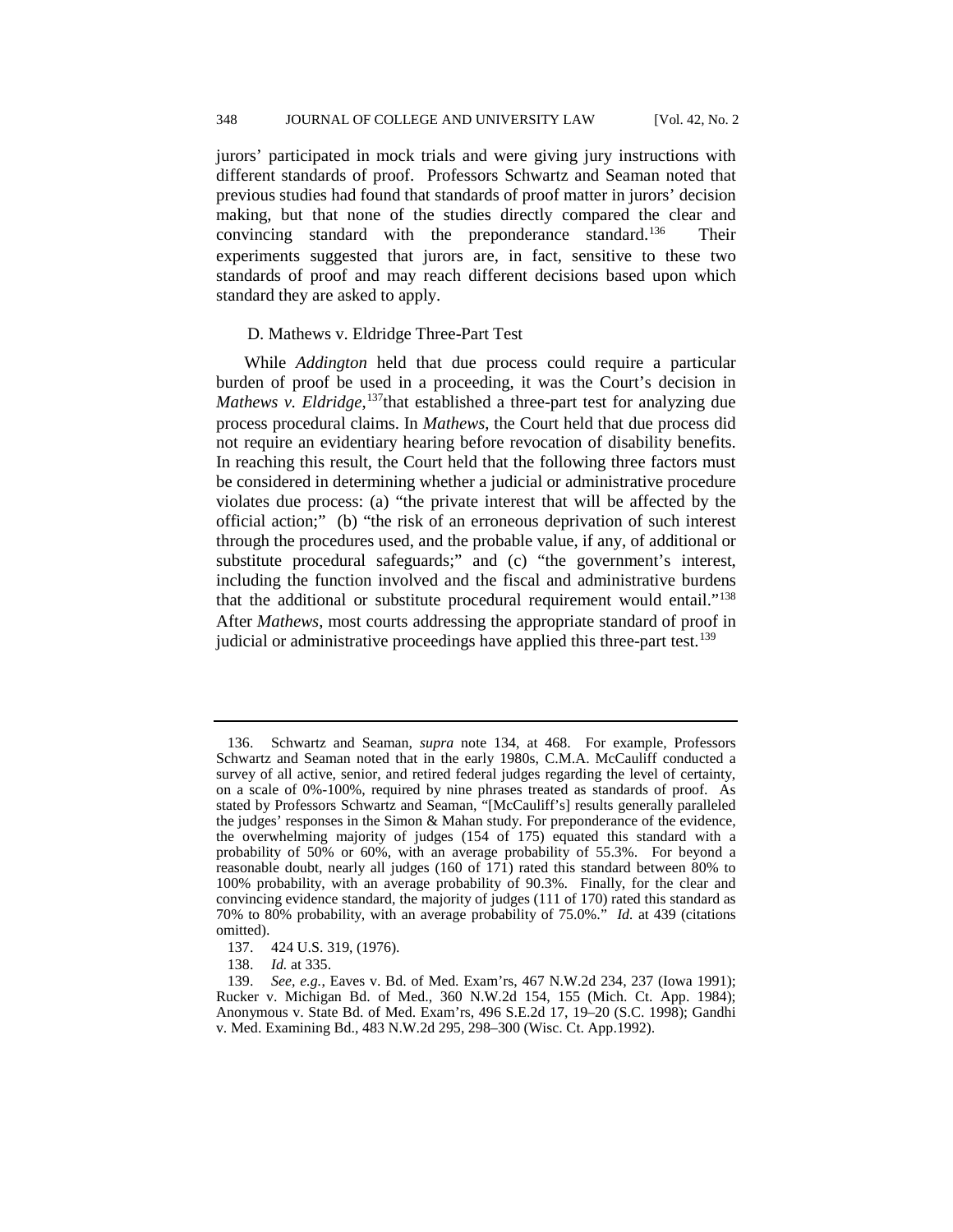jurors' participated in mock trials and were giving jury instructions with different standards of proof. Professors Schwartz and Seaman noted that previous studies had found that standards of proof matter in jurors' decision making, but that none of the studies directly compared the clear and convincing standard with the preponderance standard.[136] Their experiments suggested that jurors are, in fact, sensitive to these two standards of proof and may reach different decisions based upon which standard they are asked to apply.

### D. Mathews v. Eldridge Three-Part Test

While *Addington* held that due process could require a particular burden of proof be used in a proceeding, it was the Court's decision in *Mathews v. Eldridge*,[137]that established a three-part test for analyzing due process procedural claims. In *Mathews*, the Court held that due process did not require an evidentiary hearing before revocation of disability benefits. In reaching this result, the Court held that the following three factors must be considered in determining whether a judicial or administrative procedure violates due process: (a) "the private interest that will be affected by the official action;" (b) "the risk of an erroneous deprivation of such interest through the procedures used, and the probable value, if any, of additional or substitute procedural safeguards;" and (c) "the government's interest, including the function involved and the fiscal and administrative burdens that the additional or substitute procedural requirement would entail."[138] After *Mathews*, most courts addressing the appropriate standard of proof in judicial or administrative proceedings have applied this three-part test.[139]

---

136. Schwartz and Seaman, *supra* note 134, at 468. For example, Professors Schwartz and Seaman noted that in the early 1980s, C.M.A. McCauliff conducted a survey of all active, senior, and retired federal judges regarding the level of certainty, on a scale of 0%-100%, required by nine phrases treated as standards of proof. As stated by Professors Schwartz and Seaman, "[McCauliff's] results generally paralleled the judges' responses in the Simon & Mahan study. For preponderance of the evidence, the overwhelming majority of judges (154 of 175) equated this standard with a probability of 50% or 60%, with an average probability of 55.3%. For beyond a reasonable doubt, nearly all judges (160 of 171) rated this standard between 80% to 100% probability, with an average probability of 90.3%. Finally, for the clear and convincing evidence standard, the majority of judges (111 of 170) rated this standard as 70% to 80% probability, with an average probability of 75.0%." *Id.* at 439 (citations omitted).

137. 424 U.S. 319, (1976).

138. *Id.* at 335.

139. *See, e.g.*, Eaves v. Bd. of Med. Exam'rs, 467 N.W.2d 234, 237 (Iowa 1991); Rucker v. Michigan Bd. of Med., 360 N.W.2d 154, 155 (Mich. Ct. App. 1984); Anonymous v. State Bd. of Med. Exam'rs, 496 S.E.2d 17, 19–20 (S.C. 1998); Gandhi v. Med. Examining Bd., 483 N.W.2d 295, 298–300 (Wisc. Ct. App.1992).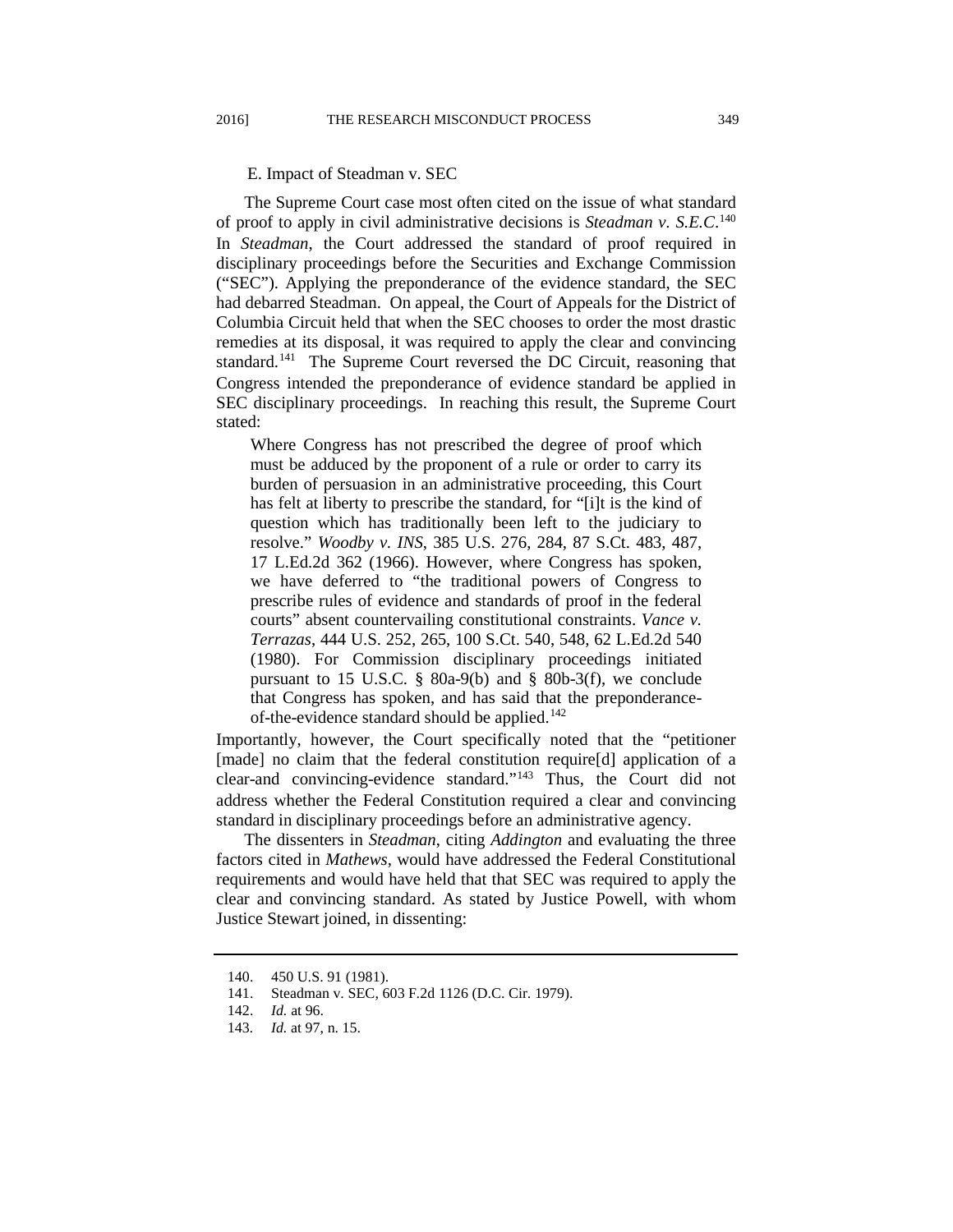### E. Impact of Steadman v. SEC

The Supreme Court case most often cited on the issue of what standard of proof to apply in civil administrative decisions is *Steadman v. S.E.C*.[140] In *Steadman*, the Court addressed the standard of proof required in disciplinary proceedings before the Securities and Exchange Commission ("SEC"). Applying the preponderance of the evidence standard, the SEC had debarred Steadman. On appeal, the Court of Appeals for the District of Columbia Circuit held that when the SEC chooses to order the most drastic remedies at its disposal, it was required to apply the clear and convincing standard.[141] The Supreme Court reversed the DC Circuit, reasoning that Congress intended the preponderance of evidence standard be applied in SEC disciplinary proceedings. In reaching this result, the Supreme Court stated:

> Where Congress has not prescribed the degree of proof which must be adduced by the proponent of a rule or order to carry its burden of persuasion in an administrative proceeding, this Court has felt at liberty to prescribe the standard, for "[i]t is the kind of question which has traditionally been left to the judiciary to resolve." *Woodby v. INS*, 385 U.S. 276, 284, 87 S.Ct. 483, 487, 17 L.Ed.2d 362 (1966). However, where Congress has spoken, we have deferred to "the traditional powers of Congress to prescribe rules of evidence and standards of proof in the federal courts" absent countervailing constitutional constraints. *Vance v. Terrazas*, 444 U.S. 252, 265, 100 S.Ct. 540, 548, 62 L.Ed.2d 540 (1980). For Commission disciplinary proceedings initiated pursuant to 15 U.S.C. § 80a-9(b) and § 80b-3(f), we conclude that Congress has spoken, and has said that the preponderance-of-the-evidence standard should be applied.[142]

Importantly, however, the Court specifically noted that the "petitioner [made] no claim that the federal constitution require[d] application of a clear-and convincing-evidence standard."[143] Thus, the Court did not address whether the Federal Constitution required a clear and convincing standard in disciplinary proceedings before an administrative agency.

The dissenters in *Steadman*, citing *Addington* and evaluating the three factors cited in *Mathews*, would have addressed the Federal Constitutional requirements and would have held that that SEC was required to apply the clear and convincing standard. As stated by Justice Powell, with whom Justice Stewart joined, in dissenting:

---

140. 450 U.S. 91 (1981).

141. Steadman v. SEC, 603 F.2d 1126 (D.C. Cir. 1979).

142. *Id.* at 96.

143. *Id.* at 97, n. 15.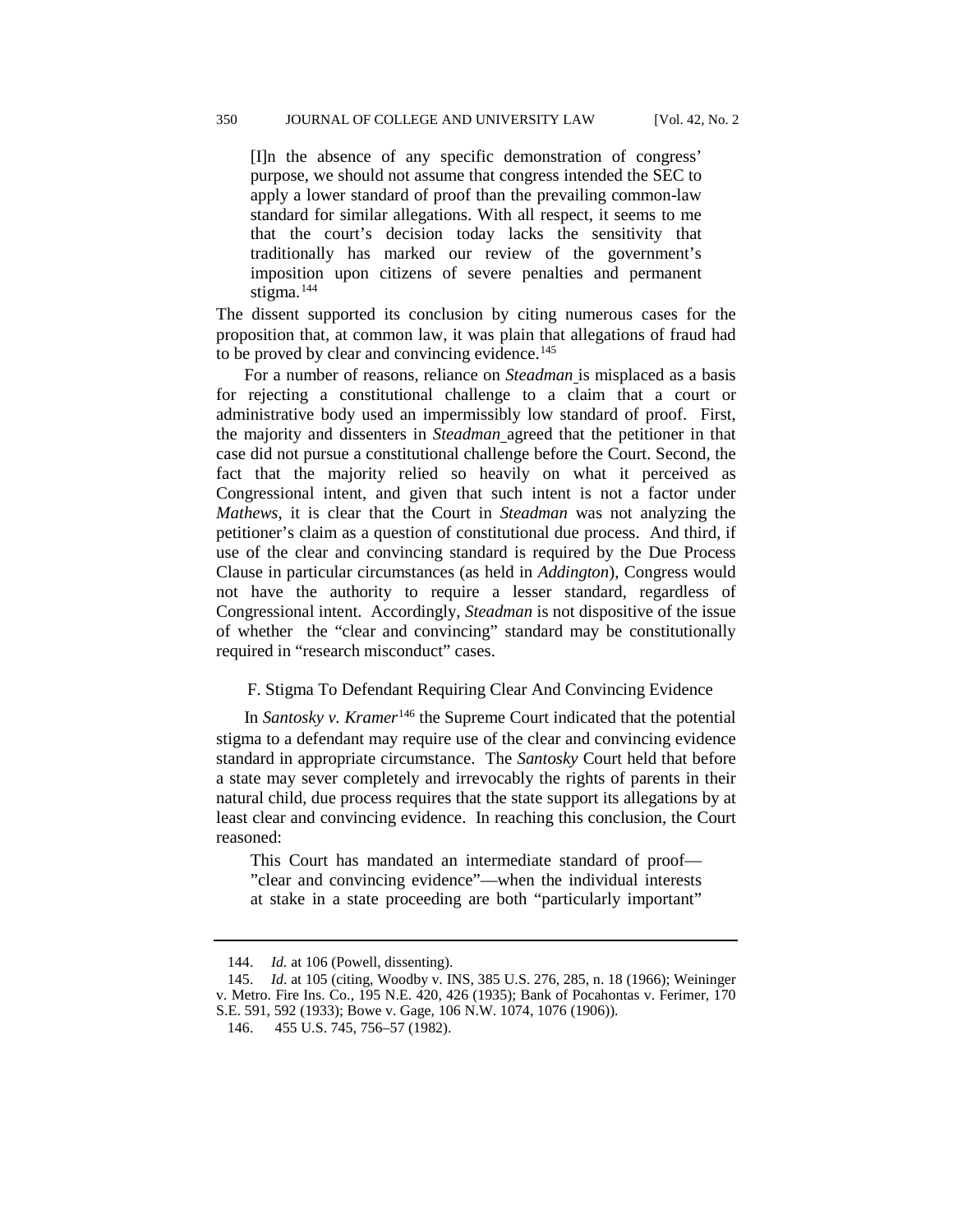> [I]n the absence of any specific demonstration of congress' purpose, we should not assume that congress intended the SEC to apply a lower standard of proof than the prevailing common-law standard for similar allegations. With all respect, it seems to me that the court's decision today lacks the sensitivity that traditionally has marked our review of the government's imposition upon citizens of severe penalties and permanent stigma.[144]

The dissent supported its conclusion by citing numerous cases for the proposition that, at common law, it was plain that allegations of fraud had to be proved by clear and convincing evidence.[145]

For a number of reasons, reliance on *Steadman* is misplaced as a basis for rejecting a constitutional challenge to a claim that a court or administrative body used an impermissibly low standard of proof. First, the majority and dissenters in *Steadman* agreed that the petitioner in that case did not pursue a constitutional challenge before the Court. Second, the fact that the majority relied so heavily on what it perceived as Congressional intent, and given that such intent is not a factor under *Mathews*, it is clear that the Court in *Steadman* was not analyzing the petitioner's claim as a question of constitutional due process. And third, if use of the clear and convincing standard is required by the Due Process Clause in particular circumstances (as held in *Addington*), Congress would not have the authority to require a lesser standard, regardless of Congressional intent. Accordingly, *Steadman* is not dispositive of the issue of whether the "clear and convincing" standard may be constitutionally required in "research misconduct" cases.

### F. Stigma To Defendant Requiring Clear And Convincing Evidence

In *Santosky v. Kramer*[146] the Supreme Court indicated that the potential stigma to a defendant may require use of the clear and convincing evidence standard in appropriate circumstance. The *Santosky* Court held that before a state may sever completely and irrevocably the rights of parents in their natural child, due process requires that the state support its allegations by at least clear and convincing evidence. In reaching this conclusion, the Court reasoned:

> This Court has mandated an intermediate standard of proof—"clear and convincing evidence"—when the individual interests at stake in a state proceeding are both "particularly important"

---

144. *Id.* at 106 (Powell, dissenting).

145. *Id*. at 105 (citing, Woodby v. INS, 385 U.S. 276, 285, n. 18 (1966); Weininger v. Metro. Fire Ins. Co., 195 N.E. 420, 426 (1935); Bank of Pocahontas v. Ferimer, 170 S.E. 591, 592 (1933); Bowe v. Gage, 106 N.W. 1074, 1076 (1906)).

146. 455 U.S. 745, 756–57 (1982).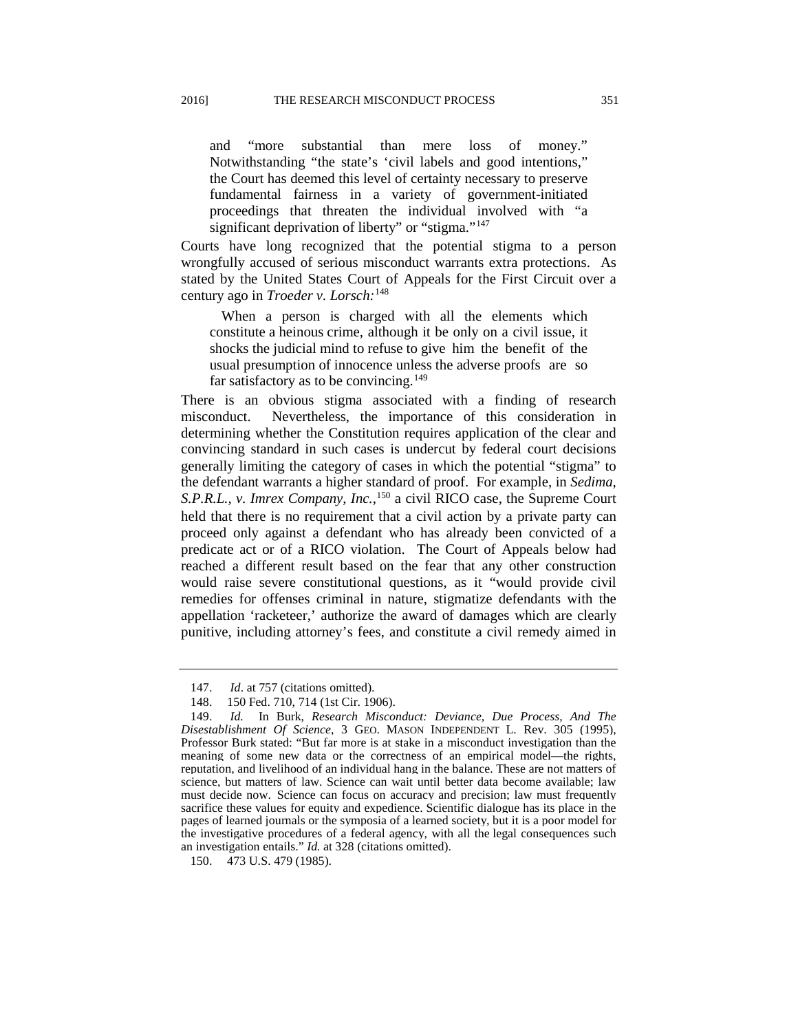> and "more substantial than mere loss of money." Notwithstanding "the state's 'civil labels and good intentions,'" the Court has deemed this level of certainty necessary to preserve fundamental fairness in a variety of government-initiated proceedings that threaten the individual involved with "a significant deprivation of liberty" or "stigma."[147]

Courts have long recognized that the potential stigma to a person wrongfully accused of serious misconduct warrants extra protections. As stated by the United States Court of Appeals for the First Circuit over a century ago in *Troeder v. Lorsch:*[148]

> When a person is charged with all the elements which constitute a heinous crime, although it be only on a civil issue, it shocks the judicial mind to refuse to give him the benefit of the usual presumption of innocence unless the adverse proofs are so far satisfactory as to be convincing.[149]

There is an obvious stigma associated with a finding of research misconduct. Nevertheless, the importance of this consideration in determining whether the Constitution requires application of the clear and convincing standard in such cases is undercut by federal court decisions generally limiting the category of cases in which the potential "stigma" to the defendant warrants a higher standard of proof. For example, in *Sedima, S.P.R.L., v. Imrex Company, Inc.*,[150] a civil RICO case, the Supreme Court held that there is no requirement that a civil action by a private party can proceed only against a defendant who has already been convicted of a predicate act or of a RICO violation. The Court of Appeals below had reached a different result based on the fear that any other construction would raise severe constitutional questions, as it "would provide civil remedies for offenses criminal in nature, stigmatize defendants with the appellation 'racketeer,' authorize the award of damages which are clearly punitive, including attorney's fees, and constitute a civil remedy aimed in

---

147. *Id*. at 757 (citations omitted).

148. 150 Fed. 710, 714 (1st Cir. 1906).

149. *Id.* In Burk, *Research Misconduct: Deviance, Due Process, And The Disestablishment Of Science*, 3 GEO. MASON INDEPENDENT L. Rev. 305 (1995), Professor Burk stated: "But far more is at stake in a misconduct investigation than the meaning of some new data or the correctness of an empirical model—the rights, reputation, and livelihood of an individual hang in the balance. These are not matters of science, but matters of law. Science can wait until better data become available; law must decide now. Science can focus on accuracy and precision; law must frequently sacrifice these values for equity and expedience. Scientific dialogue has its place in the pages of learned journals or the symposia of a learned society, but it is a poor model for the investigative procedures of a federal agency, with all the legal consequences such an investigation entails." *Id.* at 328 (citations omitted).

150. 473 U.S. 479 (1985).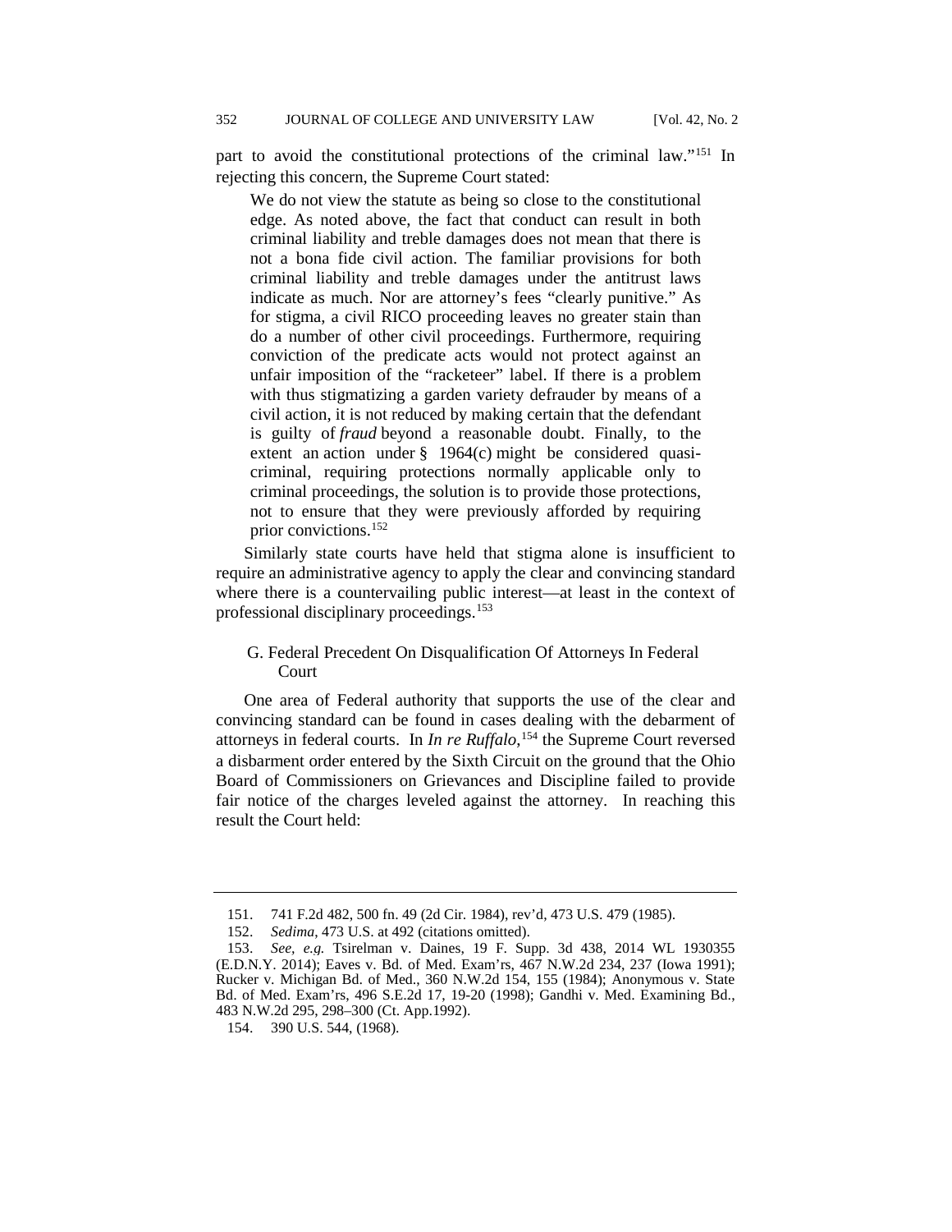part to avoid the constitutional protections of the criminal law."[151] In rejecting this concern, the Supreme Court stated:

> We do not view the statute as being so close to the constitutional edge. As noted above, the fact that conduct can result in both criminal liability and treble damages does not mean that there is not a bona fide civil action. The familiar provisions for both criminal liability and treble damages under the antitrust laws indicate as much. Nor are attorney's fees "clearly punitive." As for stigma, a civil RICO proceeding leaves no greater stain than do a number of other civil proceedings. Furthermore, requiring conviction of the predicate acts would not protect against an unfair imposition of the "racketeer" label. If there is a problem with thus stigmatizing a garden variety defrauder by means of a civil action, it is not reduced by making certain that the defendant is guilty of *fraud* beyond a reasonable doubt. Finally, to the extent an action under § 1964(c) might be considered quasi-criminal, requiring protections normally applicable only to criminal proceedings, the solution is to provide those protections, not to ensure that they were previously afforded by requiring prior convictions.[152]

Similarly state courts have held that stigma alone is insufficient to require an administrative agency to apply the clear and convincing standard where there is a countervailing public interest—at least in the context of professional disciplinary proceedings.[153]

### G. Federal Precedent On Disqualification Of Attorneys In Federal Court

One area of Federal authority that supports the use of the clear and convincing standard can be found in cases dealing with the debarment of attorneys in federal courts. In *In re Ruffalo*,[154] the Supreme Court reversed a disbarment order entered by the Sixth Circuit on the ground that the Ohio Board of Commissioners on Grievances and Discipline failed to provide fair notice of the charges leveled against the attorney. In reaching this result the Court held:

---

151. 741 F.2d 482, 500 fn. 49 (2d Cir. 1984), rev'd, 473 U.S. 479 (1985).

152. *Sedima*, 473 U.S. at 492 (citations omitted).

153. *See, e.g.* Tsirelman v. Daines, 19 F. Supp. 3d 438, 2014 WL 1930355 (E.D.N.Y. 2014); Eaves v. Bd. of Med. Exam'rs, 467 N.W.2d 234, 237 (Iowa 1991); Rucker v. Michigan Bd. of Med., 360 N.W.2d 154, 155 (1984); Anonymous v. State Bd. of Med. Exam'rs, 496 S.E.2d 17, 19-20 (1998); Gandhi v. Med. Examining Bd., 483 N.W.2d 295, 298–300 (Ct. App.1992).

154. 390 U.S. 544, (1968).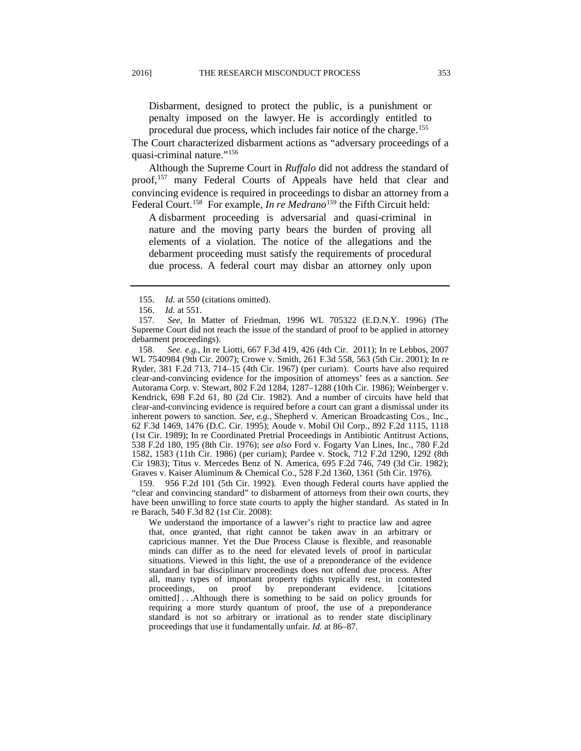> Disbarment, designed to protect the public, is a punishment or penalty imposed on the lawyer. He is accordingly entitled to procedural due process, which includes fair notice of the charge.[155]

The Court characterized disbarment actions as "adversary proceedings of a quasi-criminal nature."[156]

Although the Supreme Court in *Ruffalo* did not address the standard of proof,[157] many Federal Courts of Appeals have held that clear and convincing evidence is required in proceedings to disbar an attorney from a Federal Court.[158] For example, *In re Medrano*[159] the Fifth Circuit held:

> A disbarment proceeding is adversarial and quasi-criminal in nature and the moving party bears the burden of proving all elements of a violation. The notice of the allegations and the debarment proceeding must satisfy the requirements of procedural due process. A federal court may disbar an attorney only upon

---

155. *Id.* at 550 (citations omitted).

156. *Id.* at 551.

157. *See*, In Matter of Friedman, 1996 WL 705322 (E.D.N.Y. 1996) (The Supreme Court did not reach the issue of the standard of proof to be applied in attorney debarment proceedings).

158. *See. e.g.*, In re Liotti, 667 F.3d 419, 426 (4th Cir. 2011); In re Lebbos, 2007 WL 7540984 (9th Cir. 2007); Crowe v. Smith, 261 F.3d 558, 563 (5th Cir. 2001); In re Ryder, 381 F.2d 713, 714–15 (4th Cir. 1967) (per curiam). Courts have also required clear-and-convincing evidence for the imposition of attorneys' fees as a sanction. *See* Autorama Corp. v. Stewart, 802 F.2d 1284, 1287–1288 (10th Cir. 1986); Weinberger v. Kendrick, 698 F.2d 61, 80 (2d Cir. 1982). And a number of circuits have held that clear-and-convincing evidence is required before a court can grant a dismissal under its inherent powers to sanction. *See, e.g.*, Shepherd v. American Broadcasting Cos., Inc., 62 F.3d 1469, 1476 (D.C. Cir. 1995); Aoude v. Mobil Oil Corp., 892 F.2d 1115, 1118 (1st Cir. 1989); In re Coordinated Pretrial Proceedings in Antibiotic Antitrust Actions, 538 F.2d 180, 195 (8th Cir. 1976); *see also* Ford v. Fogarty Van Lines, Inc., 780 F.2d 1582, 1583 (11th Cir. 1986) (per curiam); Pardee v. Stock, 712 F.2d 1290, 1292 (8th Cir 1983); Titus v. Mercedes Benz of N. America, 695 F.2d 746, 749 (3d Cir. 1982); Graves v. Kaiser Aluminum & Chemical Co., 528 F.2d 1360, 1361 (5th Cir. 1976).

159. 956 F.2d 101 (5th Cir. 1992). Even though Federal courts have applied the "clear and convincing standard" to disbarment of attorneys from their own courts, they have been unwilling to force state courts to apply the higher standard. As stated in In re Barach, 540 F.3d 82 (1st Cir. 2008):

> We understand the importance of a lawyer's right to practice law and agree that, once granted, that right cannot be taken away in an arbitrary or capricious manner. Yet the Due Process Clause is flexible, and reasonable minds can differ as to the need for elevated levels of proof in particular situations. Viewed in this light, the use of a preponderance of the evidence standard in bar disciplinary proceedings does not offend due process. After all, many types of important property rights typically rest, in contested proceedings, on proof by preponderant evidence. [citations omitted] . . .Although there is something to be said on policy grounds for requiring a more sturdy quantum of proof, the use of a preponderance standard is not so arbitrary or irrational as to render state disciplinary proceedings that use it fundamentally unfair. *Id.* at 86–87.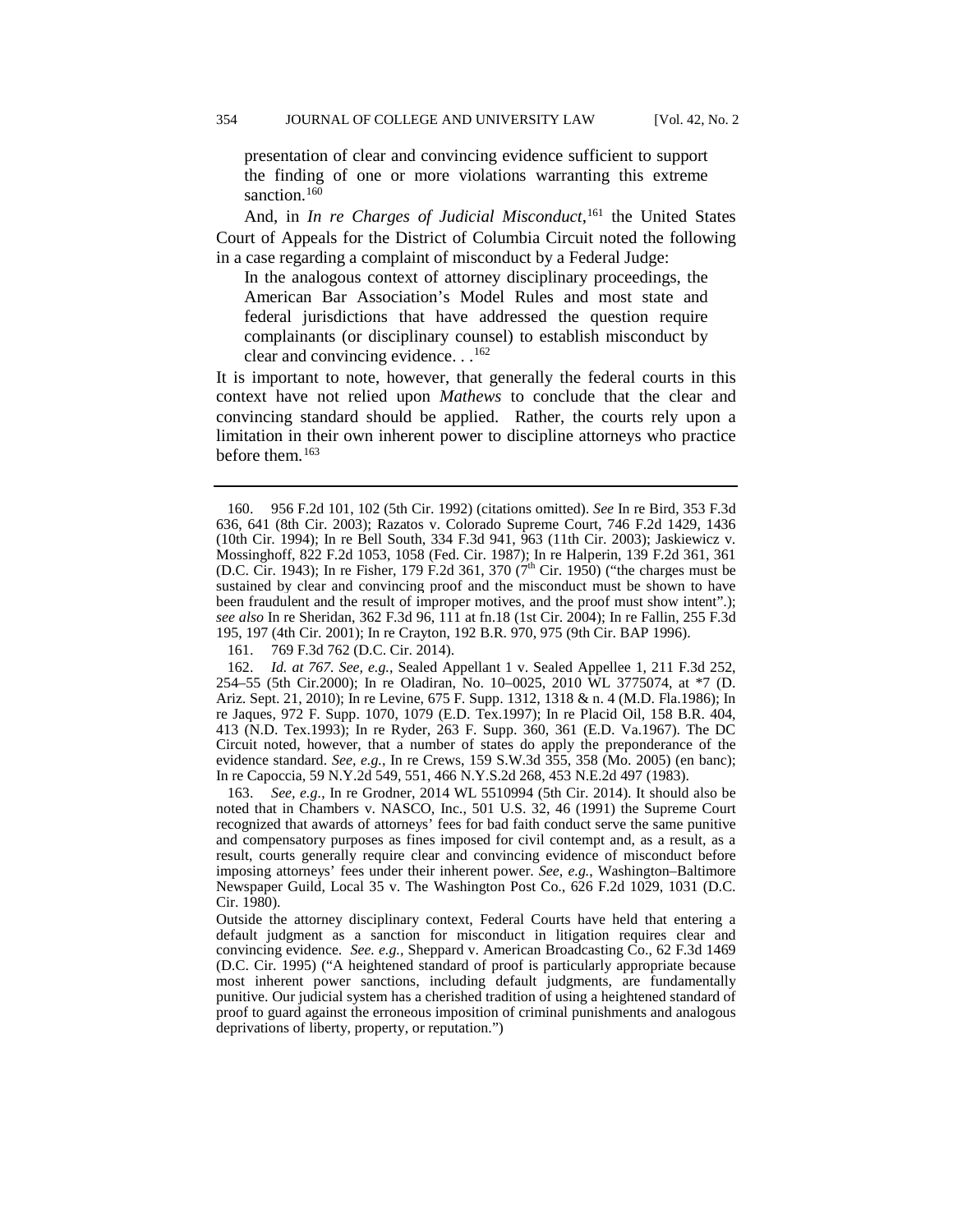> presentation of clear and convincing evidence sufficient to support the finding of one or more violations warranting this extreme sanction.[160]

And, in *In re Charges of Judicial Misconduct*,[161] the United States Court of Appeals for the District of Columbia Circuit noted the following in a case regarding a complaint of misconduct by a Federal Judge:

> In the analogous context of attorney disciplinary proceedings, the American Bar Association's Model Rules and most state and federal jurisdictions that have addressed the question require complainants (or disciplinary counsel) to establish misconduct by clear and convincing evidence. . .[162]

It is important to note, however, that generally the federal courts in this context have not relied upon *Mathews* to conclude that the clear and convincing standard should be applied. Rather, the courts rely upon a limitation in their own inherent power to discipline attorneys who practice before them.[163]

---

160. 956 F.2d 101, 102 (5th Cir. 1992) (citations omitted). *See* In re Bird, 353 F.3d 636, 641 (8th Cir. 2003); Razatos v. Colorado Supreme Court, 746 F.2d 1429, 1436 (10th Cir. 1994); In re Bell South, 334 F.3d 941, 963 (11th Cir. 2003); Jaskiewicz v. Mossinghoff, 822 F.2d 1053, 1058 (Fed. Cir. 1987); In re Halperin, 139 F.2d 361, 361 (D.C. Cir. 1943); In re Fisher, 179 F.2d 361, 370 (7th Cir. 1950) ("the charges must be sustained by clear and convincing proof and the misconduct must be shown to have been fraudulent and the result of improper motives, and the proof must show intent".); *see also* In re Sheridan, 362 F.3d 96, 111 at fn.18 (1st Cir. 2004); In re Fallin, 255 F.3d 195, 197 (4th Cir. 2001); In re Crayton, 192 B.R. 970, 975 (9th Cir. BAP 1996).

161. 769 F.3d 762 (D.C. Cir. 2014).

162. *Id. at 767. See, e.g.*, Sealed Appellant 1 v. Sealed Appellee 1, 211 F.3d 252, 254–55 (5th Cir.2000); In re Oladiran, No. 10–0025, 2010 WL 3775074, at *7 (D. Ariz. Sept. 21, 2010); In re Levine, 675 F. Supp. 1312, 1318 & n. 4 (M.D. Fla.1986); In re Jaques, 972 F. Supp. 1070, 1079 (E.D. Tex.1997); In re Placid Oil, 158 B.R. 404, 413 (N.D. Tex.1993); In re Ryder, 263 F. Supp. 360, 361 (E.D. Va.1967). The DC Circuit noted, however, that a number of states do apply the preponderance of the evidence standard. *See, e.g.*, In re Crews, 159 S.W.3d 355, 358 (Mo. 2005) (en banc); In re Capoccia, 59 N.Y.2d 549, 551, 466 N.Y.S.2d 268, 453 N.E.2d 497 (1983).

163. *See, e.g.*, In re Grodner, 2014 WL 5510994 (5th Cir. 2014). It should also be noted that in Chambers v. NASCO, Inc., 501 U.S. 32, 46 (1991) the Supreme Court recognized that awards of attorneys' fees for bad faith conduct serve the same punitive and compensatory purposes as fines imposed for civil contempt and, as a result, as a result, courts generally require clear and convincing evidence of misconduct before imposing attorneys' fees under their inherent power. *See, e.g.*, Washington–Baltimore Newspaper Guild, Local 35 v. The Washington Post Co., 626 F.2d 1029, 1031 (D.C. Cir. 1980).

Outside the attorney disciplinary context, Federal Courts have held that entering a default judgment as a sanction for misconduct in litigation requires clear and convincing evidence. *See. e.g.*, Sheppard v. American Broadcasting Co., 62 F.3d 1469 (D.C. Cir. 1995) ("A heightened standard of proof is particularly appropriate because most inherent power sanctions, including default judgments, are fundamentally punitive. Our judicial system has a cherished tradition of using a heightened standard of proof to guard against the erroneous imposition of criminal punishments and analogous deprivations of liberty, property, or reputation.")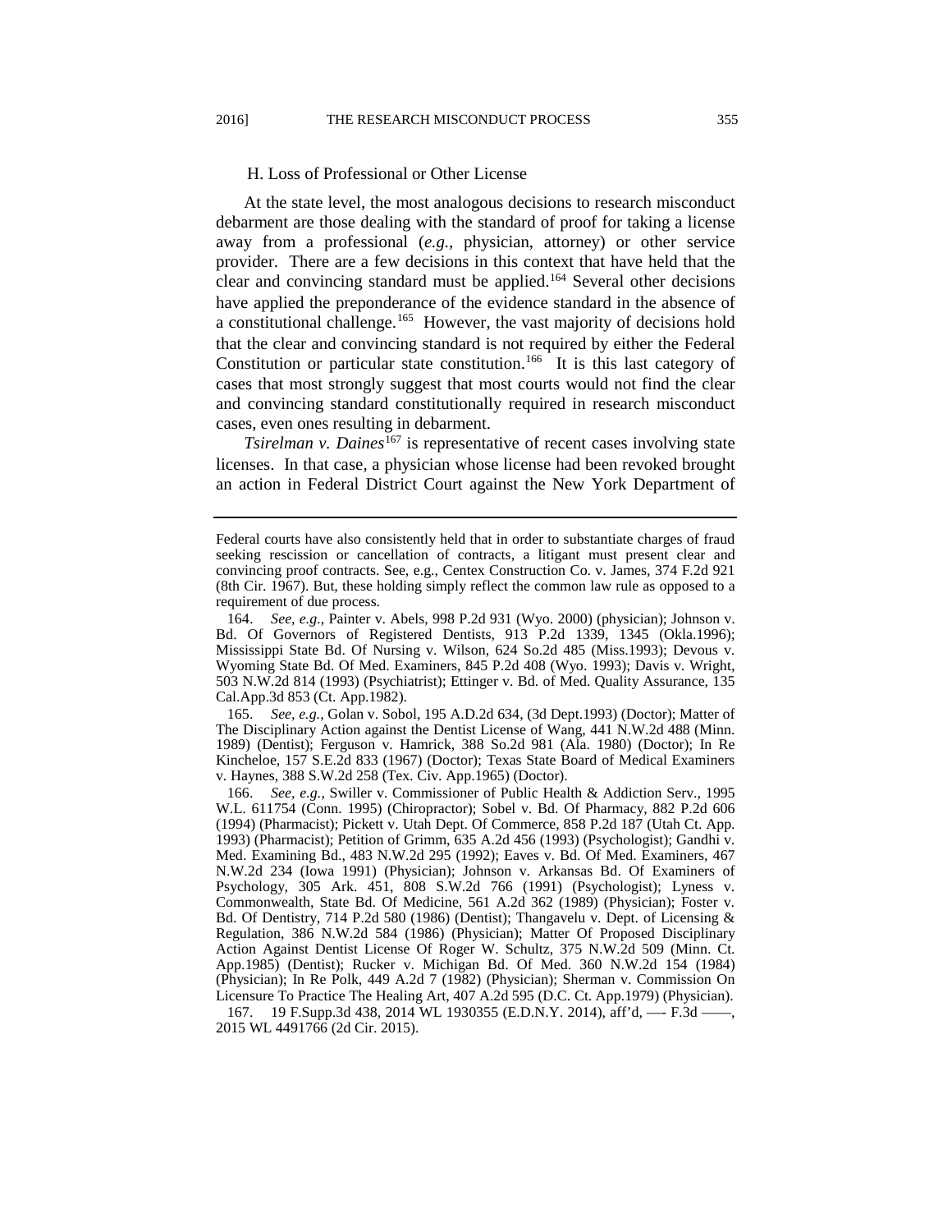H. Loss of Professional or Other License

At the state level, the most analogous decisions to research misconduct debarment are those dealing with the standard of proof for taking a license away from a professional (*e.g.*, physician, attorney) or other service provider. There are a few decisions in this context that have held that the clear and convincing standard must be applied.[164] Several other decisions have applied the preponderance of the evidence standard in the absence of a constitutional challenge.[165] However, the vast majority of decisions hold that the clear and convincing standard is not required by either the Federal Constitution or particular state constitution.[166] It is this last category of cases that most strongly suggest that most courts would not find the clear and convincing standard constitutionally required in research misconduct cases, even ones resulting in debarment.

*Tsirelman v. Daines*[167] is representative of recent cases involving state licenses. In that case, a physician whose license had been revoked brought an action in Federal District Court against the New York Department of

---

Federal courts have also consistently held that in order to substantiate charges of fraud seeking rescission or cancellation of contracts, a litigant must present clear and convincing proof contracts. See, e.g., Centex Construction Co. v. James, 374 F.2d 921 (8th Cir. 1967). But, these holding simply reflect the common law rule as opposed to a requirement of due process.

164. *See, e.g.*, Painter v. Abels, 998 P.2d 931 (Wyo. 2000) (physician); Johnson v. Bd. Of Governors of Registered Dentists, 913 P.2d 1339, 1345 (Okla.1996); Mississippi State Bd. Of Nursing v. Wilson, 624 So.2d 485 (Miss.1993); Devous v. Wyoming State Bd. Of Med. Examiners, 845 P.2d 408 (Wyo. 1993); Davis v. Wright, 503 N.W.2d 814 (1993) (Psychiatrist); Ettinger v. Bd. of Med. Quality Assurance, 135 Cal.App.3d 853 (Ct. App.1982).

165. *See, e.g.*, Golan v. Sobol, 195 A.D.2d 634, (3d Dept.1993) (Doctor); Matter of The Disciplinary Action against the Dentist License of Wang, 441 N.W.2d 488 (Minn. 1989) (Dentist); Ferguson v. Hamrick, 388 So.2d 981 (Ala. 1980) (Doctor); In Re Kincheloe, 157 S.E.2d 833 (1967) (Doctor); Texas State Board of Medical Examiners v. Haynes, 388 S.W.2d 258 (Tex. Civ. App.1965) (Doctor).

166. *See, e.g.*, Swiller v. Commissioner of Public Health & Addiction Serv., 1995 W.L. 611754 (Conn. 1995) (Chiropractor); Sobel v. Bd. Of Pharmacy, 882 P.2d 606 (1994) (Pharmacist); Pickett v. Utah Dept. Of Commerce, 858 P.2d 187 (Utah Ct. App. 1993) (Pharmacist); Petition of Grimm, 635 A.2d 456 (1993) (Psychologist); Gandhi v. Med. Examining Bd., 483 N.W.2d 295 (1992); Eaves v. Bd. Of Med. Examiners, 467 N.W.2d 234 (Iowa 1991) (Physician); Johnson v. Arkansas Bd. Of Examiners of Psychology, 305 Ark. 451, 808 S.W.2d 766 (1991) (Psychologist); Lyness v. Commonwealth, State Bd. Of Medicine, 561 A.2d 362 (1989) (Physician); Foster v. Bd. Of Dentistry, 714 P.2d 580 (1986) (Dentist); Thangavelu v. Dept. of Licensing & Regulation, 386 N.W.2d 584 (1986) (Physician); Matter Of Proposed Disciplinary Action Against Dentist License Of Roger W. Schultz, 375 N.W.2d 509 (Minn. Ct. App.1985) (Dentist); Rucker v. Michigan Bd. Of Med. 360 N.W.2d 154 (1984) (Physician); In Re Polk, 449 A.2d 7 (1982) (Physician); Sherman v. Commission On Licensure To Practice The Healing Art, 407 A.2d 595 (D.C. Ct. App.1979) (Physician).

167. 19 F.Supp.3d 438, 2014 WL 1930355 (E.D.N.Y. 2014), aff'd, —- F.3d ——, 2015 WL 4491766 (2d Cir. 2015).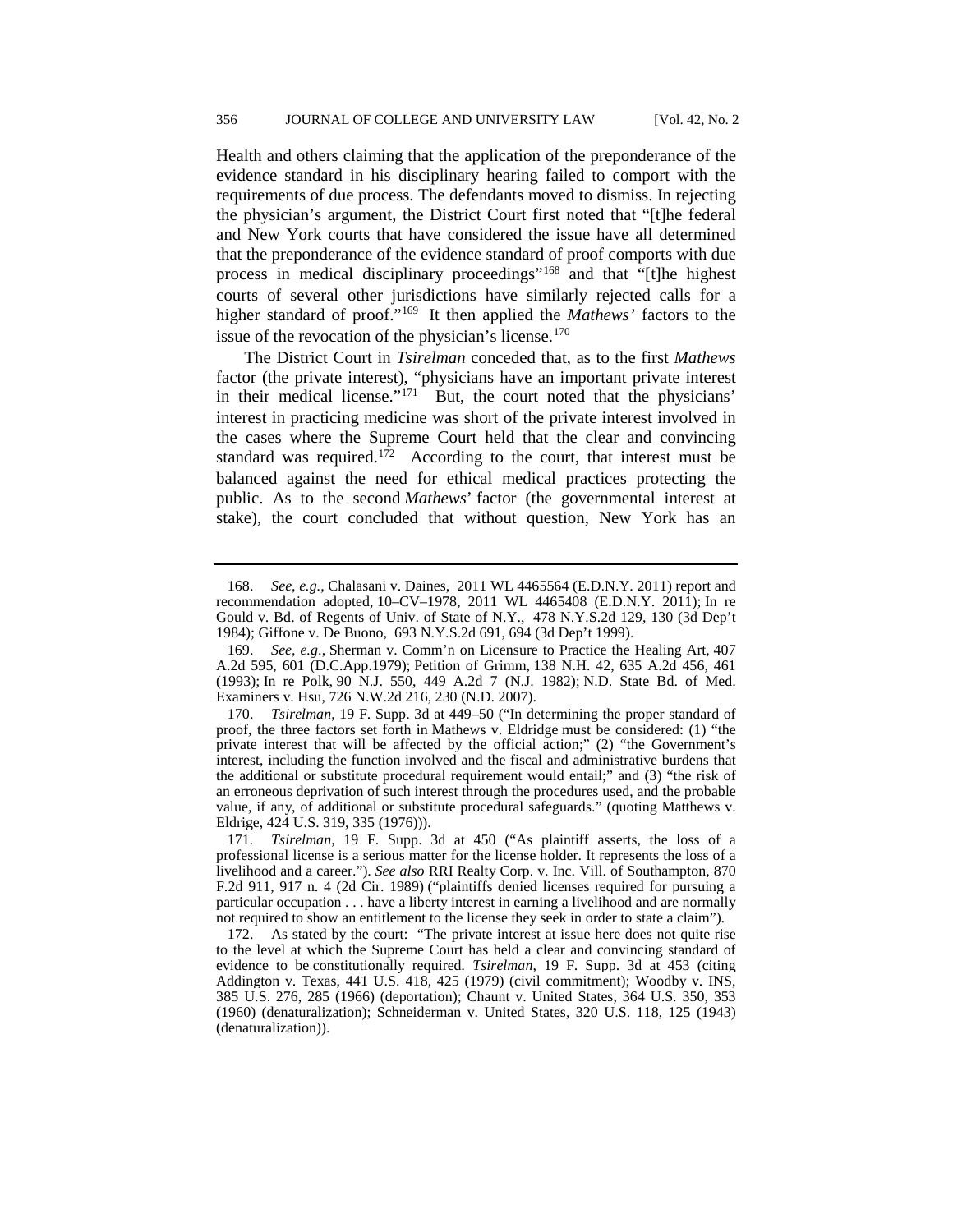Health and others claiming that the application of the preponderance of the evidence standard in his disciplinary hearing failed to comport with the requirements of due process. The defendants moved to dismiss. In rejecting the physician's argument, the District Court first noted that "[t]he federal and New York courts that have considered the issue have all determined that the preponderance of the evidence standard of proof comports with due process in medical disciplinary proceedings"[168] and that "[t]he highest courts of several other jurisdictions have similarly rejected calls for a higher standard of proof."[169] It then applied the *Mathews'* factors to the issue of the revocation of the physician's license.[170]

The District Court in *Tsirelman* conceded that, as to the first *Mathews* factor (the private interest), "physicians have an important private interest in their medical license."[171] But, the court noted that the physicians' interest in practicing medicine was short of the private interest involved in the cases where the Supreme Court held that the clear and convincing standard was required.[172] According to the court, that interest must be balanced against the need for ethical medical practices protecting the public. As to the second *Mathews*' factor (the governmental interest at stake), the court concluded that without question, New York has an

---

168. *See, e.g.,* Chalasani v. Daines, 2011 WL 4465564 (E.D.N.Y. 2011) report and recommendation adopted, 10–CV–1978, 2011 WL 4465408 (E.D.N.Y. 2011); In re Gould v. Bd. of Regents of Univ. of State of N.Y., 478 N.Y.S.2d 129, 130 (3d Dep't 1984); Giffone v. De Buono, 693 N.Y.S.2d 691, 694 (3d Dep't 1999).

169. *See, e.g.*, Sherman v. Comm'n on Licensure to Practice the Healing Art, 407 A.2d 595, 601 (D.C.App.1979); Petition of Grimm, 138 N.H. 42, 635 A.2d 456, 461 (1993); In re Polk, 90 N.J. 550, 449 A.2d 7 (N.J. 1982); N.D. State Bd. of Med. Examiners v. Hsu, 726 N.W.2d 216, 230 (N.D. 2007).

170. *Tsirelman*, 19 F. Supp. 3d at 449–50 ("In determining the proper standard of proof, the three factors set forth in Mathews v. Eldridge must be considered: (1) "the private interest that will be affected by the official action;" (2) "the Government's interest, including the function involved and the fiscal and administrative burdens that the additional or substitute procedural requirement would entail;" and (3) "the risk of an erroneous deprivation of such interest through the procedures used, and the probable value, if any, of additional or substitute procedural safeguards." (quoting Matthews v. Eldrige, 424 U.S. 319, 335 (1976))).

171. *Tsirelman*, 19 F. Supp. 3d at 450 ("As plaintiff asserts, the loss of a professional license is a serious matter for the license holder. It represents the loss of a livelihood and a career."). *See also* RRI Realty Corp. v. Inc. Vill. of Southampton, 870 F.2d 911, 917 n. 4 (2d Cir. 1989) ("plaintiffs denied licenses required for pursuing a particular occupation . . . have a liberty interest in earning a livelihood and are normally not required to show an entitlement to the license they seek in order to state a claim").

172. As stated by the court: "The private interest at issue here does not quite rise to the level at which the Supreme Court has held a clear and convincing standard of evidence to be constitutionally required. *Tsirelman*, 19 F. Supp. 3d at 453 (citing Addington v. Texas, 441 U.S. 418, 425 (1979) (civil commitment); Woodby v. INS, 385 U.S. 276, 285 (1966) (deportation); Chaunt v. United States, 364 U.S. 350, 353 (1960) (denaturalization); Schneiderman v. United States, 320 U.S. 118, 125 (1943) (denaturalization)).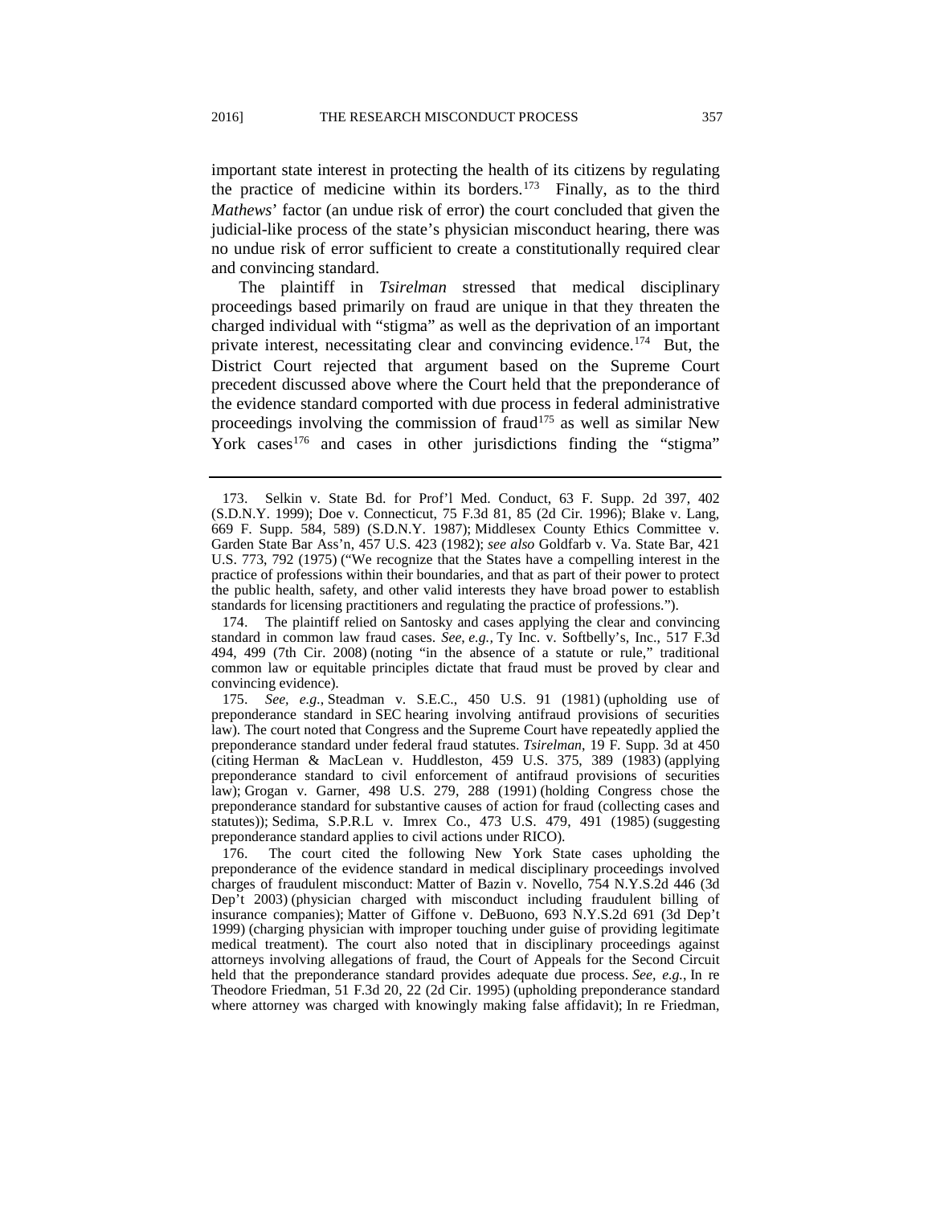important state interest in protecting the health of its citizens by regulating the practice of medicine within its borders.[173] Finally, as to the third *Mathews*' factor (an undue risk of error) the court concluded that given the judicial-like process of the state's physician misconduct hearing, there was no undue risk of error sufficient to create a constitutionally required clear and convincing standard.

The plaintiff in *Tsirelman* stressed that medical disciplinary proceedings based primarily on fraud are unique in that they threaten the charged individual with "stigma" as well as the deprivation of an important private interest, necessitating clear and convincing evidence.[174] But, the District Court rejected that argument based on the Supreme Court precedent discussed above where the Court held that the preponderance of the evidence standard comported with due process in federal administrative proceedings involving the commission of fraud[175] as well as similar New York cases[176] and cases in other jurisdictions finding the "stigma"

---

173. Selkin v. State Bd. for Prof'l Med. Conduct, 63 F. Supp. 2d 397, 402 (S.D.N.Y. 1999); Doe v. Connecticut, 75 F.3d 81, 85 (2d Cir. 1996); Blake v. Lang, 669 F. Supp. 584, 589) (S.D.N.Y. 1987); Middlesex County Ethics Committee v. Garden State Bar Ass'n, 457 U.S. 423 (1982); *see also* Goldfarb v. Va. State Bar, 421 U.S. 773, 792 (1975) ("We recognize that the States have a compelling interest in the practice of professions within their boundaries, and that as part of their power to protect the public health, safety, and other valid interests they have broad power to establish standards for licensing practitioners and regulating the practice of professions.").

174. The plaintiff relied on Santosky and cases applying the clear and convincing standard in common law fraud cases. *See, e.g.,* Ty Inc. v. Softbelly's, Inc., 517 F.3d 494, 499 (7th Cir. 2008) (noting "in the absence of a statute or rule," traditional common law or equitable principles dictate that fraud must be proved by clear and convincing evidence).

175. *See, e.g.*, Steadman v. S.E.C., 450 U.S. 91 (1981) (upholding use of preponderance standard in SEC hearing involving antifraud provisions of securities law). The court noted that Congress and the Supreme Court have repeatedly applied the preponderance standard under federal fraud statutes. *Tsirelman*, 19 F. Supp. 3d at 450 (citing Herman & MacLean v. Huddleston, 459 U.S. 375, 389 (1983) (applying preponderance standard to civil enforcement of antifraud provisions of securities law); Grogan v. Garner, 498 U.S. 279, 288 (1991) (holding Congress chose the preponderance standard for substantive causes of action for fraud (collecting cases and statutes)); Sedima, S.P.R.L v. Imrex Co., 473 U.S. 479, 491 (1985) (suggesting preponderance standard applies to civil actions under RICO).

176. The court cited the following New York State cases upholding the preponderance of the evidence standard in medical disciplinary proceedings involved charges of fraudulent misconduct: Matter of Bazin v. Novello, 754 N.Y.S.2d 446 (3d Dep't 2003) (physician charged with misconduct including fraudulent billing of insurance companies); Matter of Giffone v. DeBuono, 693 N.Y.S.2d 691 (3d Dep't 1999) (charging physician with improper touching under guise of providing legitimate medical treatment). The court also noted that in disciplinary proceedings against attorneys involving allegations of fraud, the Court of Appeals for the Second Circuit held that the preponderance standard provides adequate due process. *See, e.g.*, In re Theodore Friedman, 51 F.3d 20, 22 (2d Cir. 1995) (upholding preponderance standard where attorney was charged with knowingly making false affidavit); In re Friedman,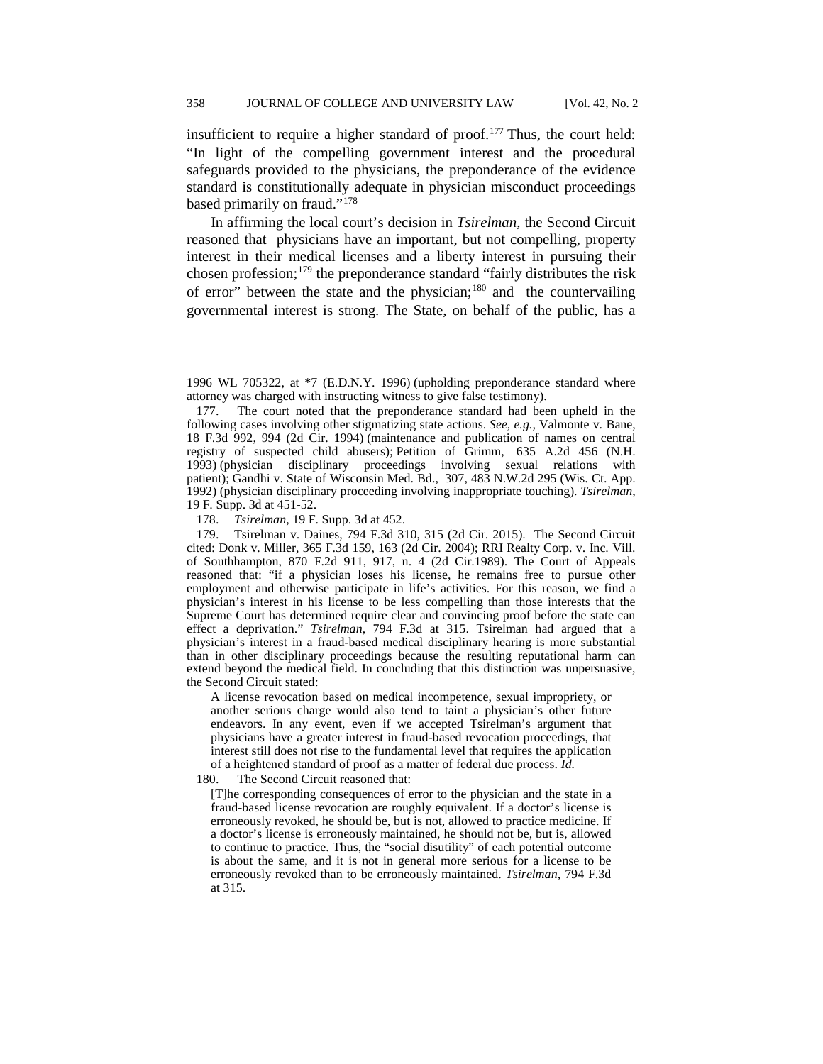insufficient to require a higher standard of proof.[177] Thus, the court held: "In light of the compelling government interest and the procedural safeguards provided to the physicians, the preponderance of the evidence standard is constitutionally adequate in physician misconduct proceedings based primarily on fraud."[178]

In affirming the local court's decision in *Tsirelman*, the Second Circuit reasoned that physicians have an important, but not compelling, property interest in their medical licenses and a liberty interest in pursuing their chosen profession;[179] the preponderance standard "fairly distributes the risk of error" between the state and the physician;[180] and the countervailing governmental interest is strong. The State, on behalf of the public, has a

---

1996 WL 705322, at *7 (E.D.N.Y. 1996) (upholding preponderance standard where attorney was charged with instructing witness to give false testimony).

177. The court noted that the preponderance standard had been upheld in the following cases involving other stigmatizing state actions. *See, e.g.*, Valmonte v. Bane, 18 F.3d 992, 994 (2d Cir. 1994) (maintenance and publication of names on central registry of suspected child abusers); Petition of Grimm, 635 A.2d 456 (N.H. 1993) (physician disciplinary proceedings involving sexual relations with patient); Gandhi v. State of Wisconsin Med. Bd., 307, 483 N.W.2d 295 (Wis. Ct. App. 1992) (physician disciplinary proceeding involving inappropriate touching). *Tsirelman*, 19 F. Supp. 3d at 451-52.

178. *Tsirelman*, 19 F. Supp. 3d at 452.

179. Tsirelman v. Daines, 794 F.3d 310, 315 (2d Cir. 2015). The Second Circuit cited: Donk v. Miller, 365 F.3d 159, 163 (2d Cir. 2004); RRI Realty Corp. v. Inc. Vill. of Southhampton, 870 F.2d 911, 917, n. 4 (2d Cir.1989). The Court of Appeals reasoned that: "if a physician loses his license, he remains free to pursue other employment and otherwise participate in life's activities. For this reason, we find a physician's interest in his license to be less compelling than those interests that the Supreme Court has determined require clear and convincing proof before the state can effect a deprivation." *Tsirelman*, 794 F.3d at 315. Tsirelman had argued that a physician's interest in a fraud-based medical disciplinary hearing is more substantial than in other disciplinary proceedings because the resulting reputational harm can extend beyond the medical field. In concluding that this distinction was unpersuasive, the Second Circuit stated:

> A license revocation based on medical incompetence, sexual impropriety, or another serious charge would also tend to taint a physician's other future endeavors. In any event, even if we accepted Tsirelman's argument that physicians have a greater interest in fraud-based revocation proceedings, that interest still does not rise to the fundamental level that requires the application of a heightened standard of proof as a matter of federal due process. *Id.*

180. The Second Circuit reasoned that:

> [T]he corresponding consequences of error to the physician and the state in a fraud-based license revocation are roughly equivalent. If a doctor's license is erroneously revoked, he should be, but is not, allowed to practice medicine. If a doctor's license is erroneously maintained, he should not be, but is, allowed to continue to practice. Thus, the "social disutility" of each potential outcome is about the same, and it is not in general more serious for a license to be erroneously revoked than to be erroneously maintained. *Tsirelman*, 794 F.3d at 315.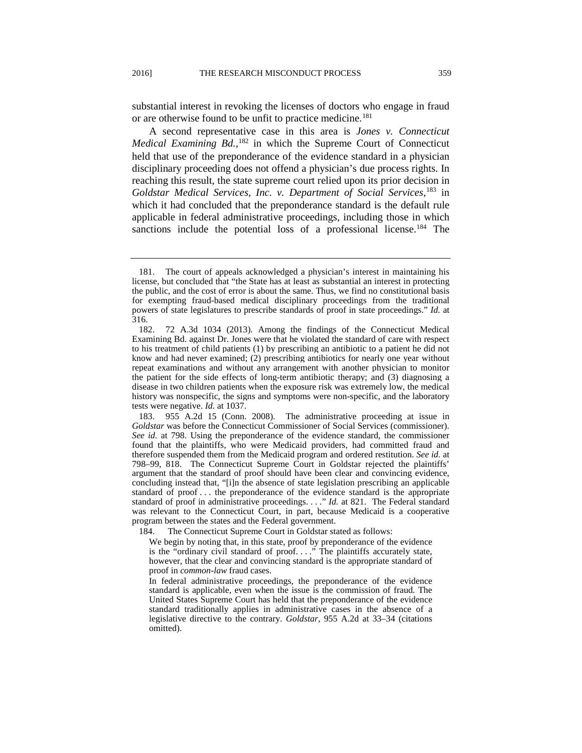substantial interest in revoking the licenses of doctors who engage in fraud or are otherwise found to be unfit to practice medicine.[181]

A second representative case in this area is *Jones v. Connecticut Medical Examining Bd.*,[182] in which the Supreme Court of Connecticut held that use of the preponderance of the evidence standard in a physician disciplinary proceeding does not offend a physician's due process rights. In reaching this result, the state supreme court relied upon its prior decision in *Goldstar Medical Services, Inc. v. Department of Social Services*,[183] in which it had concluded that the preponderance standard is the default rule applicable in federal administrative proceedings, including those in which sanctions include the potential loss of a professional license.[184] The

---

181. The court of appeals acknowledged a physician's interest in maintaining his license, but concluded that "the State has at least as substantial an interest in protecting the public, and the cost of error is about the same. Thus, we find no constitutional basis for exempting fraud-based medical disciplinary proceedings from the traditional powers of state legislatures to prescribe standards of proof in state proceedings." *Id.* at 316.

182. 72 A.3d 1034 (2013). Among the findings of the Connecticut Medical Examining Bd. against Dr. Jones were that he violated the standard of care with respect to his treatment of child patients (1) by prescribing an antibiotic to a patient he did not know and had never examined; (2) prescribing antibiotics for nearly one year without repeat examinations and without any arrangement with another physician to monitor the patient for the side effects of long-term antibiotic therapy; and (3) diagnosing a disease in two children patients when the exposure risk was extremely low, the medical history was nonspecific, the signs and symptoms were non-specific, and the laboratory tests were negative. *Id.* at 1037.

183. 955 A.2d 15 (Conn. 2008). The administrative proceeding at issue in *Goldstar* was before the Connecticut Commissioner of Social Services (commissioner). *See id.* at 798. Using the preponderance of the evidence standard, the commissioner found that the plaintiffs, who were Medicaid providers, had committed fraud and therefore suspended them from the Medicaid program and ordered restitution. *See id.* at 798–99, 818. The Connecticut Supreme Court in Goldstar rejected the plaintiffs' argument that the standard of proof should have been clear and convincing evidence, concluding instead that, "[i]n the absence of state legislation prescribing an applicable standard of proof . . . the preponderance of the evidence standard is the appropriate standard of proof in administrative proceedings. . . ." *Id.* at 821. The Federal standard was relevant to the Connecticut Court, in part, because Medicaid is a cooperative program between the states and the Federal government.

184. The Connecticut Supreme Court in Goldstar stated as follows:

> We begin by noting that, in this state, proof by preponderance of the evidence is the "ordinary civil standard of proof. . . ." The plaintiffs accurately state, however, that the clear and convincing standard is the appropriate standard of proof in *common-law* fraud cases.
>
> In federal administrative proceedings, the preponderance of the evidence standard is applicable, even when the issue is the commission of fraud. The United States Supreme Court has held that the preponderance of the evidence standard traditionally applies in administrative cases in the absence of a legislative directive to the contrary. *Goldstar*, 955 A.2d at 33–34 (citations omitted).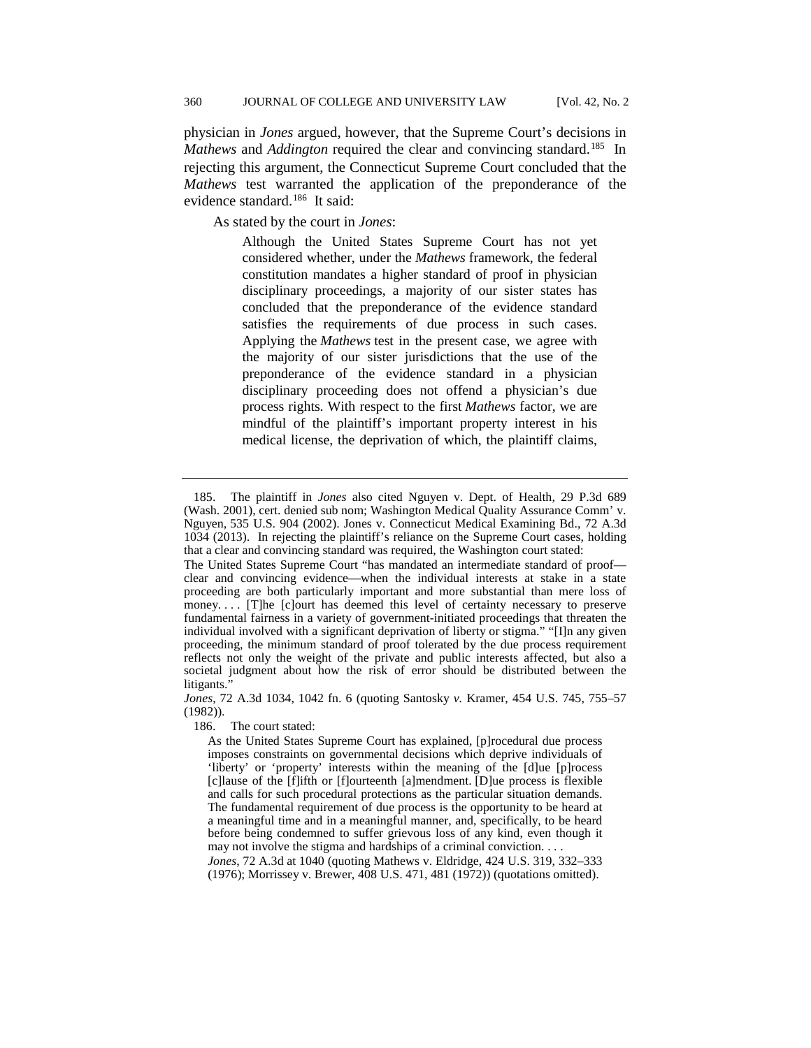physician in *Jones* argued, however, that the Supreme Court's decisions in *Mathews* and *Addington* required the clear and convincing standard.[185] In rejecting this argument, the Connecticut Supreme Court concluded that the *Mathews* test warranted the application of the preponderance of the evidence standard.[186] It said:

As stated by the court in *Jones*:

> Although the United States Supreme Court has not yet considered whether, under the *Mathews* framework, the federal constitution mandates a higher standard of proof in physician disciplinary proceedings, a majority of our sister states has concluded that the preponderance of the evidence standard satisfies the requirements of due process in such cases. Applying the *Mathews* test in the present case, we agree with the majority of our sister jurisdictions that the use of the preponderance of the evidence standard in a physician disciplinary proceeding does not offend a physician's due process rights. With respect to the first *Mathews* factor, we are mindful of the plaintiff's important property interest in his medical license, the deprivation of which, the plaintiff claims,

---

185. The plaintiff in *Jones* also cited Nguyen v. Dept. of Health, 29 P.3d 689 (Wash. 2001), cert. denied sub nom; Washington Medical Quality Assurance Comm' v. Nguyen, 535 U.S. 904 (2002). Jones v. Connecticut Medical Examining Bd., 72 A.3d 1034 (2013). In rejecting the plaintiff's reliance on the Supreme Court cases, holding that a clear and convincing standard was required, the Washington court stated:

The United States Supreme Court "has mandated an intermediate standard of proof—clear and convincing evidence—when the individual interests at stake in a state proceeding are both particularly important and more substantial than mere loss of money. . . . [T]he [c]ourt has deemed this level of certainty necessary to preserve fundamental fairness in a variety of government-initiated proceedings that threaten the individual involved with a significant deprivation of liberty or stigma." "[I]n any given proceeding, the minimum standard of proof tolerated by the due process requirement reflects not only the weight of the private and public interests affected, but also a societal judgment about how the risk of error should be distributed between the litigants."

*Jones*, 72 A.3d 1034, 1042 fn. 6 (quoting Santosky *v.* Kramer, 454 U.S. 745, 755–57 (1982)).

186. The court stated:

> As the United States Supreme Court has explained, [p]rocedural due process imposes constraints on governmental decisions which deprive individuals of 'liberty' or 'property' interests within the meaning of the [d]ue [p]rocess [c]lause of the [f]ifth or [f]ourteenth [a]mendment. [D]ue process is flexible and calls for such procedural protections as the particular situation demands. The fundamental requirement of due process is the opportunity to be heard at a meaningful time and in a meaningful manner, and, specifically, to be heard before being condemned to suffer grievous loss of any kind, even though it may not involve the stigma and hardships of a criminal conviction. . . .
>
> *Jones*, 72 A.3d at 1040 (quoting Mathews v. Eldridge, 424 U.S. 319, 332–333 (1976); Morrissey v. Brewer, 408 U.S. 471, 481 (1972)) (quotations omitted).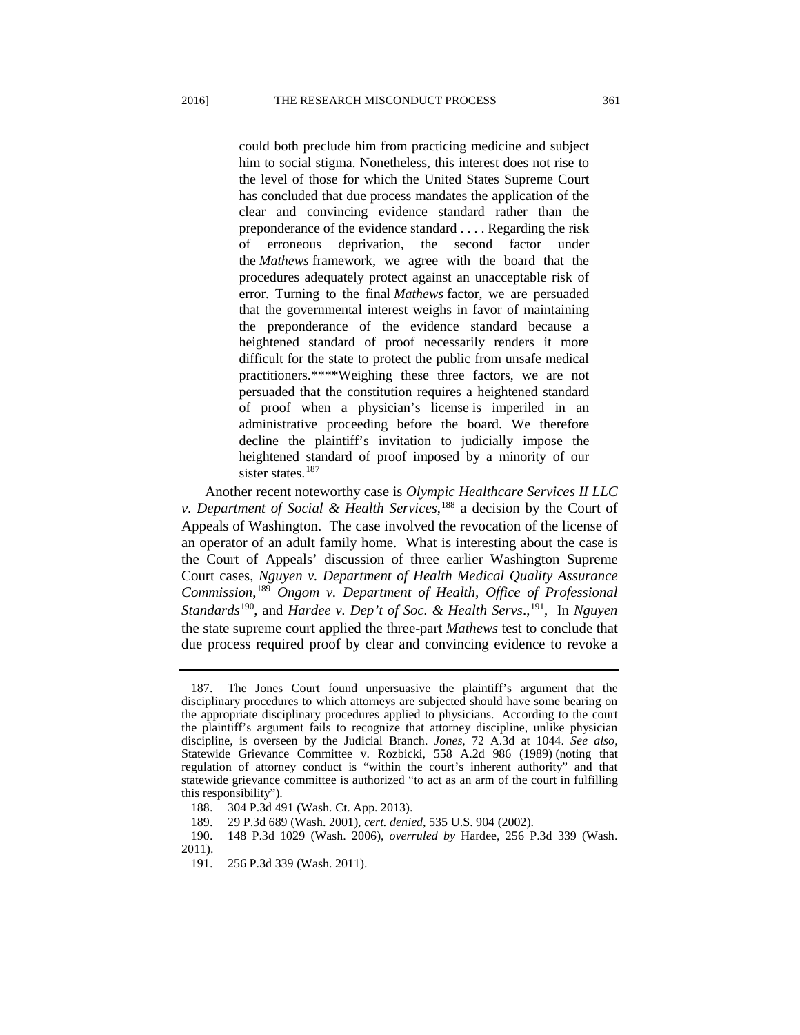> could both preclude him from practicing medicine and subject him to social stigma. Nonetheless, this interest does not rise to the level of those for which the United States Supreme Court has concluded that due process mandates the application of the clear and convincing evidence standard rather than the preponderance of the evidence standard . . . . Regarding the risk of erroneous deprivation, the second factor under the *Mathews* framework, we agree with the board that the procedures adequately protect against an unacceptable risk of error. Turning to the final *Mathews* factor, we are persuaded that the governmental interest weighs in favor of maintaining the preponderance of the evidence standard because a heightened standard of proof necessarily renders it more difficult for the state to protect the public from unsafe medical practitioners.****Weighing these three factors, we are not persuaded that the constitution requires a heightened standard of proof when a physician's license is imperiled in an administrative proceeding before the board. We therefore decline the plaintiff's invitation to judicially impose the heightened standard of proof imposed by a minority of our sister states.[187]

Another recent noteworthy case is *Olympic Healthcare Services II LLC v. Department of Social & Health Services*,[188] a decision by the Court of Appeals of Washington. The case involved the revocation of the license of an operator of an adult family home. What is interesting about the case is the Court of Appeals' discussion of three earlier Washington Supreme Court cases, *Nguyen v. Department of Health Medical Quality Assurance Commission*,[189] *Ongom v. Department of Health, Office of Professional Standards*[190], and *Hardee v. Dep't of Soc. & Health Servs*.,[191], In *Nguyen* the state supreme court applied the three-part *Mathews* test to conclude that due process required proof by clear and convincing evidence to revoke a

---

187. The Jones Court found unpersuasive the plaintiff's argument that the disciplinary procedures to which attorneys are subjected should have some bearing on the appropriate disciplinary procedures applied to physicians. According to the court the plaintiff's argument fails to recognize that attorney discipline, unlike physician discipline, is overseen by the Judicial Branch. *Jones*, 72 A.3d at 1044. *See also*, Statewide Grievance Committee v. Rozbicki, 558 A.2d 986 (1989) (noting that regulation of attorney conduct is "within the court's inherent authority" and that statewide grievance committee is authorized "to act as an arm of the court in fulfilling this responsibility").

188. 304 P.3d 491 (Wash. Ct. App. 2013).

189. 29 P.3d 689 (Wash. 2001), *cert. denied*, 535 U.S. 904 (2002).

190. 148 P.3d 1029 (Wash. 2006), *overruled by* Hardee, 256 P.3d 339 (Wash. 2011).

191. 256 P.3d 339 (Wash. 2011).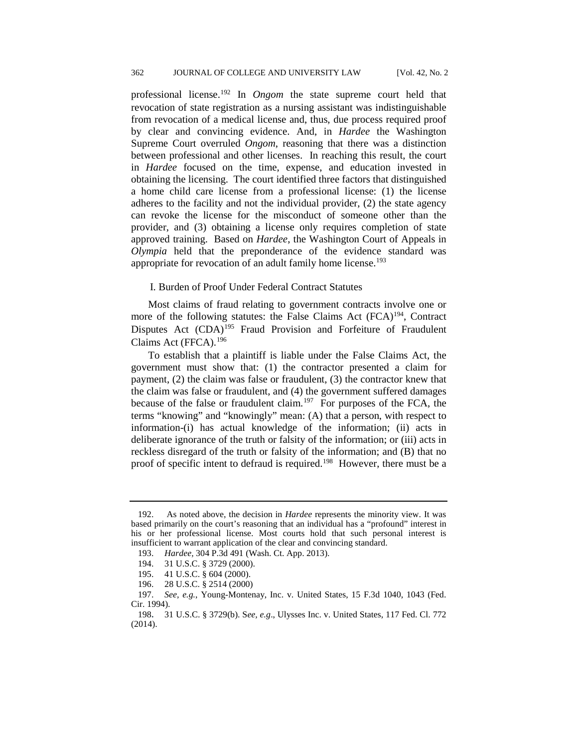professional license.[192] In *Ongom* the state supreme court held that revocation of state registration as a nursing assistant was indistinguishable from revocation of a medical license and, thus, due process required proof by clear and convincing evidence. And, in *Hardee* the Washington Supreme Court overruled *Ongom*, reasoning that there was a distinction between professional and other licenses. In reaching this result, the court in *Hardee* focused on the time, expense, and education invested in obtaining the licensing. The court identified three factors that distinguished a home child care license from a professional license: (1) the license adheres to the facility and not the individual provider, (2) the state agency can revoke the license for the misconduct of someone other than the provider, and (3) obtaining a license only requires completion of state approved training. Based on *Hardee*, the Washington Court of Appeals in *Olympia* held that the preponderance of the evidence standard was appropriate for revocation of an adult family home license.[193]

## I. Burden of Proof Under Federal Contract Statutes

Most claims of fraud relating to government contracts involve one or more of the following statutes: the False Claims Act (FCA)[194], Contract Disputes Act (CDA)[195] Fraud Provision and Forfeiture of Fraudulent Claims Act (FFCA).[196]

To establish that a plaintiff is liable under the False Claims Act, the government must show that: (1) the contractor presented a claim for payment, (2) the claim was false or fraudulent, (3) the contractor knew that the claim was false or fraudulent, and (4) the government suffered damages because of the false or fraudulent claim.[197] For purposes of the FCA, the terms "knowing" and "knowingly" mean: (A) that a person, with respect to information-(i) has actual knowledge of the information; (ii) acts in deliberate ignorance of the truth or falsity of the information; or (iii) acts in reckless disregard of the truth or falsity of the information; and (B) that no proof of specific intent to defraud is required.[198] However, there must be a

---

192. As noted above, the decision in *Hardee* represents the minority view. It was based primarily on the court's reasoning that an individual has a "profound" interest in his or her professional license. Most courts hold that such personal interest is insufficient to warrant application of the clear and convincing standard.

193. *Hardee*, 304 P.3d 491 (Wash. Ct. App. 2013).

194. 31 U.S.C. § 3729 (2000).

195. 41 U.S.C. § 604 (2000).

196. 28 U.S.C. § 2514 (2000)

197. *See, e.g.*, Young-Montenay, Inc. v. United States, 15 F.3d 1040, 1043 (Fed. Cir. 1994).

198. 31 U.S.C. § 3729(b). S*ee, e.g*., Ulysses Inc. v. United States, 117 Fed. Cl. 772 (2014).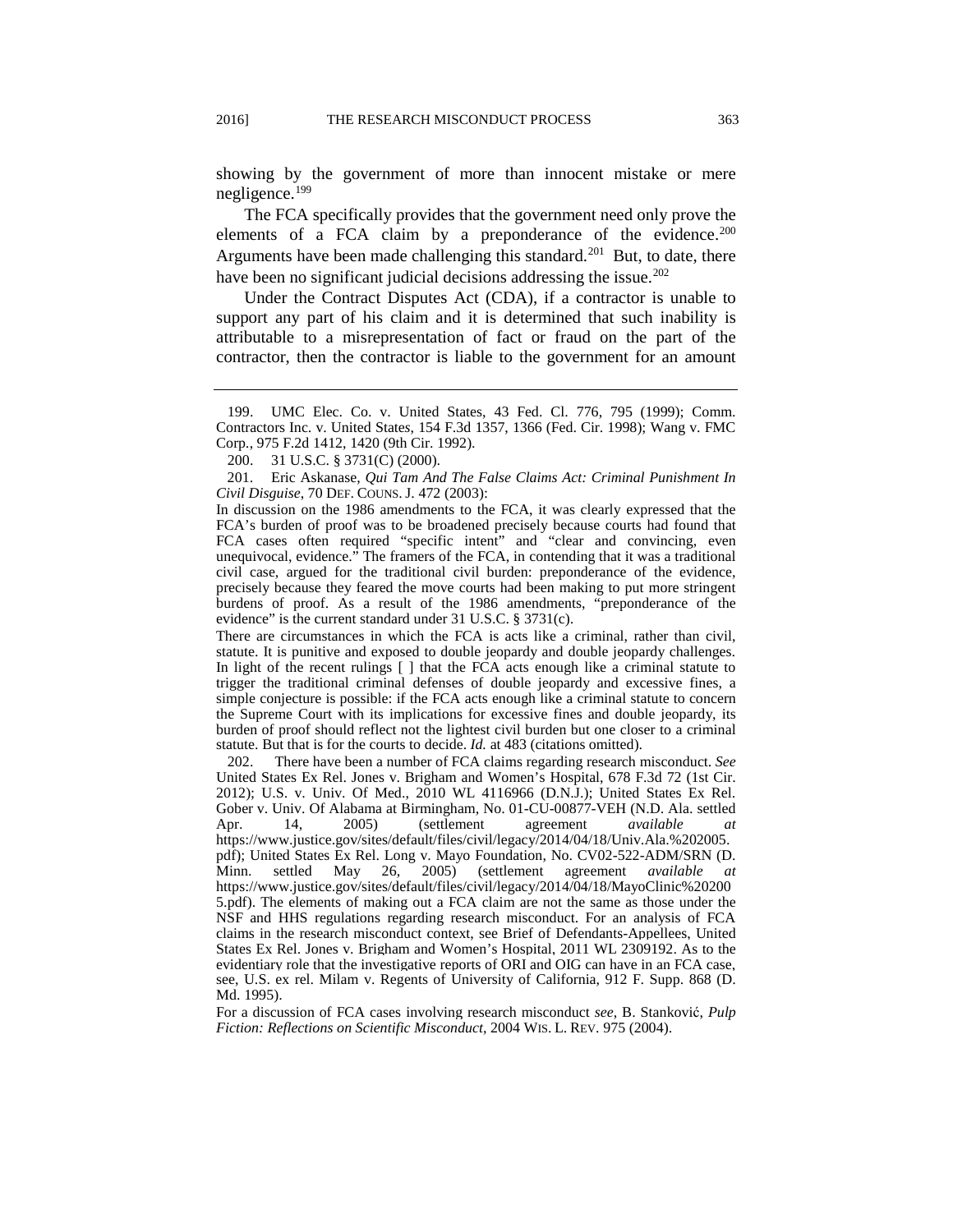showing by the government of more than innocent mistake or mere negligence.[199]

The FCA specifically provides that the government need only prove the elements of a FCA claim by a preponderance of the evidence.[200] Arguments have been made challenging this standard.[201] But, to date, there have been no significant judicial decisions addressing the issue.[202]

Under the Contract Disputes Act (CDA), if a contractor is unable to support any part of his claim and it is determined that such inability is attributable to a misrepresentation of fact or fraud on the part of the contractor, then the contractor is liable to the government for an amount

---

199. UMC Elec. Co. v. United States, 43 Fed. Cl. 776, 795 (1999); Comm. Contractors Inc. v. United States, 154 F.3d 1357, 1366 (Fed. Cir. 1998); Wang v. FMC Corp., 975 F.2d 1412, 1420 (9th Cir. 1992).

200. 31 U.S.C. § 3731(C) (2000).

201. Eric Askanase, *Qui Tam And The False Claims Act: Criminal Punishment In Civil Disguise*, 70 DEF. COUNS. J. 472 (2003):

In discussion on the 1986 amendments to the FCA, it was clearly expressed that the FCA's burden of proof was to be broadened precisely because courts had found that FCA cases often required "specific intent" and "clear and convincing, even unequivocal, evidence." The framers of the FCA, in contending that it was a traditional civil case, argued for the traditional civil burden: preponderance of the evidence, precisely because they feared the move courts had been making to put more stringent burdens of proof. As a result of the 1986 amendments, "preponderance of the evidence" is the current standard under 31 U.S.C. § 3731(c).

There are circumstances in which the FCA is acts like a criminal, rather than civil, statute. It is punitive and exposed to double jeopardy and double jeopardy challenges. In light of the recent rulings [ ] that the FCA acts enough like a criminal statute to trigger the traditional criminal defenses of double jeopardy and excessive fines, a simple conjecture is possible: if the FCA acts enough like a criminal statute to concern the Supreme Court with its implications for excessive fines and double jeopardy, its burden of proof should reflect not the lightest civil burden but one closer to a criminal statute. But that is for the courts to decide. *Id.* at 483 (citations omitted).

202. There have been a number of FCA claims regarding research misconduct. *See* United States Ex Rel. Jones v. Brigham and Women's Hospital, 678 F.3d 72 (1st Cir. 2012); U.S. v. Univ. Of Med., 2010 WL 4116966 (D.N.J.); United States Ex Rel. Gober v. Univ. Of Alabama at Birmingham, No. 01-CU-00877-VEH (N.D. Ala. settled Apr. 14, 2005) (settlement agreement *available at* https://www.justice.gov/sites/default/files/civil/legacy/2014/04/18/Univ.Ala.%202005.pdf); United States Ex Rel. Long v. Mayo Foundation, No. CV02-522-ADM/SRN (D. Minn. settled May 26, 2005) (settlement agreement *available at* https://www.justice.gov/sites/default/files/civil/legacy/2014/04/18/MayoClinic%202005.pdf). The elements of making out a FCA claim are not the same as those under the NSF and HHS regulations regarding research misconduct. For an analysis of FCA claims in the research misconduct context, see Brief of Defendants-Appellees, United States Ex Rel. Jones v. Brigham and Women's Hospital, 2011 WL 2309192. As to the evidentiary role that the investigative reports of ORI and OIG can have in an FCA case, see, U.S. ex rel. Milam v. Regents of University of California, 912 F. Supp. 868 (D. Md. 1995).

For a discussion of FCA cases involving research misconduct *see*, B. Stanković, *Pulp Fiction: Reflections on Scientific Misconduct*, 2004 WIS. L. REV. 975 (2004).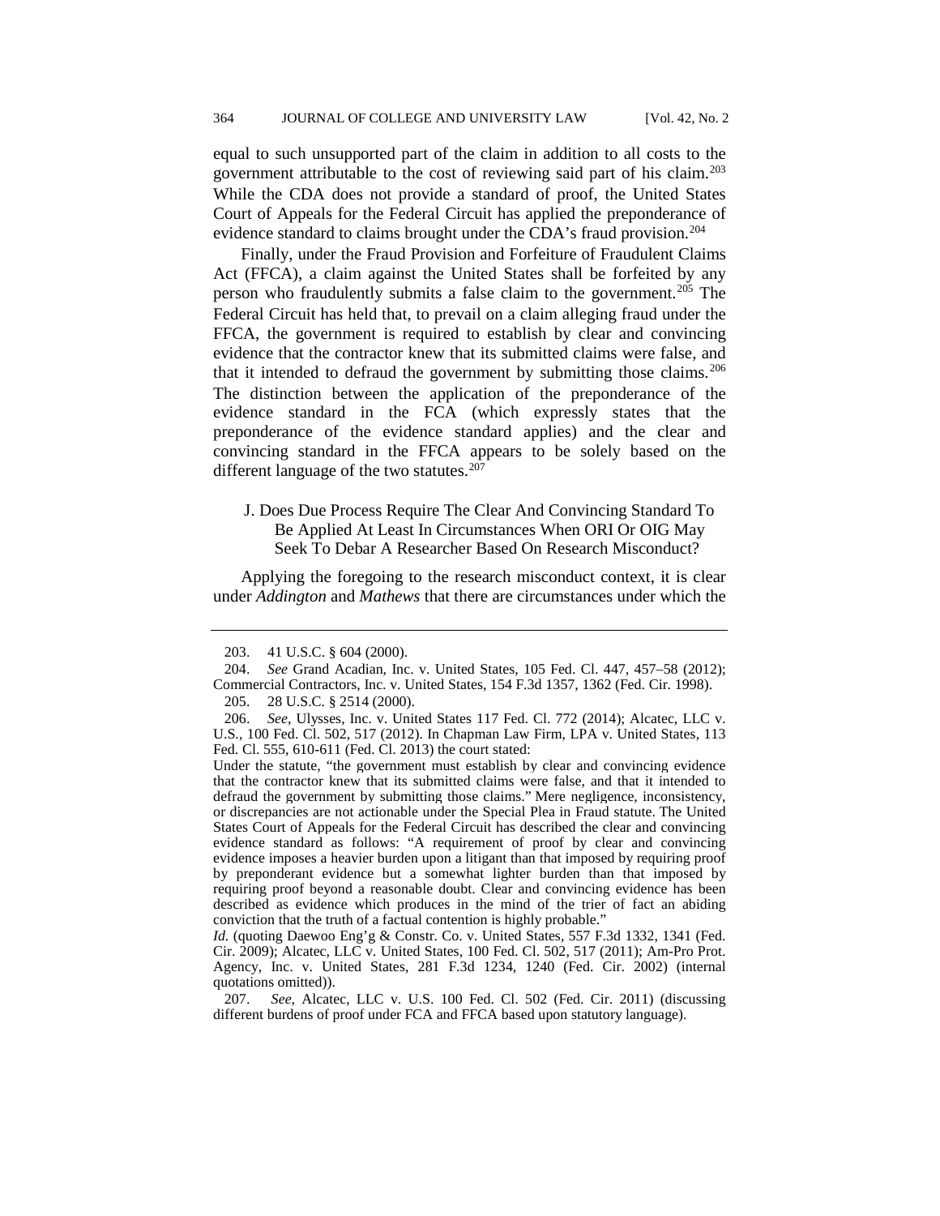equal to such unsupported part of the claim in addition to all costs to the government attributable to the cost of reviewing said part of his claim.[203] While the CDA does not provide a standard of proof, the United States Court of Appeals for the Federal Circuit has applied the preponderance of evidence standard to claims brought under the CDA's fraud provision.[204]

Finally, under the Fraud Provision and Forfeiture of Fraudulent Claims Act (FFCA), a claim against the United States shall be forfeited by any person who fraudulently submits a false claim to the government.[205] The Federal Circuit has held that, to prevail on a claim alleging fraud under the FFCA, the government is required to establish by clear and convincing evidence that the contractor knew that its submitted claims were false, and that it intended to defraud the government by submitting those claims.[206] The distinction between the application of the preponderance of the evidence standard in the FCA (which expressly states that the preponderance of the evidence standard applies) and the clear and convincing standard in the FFCA appears to be solely based on the different language of the two statutes.[207]

### J. Does Due Process Require The Clear And Convincing Standard To Be Applied At Least In Circumstances When ORI Or OIG May Seek To Debar A Researcher Based On Research Misconduct?

Applying the foregoing to the research misconduct context, it is clear under *Addington* and *Mathews* that there are circumstances under which the

---

203. 41 U.S.C. § 604 (2000).

204. *See* Grand Acadian, Inc. v. United States, 105 Fed. Cl. 447, 457–58 (2012); Commercial Contractors, Inc. v. United States, 154 F.3d 1357, 1362 (Fed. Cir. 1998).

205. 28 U.S.C. § 2514 (2000).

206. *See*, Ulysses, Inc. v. United States 117 Fed. Cl. 772 (2014); Alcatec, LLC v. U.S., 100 Fed. Cl. 502, 517 (2012). In Chapman Law Firm, LPA v. United States, 113 Fed. Cl. 555, 610-611 (Fed. Cl. 2013) the court stated:

Under the statute, "the government must establish by clear and convincing evidence that the contractor knew that its submitted claims were false, and that it intended to defraud the government by submitting those claims." Mere negligence, inconsistency, or discrepancies are not actionable under the Special Plea in Fraud statute. The United States Court of Appeals for the Federal Circuit has described the clear and convincing evidence standard as follows: "A requirement of proof by clear and convincing evidence imposes a heavier burden upon a litigant than that imposed by requiring proof by preponderant evidence but a somewhat lighter burden than that imposed by requiring proof beyond a reasonable doubt. Clear and convincing evidence has been described as evidence which produces in the mind of the trier of fact an abiding conviction that the truth of a factual contention is highly probable."

*Id.* (quoting Daewoo Eng'g & Constr. Co. v. United States, 557 F.3d 1332, 1341 (Fed. Cir. 2009); Alcatec, LLC v. United States, 100 Fed. Cl. 502, 517 (2011); Am-Pro Prot. Agency, Inc. v. United States, 281 F.3d 1234, 1240 (Fed. Cir. 2002) (internal quotations omitted)).

207. *See*, Alcatec, LLC v. U.S. 100 Fed. Cl. 502 (Fed. Cir. 2011) (discussing different burdens of proof under FCA and FFCA based upon statutory language).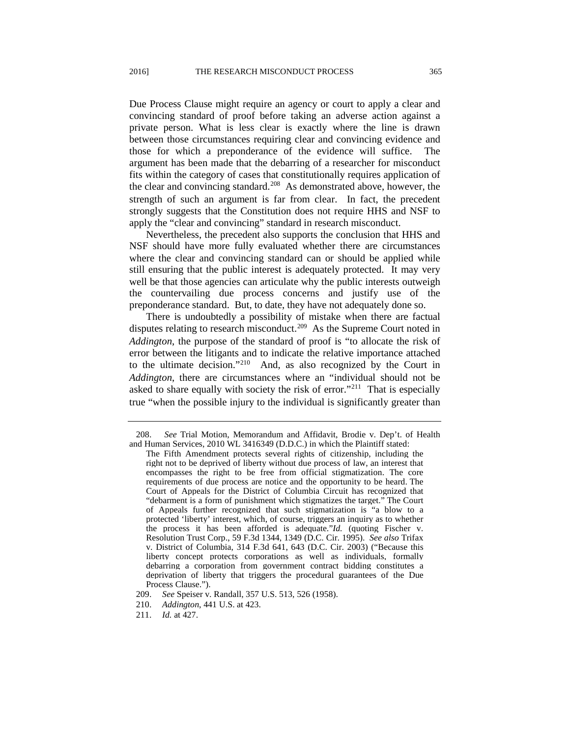Due Process Clause might require an agency or court to apply a clear and convincing standard of proof before taking an adverse action against a private person. What is less clear is exactly where the line is drawn between those circumstances requiring clear and convincing evidence and those for which a preponderance of the evidence will suffice. The argument has been made that the debarring of a researcher for misconduct fits within the category of cases that constitutionally requires application of the clear and convincing standard.[208] As demonstrated above, however, the strength of such an argument is far from clear. In fact, the precedent strongly suggests that the Constitution does not require HHS and NSF to apply the "clear and convincing" standard in research misconduct.

Nevertheless, the precedent also supports the conclusion that HHS and NSF should have more fully evaluated whether there are circumstances where the clear and convincing standard can or should be applied while still ensuring that the public interest is adequately protected. It may very well be that those agencies can articulate why the public interests outweigh the countervailing due process concerns and justify use of the preponderance standard. But, to date, they have not adequately done so.

There is undoubtedly a possibility of mistake when there are factual disputes relating to research misconduct.[209] As the Supreme Court noted in *Addington*, the purpose of the standard of proof is "to allocate the risk of error between the litigants and to indicate the relative importance attached to the ultimate decision."[210] And, as also recognized by the Court in *Addington*, there are circumstances where an "individual should not be asked to share equally with society the risk of error."[211] That is especially true "when the possible injury to the individual is significantly greater than

---

208. *See* Trial Motion, Memorandum and Affidavit, Brodie v. Dep't. of Health and Human Services, 2010 WL 3416349 (D.D.C.) in which the Plaintiff stated:

> The Fifth Amendment protects several rights of citizenship, including the right not to be deprived of liberty without due process of law, an interest that encompasses the right to be free from official stigmatization. The core requirements of due process are notice and the opportunity to be heard. The Court of Appeals for the District of Columbia Circuit has recognized that "debarment is a form of punishment which stigmatizes the target." The Court of Appeals further recognized that such stigmatization is "a blow to a protected 'liberty' interest, which, of course, triggers an inquiry as to whether the process it has been afforded is adequate."*Id.* (quoting Fischer v. Resolution Trust Corp., 59 F.3d 1344, 1349 (D.C. Cir. 1995). *See also* Trifax v. District of Columbia, 314 F.3d 641, 643 (D.C. Cir. 2003) ("Because this liberty concept protects corporations as well as individuals, formally debarring a corporation from government contract bidding constitutes a deprivation of liberty that triggers the procedural guarantees of the Due Process Clause.").

209. *See* Speiser v. Randall, 357 U.S. 513, 526 (1958).

210. *Addington*, 441 U.S. at 423.

211. *Id.* at 427.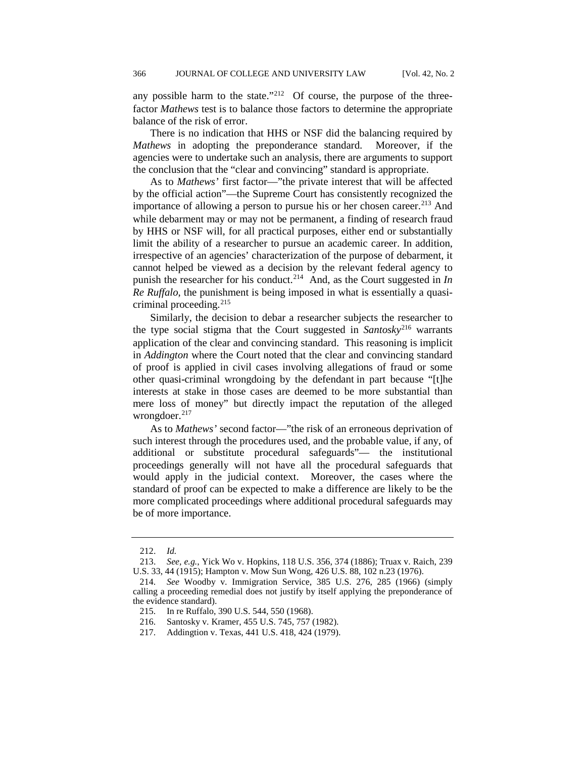any possible harm to the state."[212] Of course, the purpose of the three-factor *Mathews* test is to balance those factors to determine the appropriate balance of the risk of error.

There is no indication that HHS or NSF did the balancing required by *Mathews* in adopting the preponderance standard. Moreover, if the agencies were to undertake such an analysis, there are arguments to support the conclusion that the "clear and convincing" standard is appropriate.

As to *Mathews'* first factor—"the private interest that will be affected by the official action"—the Supreme Court has consistently recognized the importance of allowing a person to pursue his or her chosen career.[213] And while debarment may or may not be permanent, a finding of research fraud by HHS or NSF will, for all practical purposes, either end or substantially limit the ability of a researcher to pursue an academic career. In addition, irrespective of an agencies' characterization of the purpose of debarment, it cannot helped be viewed as a decision by the relevant federal agency to punish the researcher for his conduct.[214] And, as the Court suggested in *In Re Ruffalo*, the punishment is being imposed in what is essentially a quasi-criminal proceeding.[215]

Similarly, the decision to debar a researcher subjects the researcher to the type social stigma that the Court suggested in *Santosky*[216] warrants application of the clear and convincing standard. This reasoning is implicit in *Addington* where the Court noted that the clear and convincing standard of proof is applied in civil cases involving allegations of fraud or some other quasi-criminal wrongdoing by the defendant in part because "[t]he interests at stake in those cases are deemed to be more substantial than mere loss of money" but directly impact the reputation of the alleged wrongdoer.[217]

As to *Mathews'* second factor—"the risk of an erroneous deprivation of such interest through the procedures used, and the probable value, if any, of additional or substitute procedural safeguards"— the institutional proceedings generally will not have all the procedural safeguards that would apply in the judicial context. Moreover, the cases where the standard of proof can be expected to make a difference are likely to be the more complicated proceedings where additional procedural safeguards may be of more importance.

---

212. *Id.*

213. *See, e.g.*, Yick Wo v. Hopkins, 118 U.S. 356, 374 (1886); Truax v. Raich, 239 U.S. 33, 44 (1915); Hampton v. Mow Sun Wong, 426 U.S. 88, 102 n.23 (1976).

214. *See* Woodby v. Immigration Service, 385 U.S. 276, 285 (1966) (simply calling a proceeding remedial does not justify by itself applying the preponderance of the evidence standard).

215. In re Ruffalo, 390 U.S. 544, 550 (1968).

216. Santosky v. Kramer, 455 U.S. 745, 757 (1982).

217. Addingtion v. Texas, 441 U.S. 418, 424 (1979).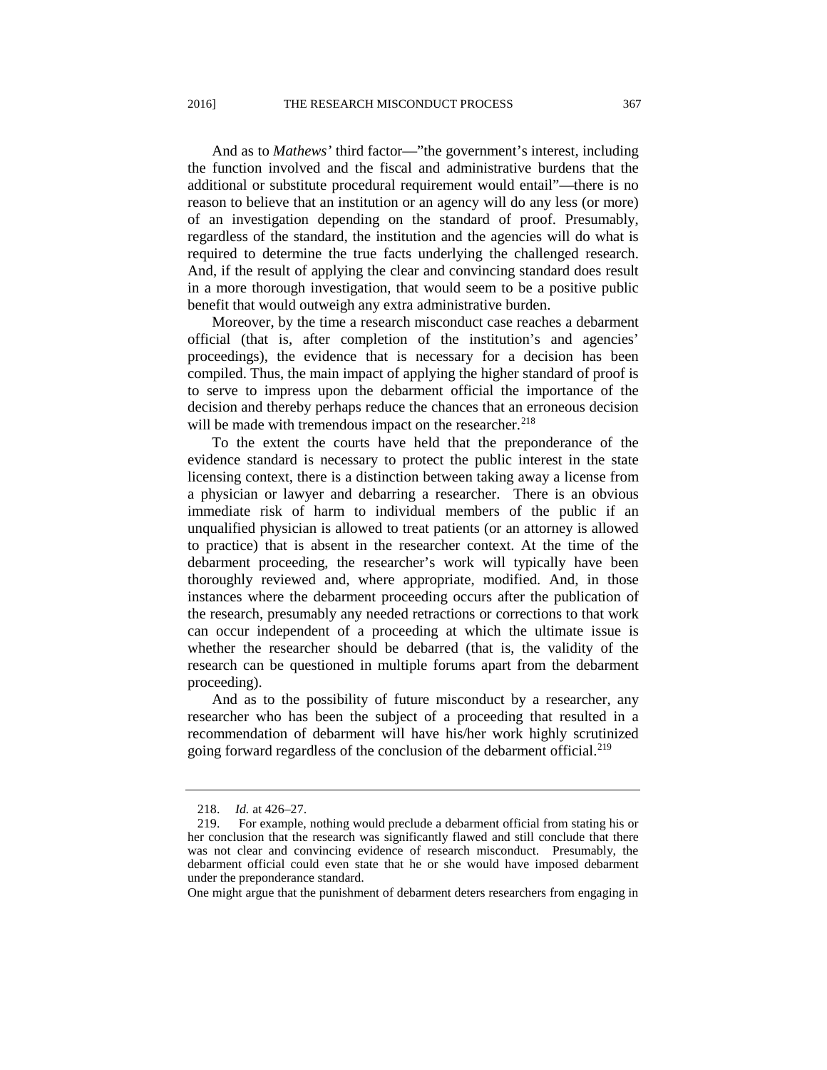And as to *Mathews'* third factor—"the government's interest, including the function involved and the fiscal and administrative burdens that the additional or substitute procedural requirement would entail"—there is no reason to believe that an institution or an agency will do any less (or more) of an investigation depending on the standard of proof. Presumably, regardless of the standard, the institution and the agencies will do what is required to determine the true facts underlying the challenged research. And, if the result of applying the clear and convincing standard does result in a more thorough investigation, that would seem to be a positive public benefit that would outweigh any extra administrative burden.

Moreover, by the time a research misconduct case reaches a debarment official (that is, after completion of the institution's and agencies' proceedings), the evidence that is necessary for a decision has been compiled. Thus, the main impact of applying the higher standard of proof is to serve to impress upon the debarment official the importance of the decision and thereby perhaps reduce the chances that an erroneous decision will be made with tremendous impact on the researcher.[218]

To the extent the courts have held that the preponderance of the evidence standard is necessary to protect the public interest in the state licensing context, there is a distinction between taking away a license from a physician or lawyer and debarring a researcher. There is an obvious immediate risk of harm to individual members of the public if an unqualified physician is allowed to treat patients (or an attorney is allowed to practice) that is absent in the researcher context. At the time of the debarment proceeding, the researcher's work will typically have been thoroughly reviewed and, where appropriate, modified. And, in those instances where the debarment proceeding occurs after the publication of the research, presumably any needed retractions or corrections to that work can occur independent of a proceeding at which the ultimate issue is whether the researcher should be debarred (that is, the validity of the research can be questioned in multiple forums apart from the debarment proceeding).

And as to the possibility of future misconduct by a researcher, any researcher who has been the subject of a proceeding that resulted in a recommendation of debarment will have his/her work highly scrutinized going forward regardless of the conclusion of the debarment official.[219]

---

218. *Id.* at 426–27.

219. For example, nothing would preclude a debarment official from stating his or her conclusion that the research was significantly flawed and still conclude that there was not clear and convincing evidence of research misconduct. Presumably, the debarment official could even state that he or she would have imposed debarment under the preponderance standard.

One might argue that the punishment of debarment deters researchers from engaging in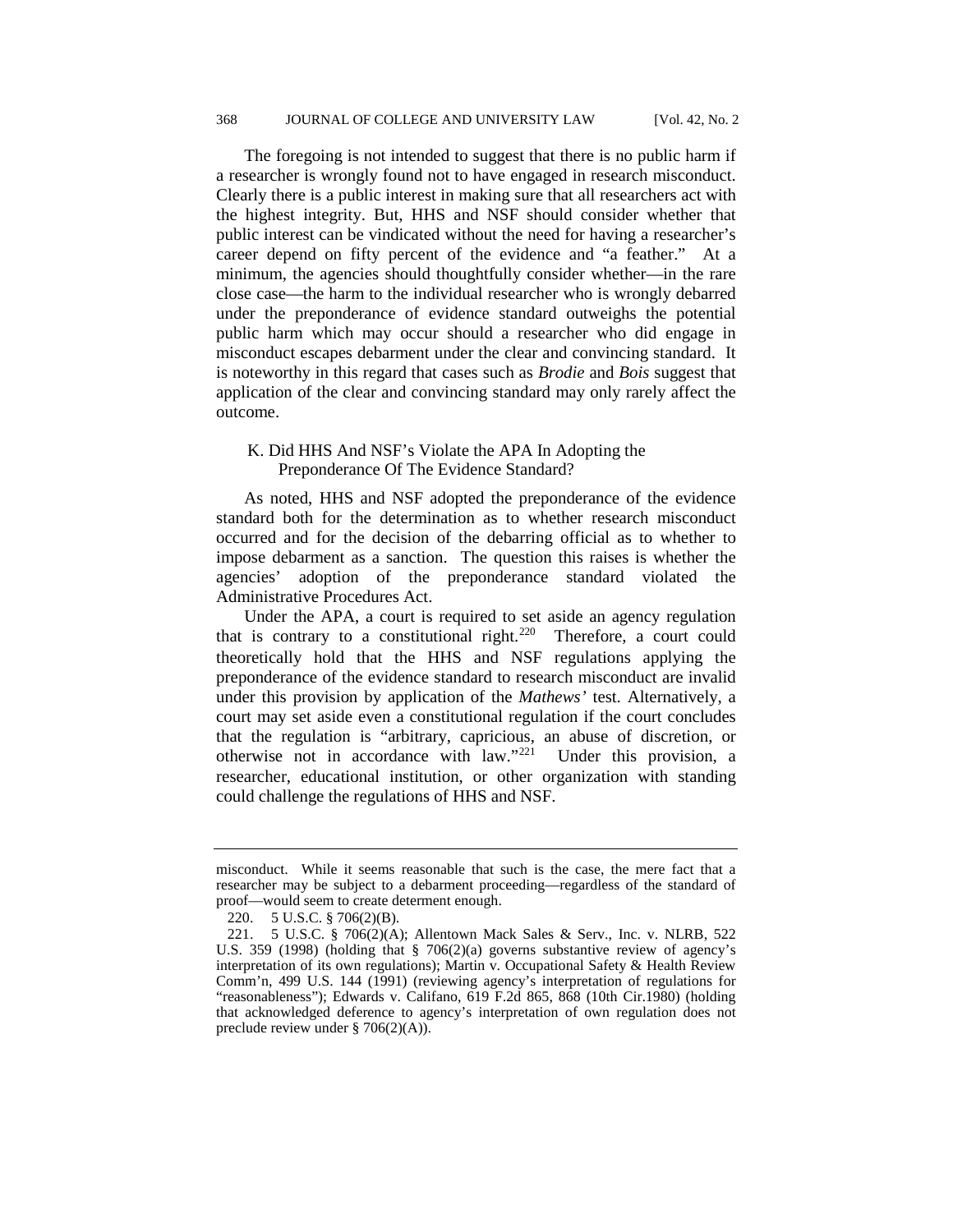The foregoing is not intended to suggest that there is no public harm if a researcher is wrongly found not to have engaged in research misconduct. Clearly there is a public interest in making sure that all researchers act with the highest integrity. But, HHS and NSF should consider whether that public interest can be vindicated without the need for having a researcher's career depend on fifty percent of the evidence and "a feather." At a minimum, the agencies should thoughtfully consider whether—in the rare close case—the harm to the individual researcher who is wrongly debarred under the preponderance of evidence standard outweighs the potential public harm which may occur should a researcher who did engage in misconduct escapes debarment under the clear and convincing standard. It is noteworthy in this regard that cases such as *Brodie* and *Bois* suggest that application of the clear and convincing standard may only rarely affect the outcome.

### K. Did HHS And NSF's Violate the APA In Adopting the Preponderance Of The Evidence Standard?

As noted, HHS and NSF adopted the preponderance of the evidence standard both for the determination as to whether research misconduct occurred and for the decision of the debarring official as to whether to impose debarment as a sanction. The question this raises is whether the agencies' adoption of the preponderance standard violated the Administrative Procedures Act.

Under the APA, a court is required to set aside an agency regulation that is contrary to a constitutional right.[220] Therefore, a court could theoretically hold that the HHS and NSF regulations applying the preponderance of the evidence standard to research misconduct are invalid under this provision by application of the *Mathews'* test. Alternatively, a court may set aside even a constitutional regulation if the court concludes that the regulation is "arbitrary, capricious, an abuse of discretion, or otherwise not in accordance with law."[221] Under this provision, a researcher, educational institution, or other organization with standing could challenge the regulations of HHS and NSF.

---

misconduct. While it seems reasonable that such is the case, the mere fact that a researcher may be subject to a debarment proceeding—regardless of the standard of proof—would seem to create determent enough.

220. 5 U.S.C. § 706(2)(B).

221. 5 U.S.C. § 706(2)(A); Allentown Mack Sales & Serv., Inc. v. NLRB, 522 U.S. 359 (1998) (holding that § 706(2)(a) governs substantive review of agency's interpretation of its own regulations); Martin v. Occupational Safety & Health Review Comm'n, 499 U.S. 144 (1991) (reviewing agency's interpretation of regulations for "reasonableness"); Edwards v. Califano, 619 F.2d 865, 868 (10th Cir.1980) (holding that acknowledged deference to agency's interpretation of own regulation does not preclude review under § 706(2)(A)).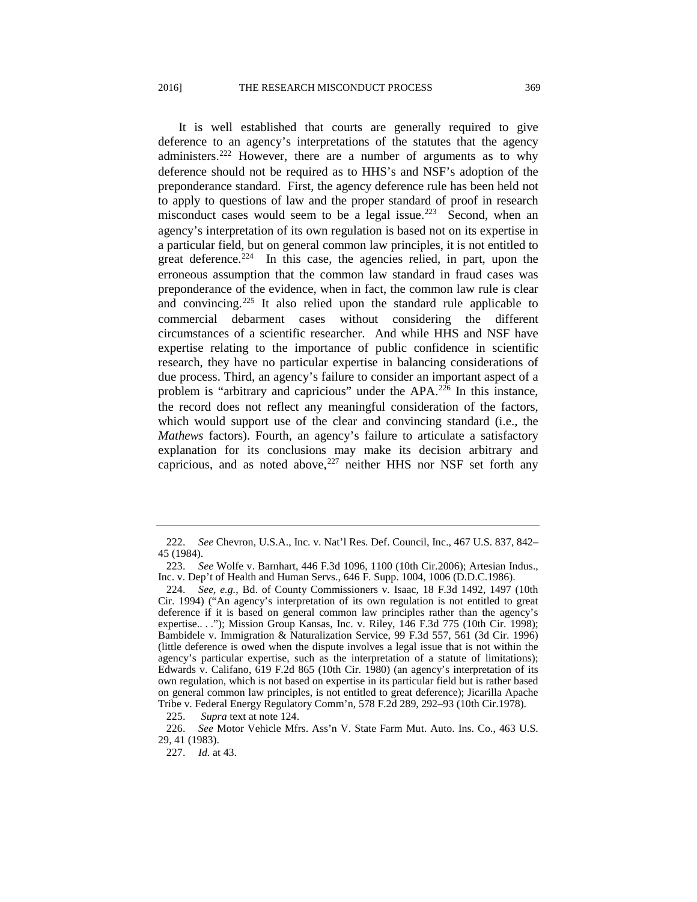It is well established that courts are generally required to give deference to an agency's interpretations of the statutes that the agency administers.[222] However, there are a number of arguments as to why deference should not be required as to HHS's and NSF's adoption of the preponderance standard. First, the agency deference rule has been held not to apply to questions of law and the proper standard of proof in research misconduct cases would seem to be a legal issue.[223] Second, when an agency's interpretation of its own regulation is based not on its expertise in a particular field, but on general common law principles, it is not entitled to great deference.[224] In this case, the agencies relied, in part, upon the erroneous assumption that the common law standard in fraud cases was preponderance of the evidence, when in fact, the common law rule is clear and convincing.[225] It also relied upon the standard rule applicable to commercial debarment cases without considering the different circumstances of a scientific researcher. And while HHS and NSF have expertise relating to the importance of public confidence in scientific research, they have no particular expertise in balancing considerations of due process. Third, an agency's failure to consider an important aspect of a problem is "arbitrary and capricious" under the APA.[226] In this instance, the record does not reflect any meaningful consideration of the factors, which would support use of the clear and convincing standard (i.e., the *Mathews* factors). Fourth, an agency's failure to articulate a satisfactory explanation for its conclusions may make its decision arbitrary and capricious, and as noted above,[227] neither HHS nor NSF set forth any

---

222. *See* Chevron, U.S.A., Inc. v. Nat'l Res. Def. Council, Inc., 467 U.S. 837, 842–45 (1984).

223. *See* Wolfe v. Barnhart, 446 F.3d 1096, 1100 (10th Cir.2006); Artesian Indus., Inc. v. Dep't of Health and Human Servs., 646 F. Supp. 1004, 1006 (D.D.C.1986).

224. *See, e.g.*, Bd. of County Commissioners v. Isaac, 18 F.3d 1492, 1497 (10th Cir. 1994) ("An agency's interpretation of its own regulation is not entitled to great deference if it is based on general common law principles rather than the agency's expertise.. . ."); Mission Group Kansas, Inc. v. Riley, 146 F.3d 775 (10th Cir. 1998); Bambidele v. Immigration & Naturalization Service, 99 F.3d 557, 561 (3d Cir. 1996) (little deference is owed when the dispute involves a legal issue that is not within the agency's particular expertise, such as the interpretation of a statute of limitations); Edwards v. Califano, 619 F.2d 865 (10th Cir. 1980) (an agency's interpretation of its own regulation, which is not based on expertise in its particular field but is rather based on general common law principles, is not entitled to great deference); Jicarilla Apache Tribe v. Federal Energy Regulatory Comm'n, 578 F.2d 289, 292–93 (10th Cir.1978).

225. *Supra* text at note 124.

226. *See* Motor Vehicle Mfrs. Ass'n V. State Farm Mut. Auto. Ins. Co., 463 U.S. 29, 41 (1983).

227. *Id.* at 43.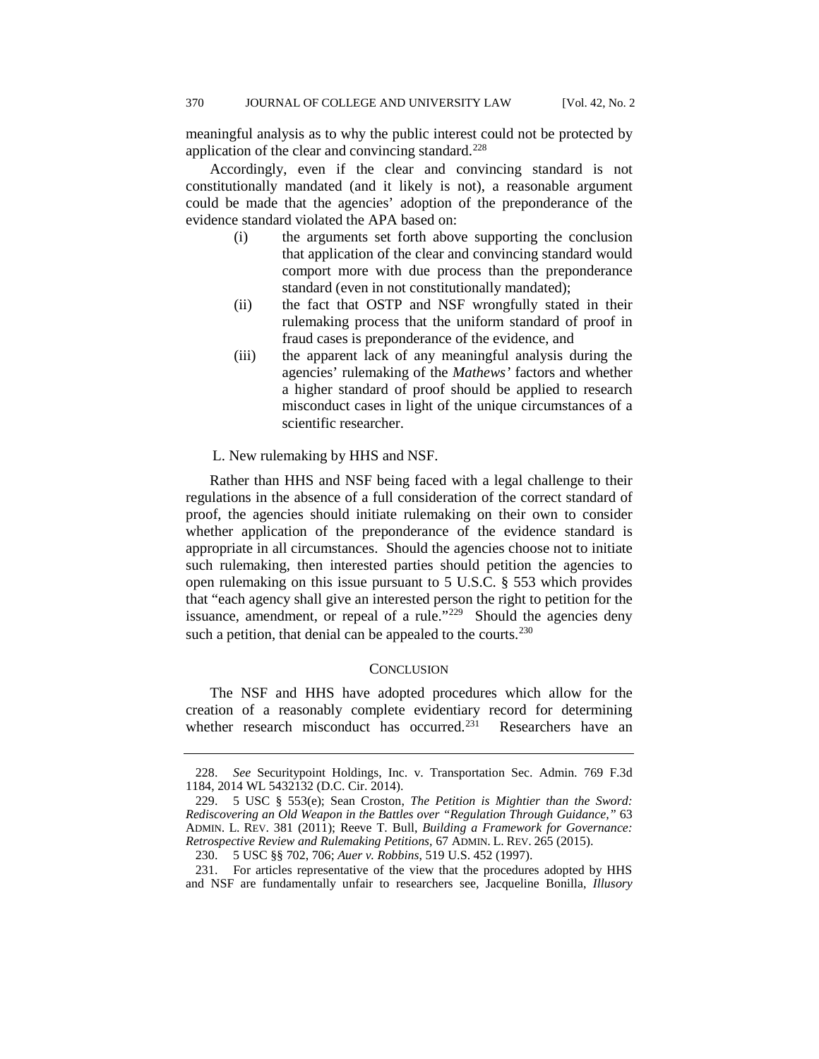meaningful analysis as to why the public interest could not be protected by application of the clear and convincing standard.[228]

Accordingly, even if the clear and convincing standard is not constitutionally mandated (and it likely is not), a reasonable argument could be made that the agencies' adoption of the preponderance of the evidence standard violated the APA based on:

(i) the arguments set forth above supporting the conclusion that application of the clear and convincing standard would comport more with due process than the preponderance standard (even in not constitutionally mandated);

(ii) the fact that OSTP and NSF wrongfully stated in their rulemaking process that the uniform standard of proof in fraud cases is preponderance of the evidence, and

(iii) the apparent lack of any meaningful analysis during the agencies' rulemaking of the *Mathews'* factors and whether a higher standard of proof should be applied to research misconduct cases in light of the unique circumstances of a scientific researcher.

L. New rulemaking by HHS and NSF.

Rather than HHS and NSF being faced with a legal challenge to their regulations in the absence of a full consideration of the correct standard of proof, the agencies should initiate rulemaking on their own to consider whether application of the preponderance of the evidence standard is appropriate in all circumstances. Should the agencies choose not to initiate such rulemaking, then interested parties should petition the agencies to open rulemaking on this issue pursuant to 5 U.S.C. § 553 which provides that "each agency shall give an interested person the right to petition for the issuance, amendment, or repeal of a rule."[229] Should the agencies deny such a petition, that denial can be appealed to the courts.[230]

## CONCLUSION

The NSF and HHS have adopted procedures which allow for the creation of a reasonably complete evidentiary record for determining whether research misconduct has occurred.[231] Researchers have an

---

228. *See* Securitypoint Holdings, Inc. v. Transportation Sec. Admin. 769 F.3d 1184, 2014 WL 5432132 (D.C. Cir. 2014).

229. 5 USC § 553(e); Sean Croston, *The Petition is Mightier than the Sword: Rediscovering an Old Weapon in the Battles over "Regulation Through Guidance,"* 63 ADMIN. L. REV. 381 (2011); Reeve T. Bull, *Building a Framework for Governance: Retrospective Review and Rulemaking Petitions*, 67 ADMIN. L. REV. 265 (2015).

230. 5 USC §§ 702, 706; *Auer v. Robbins*, 519 U.S. 452 (1997).

231. For articles representative of the view that the procedures adopted by HHS and NSF are fundamentally unfair to researchers see, Jacqueline Bonilla, *Illusory*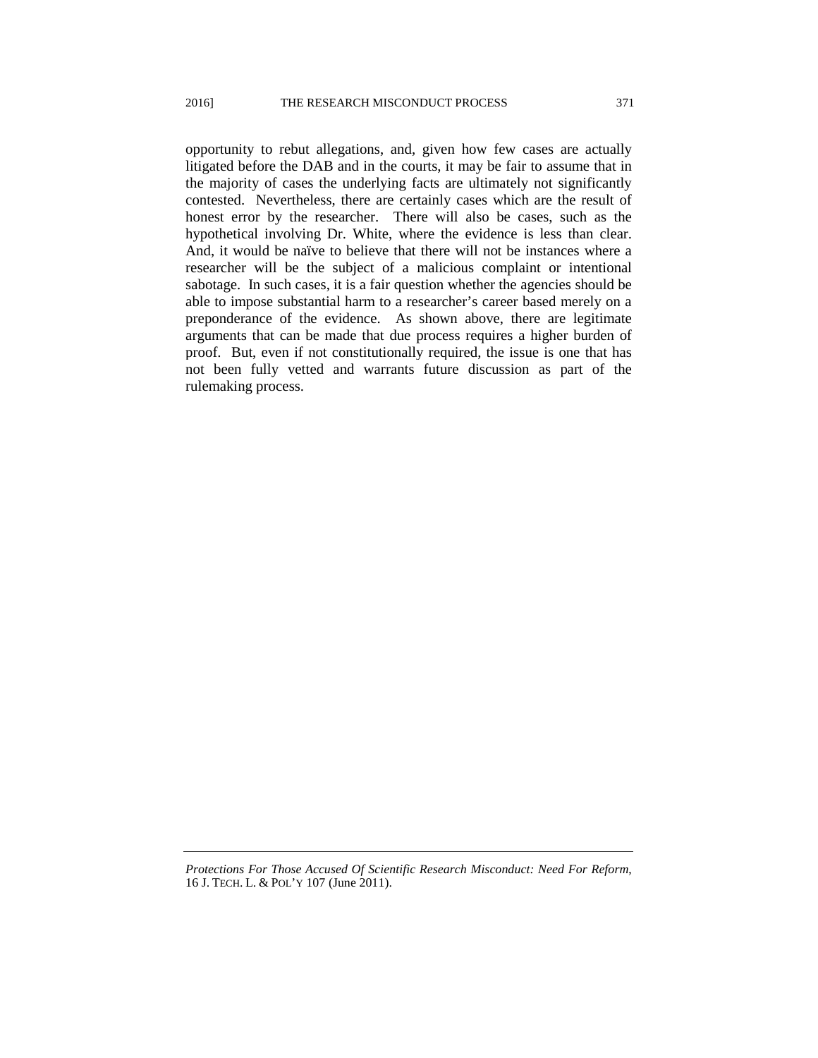opportunity to rebut allegations, and, given how few cases are actually litigated before the DAB and in the courts, it may be fair to assume that in the majority of cases the underlying facts are ultimately not significantly contested. Nevertheless, there are certainly cases which are the result of honest error by the researcher. There will also be cases, such as the hypothetical involving Dr. White, where the evidence is less than clear. And, it would be naïve to believe that there will not be instances where a researcher will be the subject of a malicious complaint or intentional sabotage. In such cases, it is a fair question whether the agencies should be able to impose substantial harm to a researcher's career based merely on a preponderance of the evidence. As shown above, there are legitimate arguments that can be made that due process requires a higher burden of proof. But, even if not constitutionally required, the issue is one that has not been fully vetted and warrants future discussion as part of the rulemaking process.

---

*Protections For Those Accused Of Scientific Research Misconduct: Need For Reform*, 16 J. TECH. L. & POL'Y 107 (June 2011).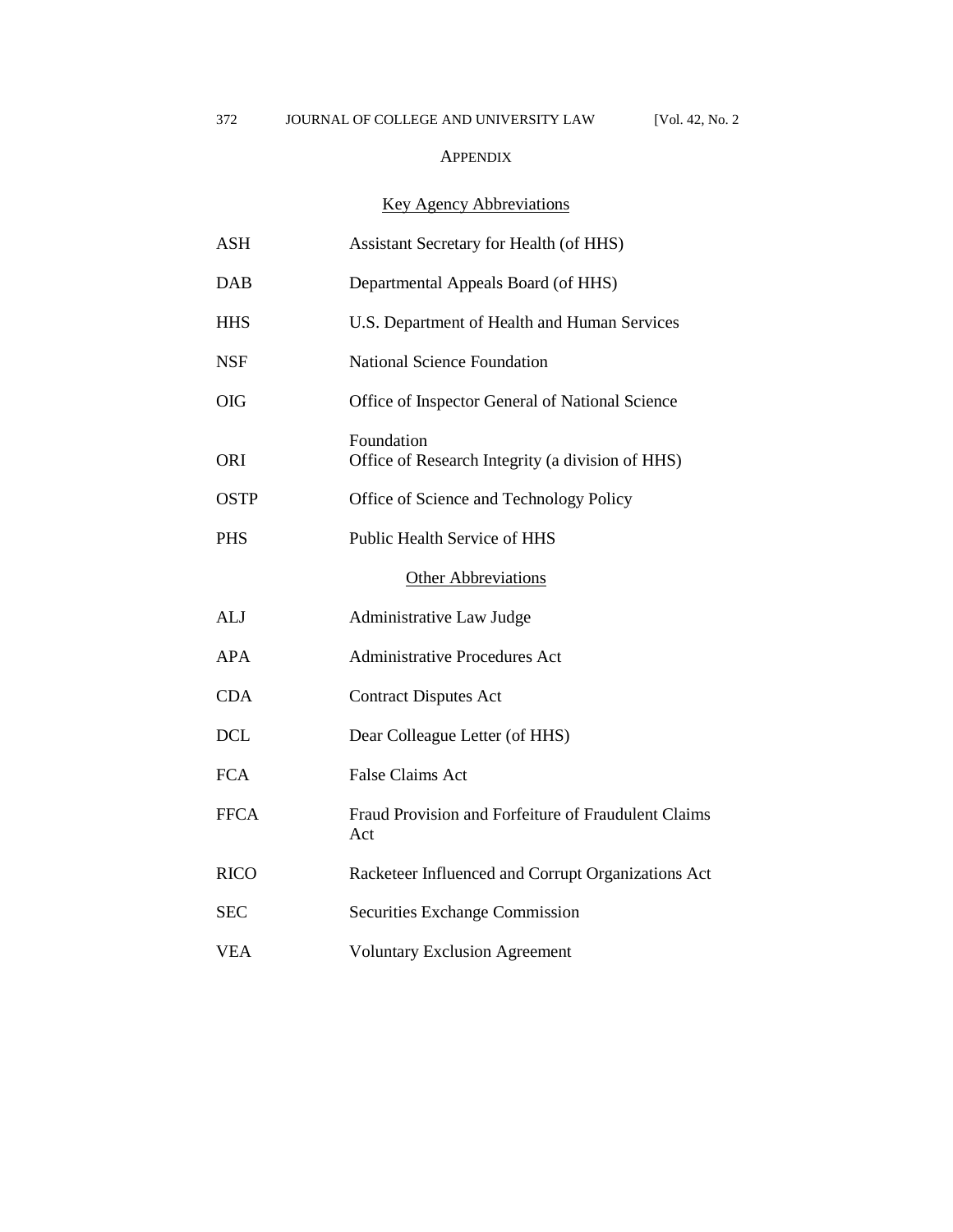## APPENDIX

### Key Agency Abbreviations

| | |
|---|---|
| ASH | Assistant Secretary for Health (of HHS) |
| DAB | Departmental Appeals Board (of HHS) |
| HHS | U.S. Department of Health and Human Services |
| NSF | National Science Foundation |
| OIG | Office of Inspector General of National Science Foundation |
| ORI | Office of Research Integrity (a division of HHS) |
| OSTP | Office of Science and Technology Policy |
| PHS | Public Health Service of HHS |

### Other Abbreviations

| | |
|---|---|
| ALJ | Administrative Law Judge |
| APA | Administrative Procedures Act |
| CDA | Contract Disputes Act |
| DCL | Dear Colleague Letter (of HHS) |
| FCA | False Claims Act |
| FFCA | Fraud Provision and Forfeiture of Fraudulent Claims Act |
| RICO | Racketeer Influenced and Corrupt Organizations Act |
| SEC | Securities Exchange Commission |
| VEA | Voluntary Exclusion Agreement |